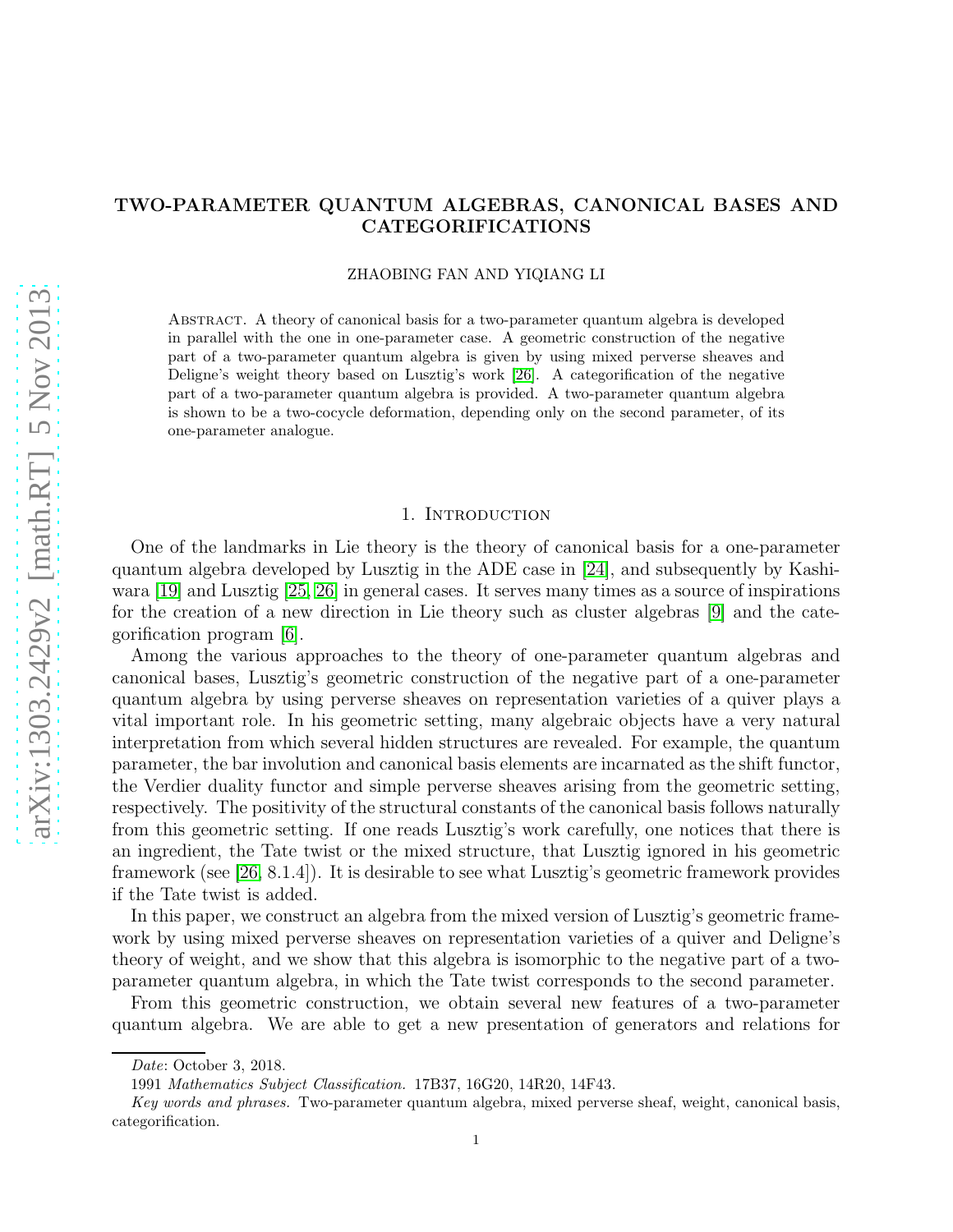# TWO-PARAMETER QUANTUM ALGEBRAS, CANONICAL BASES AND CATEGORIFICATIONS

ZHAOBING FAN AND YIQIANG LI

Abstract. A theory of canonical basis for a two-parameter quantum algebra is developed in parallel with the one in one-parameter case. A geometric construction of the negative part of a two-parameter quantum algebra is given by using mixed perverse sheaves and Deligne's weight theory based on Lusztig's work [26]. A categorification of the negative part of a two-parameter quantum algebra is provided. A two-parameter quantum algebra is shown to be a two-cocycle deformation, depending only on the second parameter, of its one-parameter analogue.

## 1. Introduction

One of the landmarks in Lie theory is the theory of canonical basis for a one-parameter quantum algebra developed by Lusztig in the ADE case in [24], and subsequently by Kashiwara [19] and Lusztig [25, 26] in general cases. It serves many times as a source of inspirations for the creation of a new direction in Lie theory such as cluster algebras [9] and the categorification program [6].

Among the various approaches to the theory of one-parameter quantum algebras and canonical bases, Lusztig's geometric construction of the negative part of a one-parameter quantum algebra by using perverse sheaves on representation varieties of a quiver plays a vital important role. In his geometric setting, many algebraic objects have a very natural interpretation from which several hidden structures are revealed. For example, the quantum parameter, the bar involution and canonical basis elements are incarnated as the shift functor, the Verdier duality functor and simple perverse sheaves arising from the geometric setting, respectively. The positivity of the structural constants of the canonical basis follows naturally from this geometric setting. If one reads Lusztig's work carefully, one notices that there is an ingredient, the Tate twist or the mixed structure, that Lusztig ignored in his geometric framework (see [26, 8.1.4]). It is desirable to see what Lusztig's geometric framework provides if the Tate twist is added.

In this paper, we construct an algebra from the mixed version of Lusztig's geometric framework by using mixed perverse sheaves on representation varieties of a quiver and Deligne's theory of weight, and we show that this algebra is isomorphic to the negative part of a two-parameter quantum algebra, in which the Tate twist corresponds to the second parameter.

From this geometric construction, we obtain several new features of a two-parameter quantum algebra. We are able to get a new presentation of generators and relations for

*Date*: October 3, 2018.

1991 *Mathematics Subject Classification.* 17B37, 16G20, 14R20, 14F43.

*Key words and phrases.* Two-parameter quantum algebra, mixed perverse sheaf, weight, canonical basis, categorification.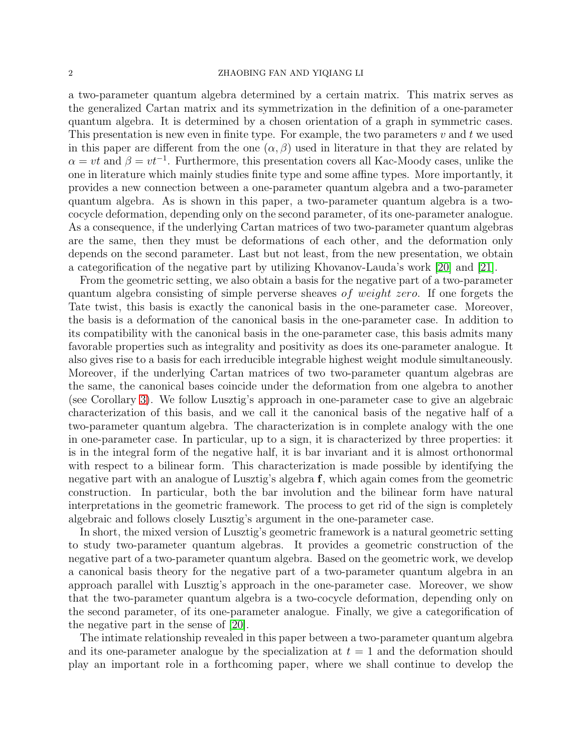a two-parameter quantum algebra determined by a certain matrix. This matrix serves as the generalized Cartan matrix and its symmetrization in the definition of a one-parameter quantum algebra. It is determined by a chosen orientation of a graph in symmetric cases. This presentation is new even in finite type. For example, the two parameters $v$ and $t$ we used in this paper are different from the one $(\alpha, \beta)$ used in literature in that they are related by $\alpha = vt$ and $\beta = vt^{-1}$. Furthermore, this presentation covers all Kac-Moody cases, unlike the one in literature which mainly studies finite type and some affine types. More importantly, it provides a new connection between a one-parameter quantum algebra and a two-parameter quantum algebra. As is shown in this paper, a two-parameter quantum algebra is a two-cocycle deformation, depending only on the second parameter, of its one-parameter analogue. As a consequence, if the underlying Cartan matrices of two two-parameter quantum algebras are the same, then they must be deformations of each other, and the deformation only depends on the second parameter. Last but not least, from the new presentation, we obtain a categorification of the negative part by utilizing Khovanov-Lauda's work [20] and [21].

From the geometric setting, we also obtain a basis for the negative part of a two-parameter quantum algebra consisting of simple perverse sheaves *of weight zero*. If one forgets the Tate twist, this basis is exactly the canonical basis in the one-parameter case. Moreover, the basis is a deformation of the canonical basis in the one-parameter case. In addition to its compatibility with the canonical basis in the one-parameter case, this basis admits many favorable properties such as integrality and positivity as does its one-parameter analogue. It also gives rise to a basis for each irreducible integrable highest weight module simultaneously. Moreover, if the underlying Cartan matrices of two two-parameter quantum algebras are the same, the canonical bases coincide under the deformation from one algebra to another (see Corollary 3). We follow Lusztig's approach in one-parameter case to give an algebraic characterization of this basis, and we call it the canonical basis of the negative half of a two-parameter quantum algebra. The characterization is in complete analogy with the one in one-parameter case. In particular, up to a sign, it is characterized by three properties: it is in the integral form of the negative half, it is bar invariant and it is almost orthonormal with respect to a bilinear form. This characterization is made possible by identifying the negative part with an analogue of Lusztig's algebra $\mathbf{f}$, which again comes from the geometric construction. In particular, both the bar involution and the bilinear form have natural interpretations in the geometric framework. The process to get rid of the sign is completely algebraic and follows closely Lusztig's argument in the one-parameter case.

In short, the mixed version of Lusztig's geometric framework is a natural geometric setting to study two-parameter quantum algebras. It provides a geometric construction of the negative part of a two-parameter quantum algebra. Based on the geometric work, we develop a canonical basis theory for the negative part of a two-parameter quantum algebra in an approach parallel with Lusztig's approach in the one-parameter case. Moreover, we show that the two-parameter quantum algebra is a two-cocycle deformation, depending only on the second parameter, of its one-parameter analogue. Finally, we give a categorification of the negative part in the sense of [20].

The intimate relationship revealed in this paper between a two-parameter quantum algebra and its one-parameter analogue by the specialization at $t = 1$ and the deformation should play an important role in a forthcoming paper, where we shall continue to develop the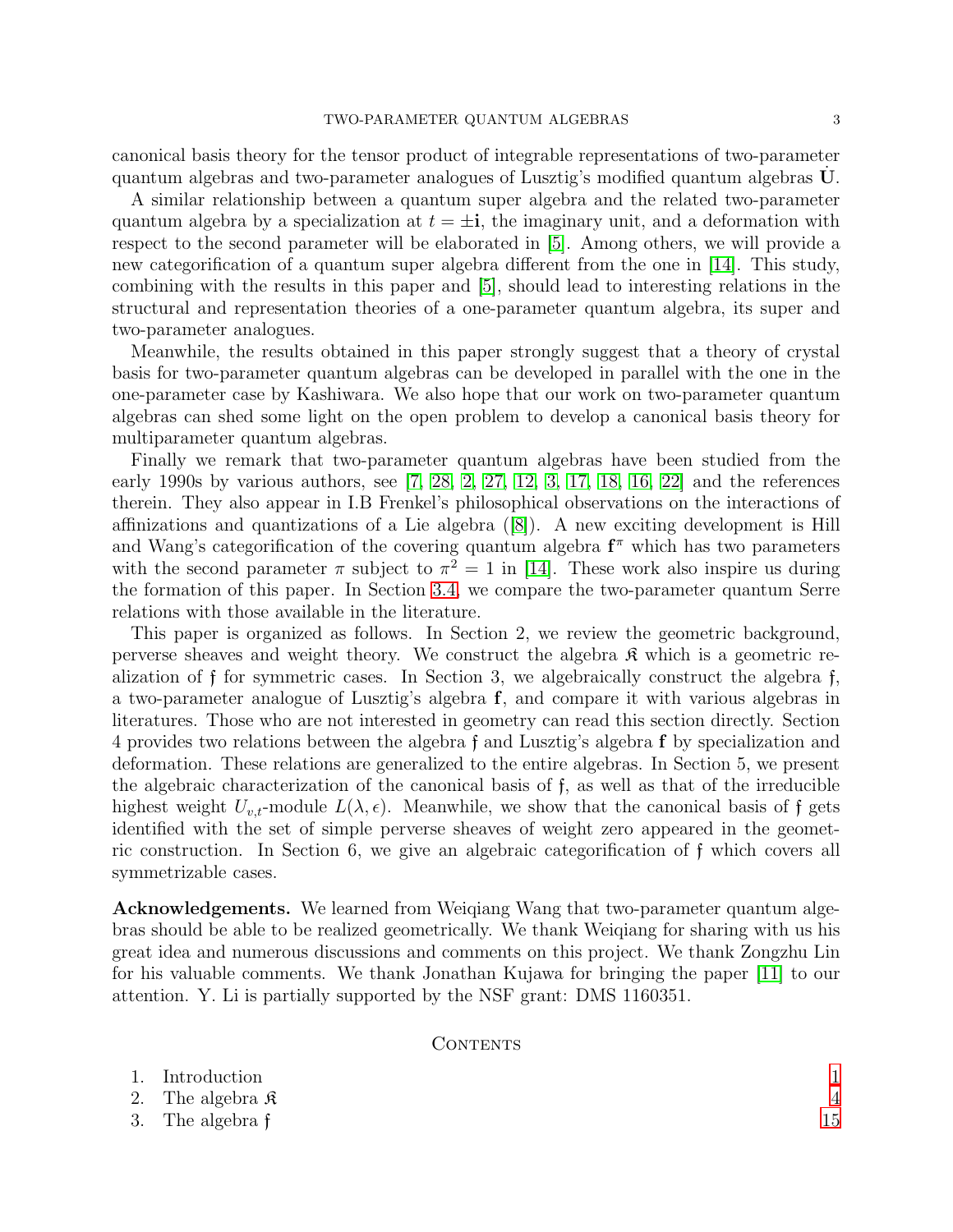canonical basis theory for the tensor product of integrable representations of two-parameter quantum algebras and two-parameter analogues of Lusztig's modified quantum algebras $\dot{\mathbf{U}}$.

A similar relationship between a quantum super algebra and the related two-parameter quantum algebra by a specialization at $t = \pm\mathbf{i}$, the imaginary unit, and a deformation with respect to the second parameter will be elaborated in [5]. Among others, we will provide a new categorification of a quantum super algebra different from the one in [14]. This study, combining with the results in this paper and [5], should lead to interesting relations in the structural and representation theories of a one-parameter quantum algebra, its super and two-parameter analogues.

Meanwhile, the results obtained in this paper strongly suggest that a theory of crystal basis for two-parameter quantum algebras can be developed in parallel with the one in the one-parameter case by Kashiwara. We also hope that our work on two-parameter quantum algebras can shed some light on the open problem to develop a canonical basis theory for multiparameter quantum algebras.

Finally we remark that two-parameter quantum algebras have been studied from the early 1990s by various authors, see [7, 28, 2, 27, 12, 3, 17, 18, 16, 22] and the references therein. They also appear in I.B Frenkel's philosophical observations on the interactions of affinizations and quantizations of a Lie algebra ([8]). A new exciting development is Hill and Wang's categorification of the covering quantum algebra $\mathbf{f}^{\pi}$ which has two parameters with the second parameter $\pi$ subject to $\pi^2 = 1$ in [14]. These work also inspire us during the formation of this paper. In Section 3.4, we compare the two-parameter quantum Serre relations with those available in the literature.

This paper is organized as follows. In Section 2, we review the geometric background, perverse sheaves and weight theory. We construct the algebra $\mathfrak{K}$ which is a geometric realization of $\mathfrak{f}$ for symmetric cases. In Section 3, we algebraically construct the algebra $\mathfrak{f}$, a two-parameter analogue of Lusztig's algebra $\mathbf{f}$, and compare it with various algebras in literatures. Those who are not interested in geometry can read this section directly. Section 4 provides two relations between the algebra $\mathfrak{f}$ and Lusztig's algebra $\mathbf{f}$ by specialization and deformation. These relations are generalized to the entire algebras. In Section 5, we present the algebraic characterization of the canonical basis of $\mathfrak{f}$, as well as that of the irreducible highest weight $U_{v,t}$-module $L(\lambda, \epsilon)$. Meanwhile, we show that the canonical basis of $\mathfrak{f}$ gets identified with the set of simple perverse sheaves of weight zero appeared in the geometric construction. In Section 6, we give an algebraic categorification of $\mathfrak{f}$ which covers all symmetrizable cases.

**Acknowledgements.** We learned from Weiqiang Wang that two-parameter quantum algebras should be able to be realized geometrically. We thank Weiqiang for sharing with us his great idea and numerous discussions and comments on this project. We thank Zongzhu Lin for his valuable comments. We thank Jonathan Kujawa for bringing the paper [11] to our attention. Y. Li is partially supported by the NSF grant: DMS 1160351.

## Contents

1. Introduction 1
2. The algebra $\mathfrak{K}$ 4
3. The algebra $\mathfrak{f}$ 15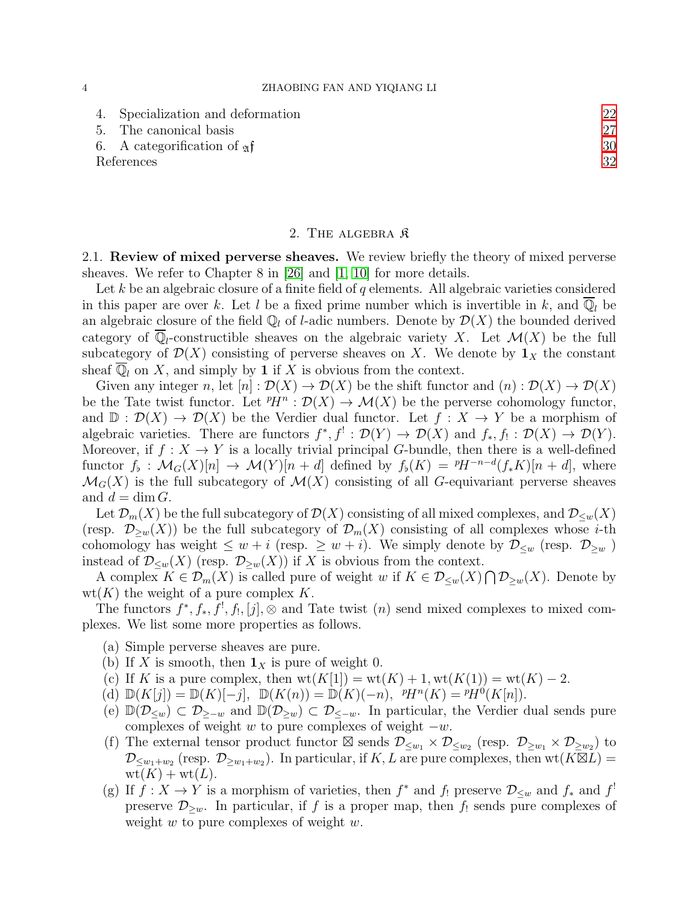4. Specialization and deformation 22
5. The canonical basis 27
6. A categorification of $\mathfrak{af}$ 30
References 32

## 2. The algebra $\mathfrak{K}$

**2.1. Review of mixed perverse sheaves.** We review briefly the theory of mixed perverse sheaves. We refer to Chapter 8 in [26] and [1, 10] for more details.

Let $k$ be an algebraic closure of a finite field of $q$ elements. All algebraic varieties considered in this paper are over $k$. Let $l$ be a fixed prime number which is invertible in $k$, and $\overline{\mathbb{Q}}_l$ be an algebraic closure of the field $\mathbb{Q}_l$ of $l$-adic numbers. Denote by $\mathcal{D}(X)$ the bounded derived category of $\overline{\mathbb{Q}}_l$-constructible sheaves on the algebraic variety $X$. Let $\mathcal{M}(X)$ be the full subcategory of $\mathcal{D}(X)$ consisting of perverse sheaves on $X$. We denote by $\mathbf{1}_X$ the constant sheaf $\overline{\mathbb{Q}}_l$ on $X$, and simply by $\mathbf{1}$ if $X$ is obvious from the context.

Given any integer $n$, let $[n] : \mathcal{D}(X) \to \mathcal{D}(X)$ be the shift functor and $(n) : \mathcal{D}(X) \to \mathcal{D}(X)$ be the Tate twist functor. Let ${}^pH^n : \mathcal{D}(X) \to \mathcal{M}(X)$ be the perverse cohomology functor, and $\mathbb{D} : \mathcal{D}(X) \to \mathcal{D}(X)$ be the Verdier dual functor. Let $f : X \to Y$ be a morphism of algebraic varieties. There are functors $f^*, f^! : \mathcal{D}(Y) \to \mathcal{D}(X)$ and $f_*, f_! : \mathcal{D}(X) \to \mathcal{D}(Y)$. Moreover, if $f : X \to Y$ is a locally trivial principal $G$-bundle, then there is a well-defined functor $f_\flat : \mathcal{M}_G(X)[n] \to \mathcal{M}(Y)[n+d]$ defined by $f_\flat(K) = {}^pH^{-n-d}(f_*K)[n+d]$, where $\mathcal{M}_G(X)$ is the full subcategory of $\mathcal{M}(X)$ consisting of all $G$-equivariant perverse sheaves and $d = \dim G$.

Let $\mathcal{D}_m(X)$ be the full subcategory of $\mathcal{D}(X)$ consisting of all mixed complexes, and $\mathcal{D}_{\leq w}(X)$ (resp. $\mathcal{D}_{\geq w}(X)$) be the full subcategory of $\mathcal{D}_m(X)$ consisting of all complexes whose $i$-th cohomology has weight $\leq w + i$ (resp. $\geq w + i$). We simply denote by $\mathcal{D}_{\leq w}$ (resp. $\mathcal{D}_{\geq w}$ ) instead of $\mathcal{D}_{\leq w}(X)$ (resp. $\mathcal{D}_{\geq w}(X)$) if $X$ is obvious from the context.

A complex $K \in \mathcal{D}_m(X)$ is called pure of weight $w$ if $K \in \mathcal{D}_{\leq w}(X) \bigcap \mathcal{D}_{\geq w}(X)$. Denote by $\mathrm{wt}(K)$ the weight of a pure complex $K$.

The functors $f^*, f_*, f^!, f_!, [j], \otimes$ and Tate twist $(n)$ send mixed complexes to mixed complexes. We list some more properties as follows.

(a) Simple perverse sheaves are pure.
(b) If $X$ is smooth, then $\mathbf{1}_X$ is pure of weight 0.
(c) If $K$ is a pure complex, then $\mathrm{wt}(K[1]) = \mathrm{wt}(K) + 1, \mathrm{wt}(K(1)) = \mathrm{wt}(K) - 2$.
(d) $\mathbb{D}(K[j]) = \mathbb{D}(K)[-j],\ \mathbb{D}(K(n)) = \mathbb{D}(K)(-n),\ {}^pH^n(K) = {}^pH^0(K[n])$.
(e) $\mathbb{D}(\mathcal{D}_{\leq w}) \subset \mathcal{D}_{\geq -w}$ and $\mathbb{D}(\mathcal{D}_{\geq w}) \subset \mathcal{D}_{\leq -w}$. In particular, the Verdier dual sends pure complexes of weight $w$ to pure complexes of weight $-w$.
(f) The external tensor product functor $\boxtimes$ sends $\mathcal{D}_{\leq w_1} \times \mathcal{D}_{\leq w_2}$ (resp. $\mathcal{D}_{\geq w_1} \times \mathcal{D}_{\geq w_2}$) to $\mathcal{D}_{\leq w_1+w_2}$ (resp. $\mathcal{D}_{\geq w_1+w_2}$). In particular, if $K, L$ are pure complexes, then $\mathrm{wt}(K \boxtimes L) = \mathrm{wt}(K) + \mathrm{wt}(L)$.
(g) If $f : X \to Y$ is a morphism of varieties, then $f^*$ and $f_!$ preserve $\mathcal{D}_{\leq w}$ and $f_*$ and $f^!$ preserve $\mathcal{D}_{\geq w}$. In particular, if $f$ is a proper map, then $f_!$ sends pure complexes of weight $w$ to pure complexes of weight $w$.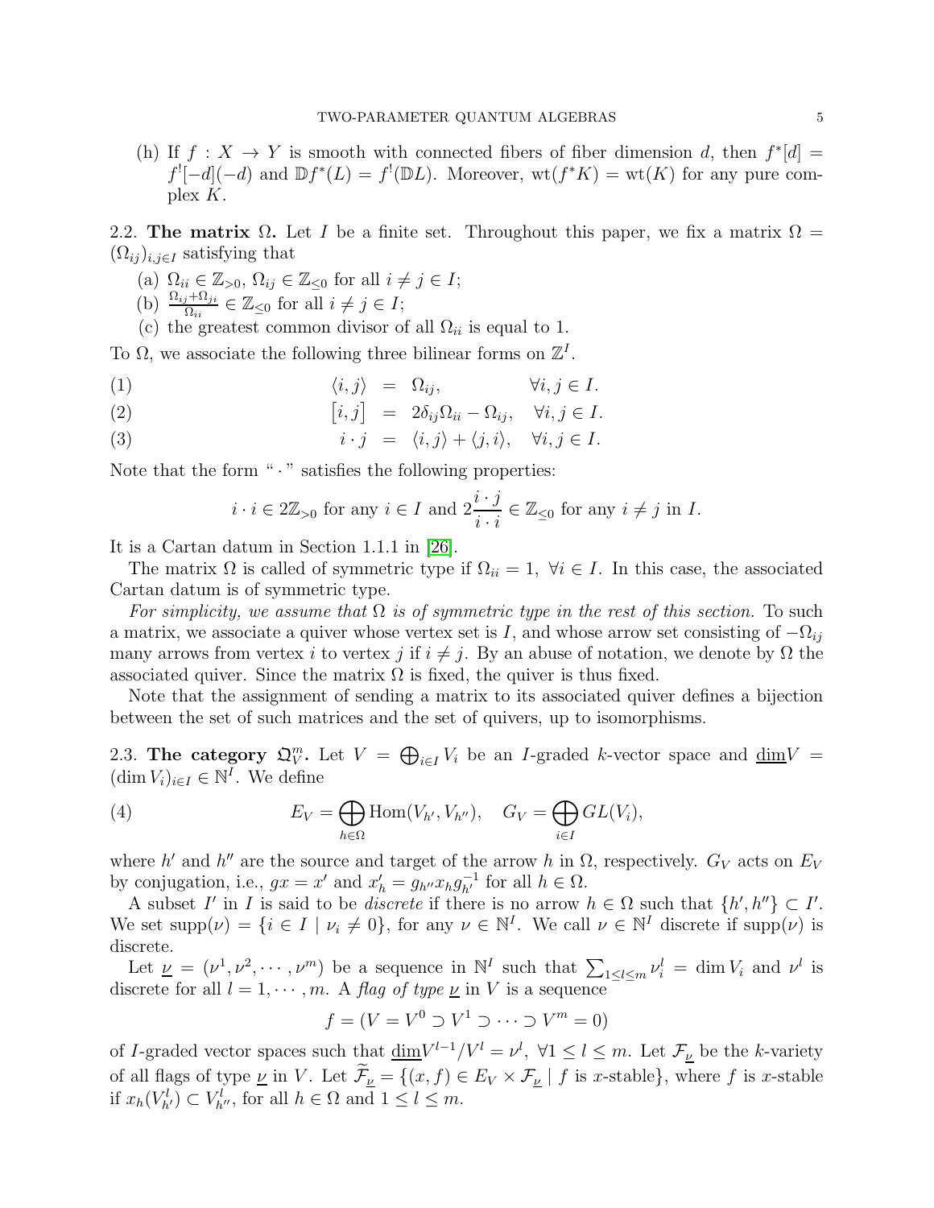(h) If $f : X \to Y$ is smooth with connected fibers of fiber dimension $d$, then $f^*[d] = f^![-d](-d)$ and $\mathbb{D}f^*(L) = f^!(\mathbb{D}L)$. Moreover, $\mathrm{wt}(f^*K) = \mathrm{wt}(K)$ for any pure complex $K$.

**2.2. The matrix $\Omega$.** Let $I$ be a finite set. Throughout this paper, we fix a matrix $\Omega = (\Omega_{ij})_{i,j\in I}$ satisfying that

(a) $\Omega_{ii} \in \mathbb{Z}_{>0}$, $\Omega_{ij} \in \mathbb{Z}_{\leq 0}$ for all $i \neq j \in I$;

(b) $\frac{\Omega_{ij}+\Omega_{ji}}{\Omega_{ii}} \in \mathbb{Z}_{\leq 0}$ for all $i \neq j \in I$;

(c) the greatest common divisor of all $\Omega_{ii}$ is equal to 1.

To $\Omega$, we associate the following three bilinear forms on $\mathbb{Z}^I$.

$$\langle i, j\rangle = \Omega_{ij}, \qquad \forall i, j \in I. \tag{1}$$

$$[i, j] = 2\delta_{ij}\Omega_{ii} - \Omega_{ij}, \quad \forall i, j \in I. \tag{2}$$

$$i \cdot j = \langle i, j\rangle + \langle j, i\rangle, \quad \forall i, j \in I. \tag{3}$$

Note that the form " $\cdot$ " satisfies the following properties:

$$i \cdot i \in 2\mathbb{Z}_{>0} \text{ for any } i \in I \text{ and } 2\frac{i\cdot j}{i \cdot i} \in \mathbb{Z}_{\leq 0} \text{ for any } i \neq j \text{ in } I.$$

It is a Cartan datum in Section 1.1.1 in [26].

The matrix $\Omega$ is called of symmetric type if $\Omega_{ii} = 1$, $\forall i \in I$. In this case, the associated Cartan datum is of symmetric type.

*For simplicity, we assume that $\Omega$ is of symmetric type in the rest of this section.* To such a matrix, we associate a quiver whose vertex set is $I$, and whose arrow set consisting of $-\Omega_{ij}$ many arrows from vertex $i$ to vertex $j$ if $i \neq j$. By an abuse of notation, we denote by $\Omega$ the associated quiver. Since the matrix $\Omega$ is fixed, the quiver is thus fixed.

Note that the assignment of sending a matrix to its associated quiver defines a bijection between the set of such matrices and the set of quivers, up to isomorphisms.

**2.3. The category $\mathfrak{Q}_V^m$.** Let $V = \bigoplus_{i\in I} V_i$ be an $I$-graded $k$-vector space and $\underline{\dim}V = (\dim V_i)_{i\in I} \in \mathbb{N}^I$. We define

$$E_V = \bigoplus_{h\in\Omega} \mathrm{Hom}(V_{h'}, V_{h''}), \quad G_V = \bigoplus_{i\in I} GL(V_i), \tag{4}$$

where $h'$ and $h''$ are the source and target of the arrow $h$ in $\Omega$, respectively. $G_V$ acts on $E_V$ by conjugation, i.e., $gx = x'$ and $x'_h = g_{h''}x_h g_{h'}^{-1}$ for all $h \in \Omega$.

A subset $I'$ in $I$ is said to be *discrete* if there is no arrow $h \in \Omega$ such that $\{h', h''\} \subset I'$. We set $\mathrm{supp}(\nu) = \{i \in I \mid \nu_i \neq 0\}$, for any $\nu \in \mathbb{N}^I$. We call $\nu \in \mathbb{N}^I$ discrete if $\mathrm{supp}(\nu)$ is discrete.

Let $\underline{\nu} = (\nu^1, \nu^2, \cdots, \nu^m)$ be a sequence in $\mathbb{N}^I$ such that $\sum_{1\leq l\leq m} \nu_i^l = \dim V_i$ and $\nu^l$ is discrete for all $l = 1, \cdots, m$. A *flag of type $\underline{\nu}$* in $V$ is a sequence

$$f = (V = V^0 \supset V^1 \supset \cdots \supset V^m = 0)$$

of $I$-graded vector spaces such that $\underline{\dim}V^{l-1}/V^l = \nu^l$, $\forall 1 \leq l \leq m$. Let $\mathcal{F}_{\underline{\nu}}$ be the $k$-variety of all flags of type $\underline{\nu}$ in $V$. Let $\widetilde{\mathcal{F}}_{\underline{\nu}} = \{(x, f) \in E_V \times \mathcal{F}_{\underline{\nu}} \mid f \text{ is } x\text{-stable}\}$, where $f$ is $x$-stable if $x_h(V_{h'}^l) \subset V_{h''}^l$, for all $h \in \Omega$ and $1 \leq l \leq m$.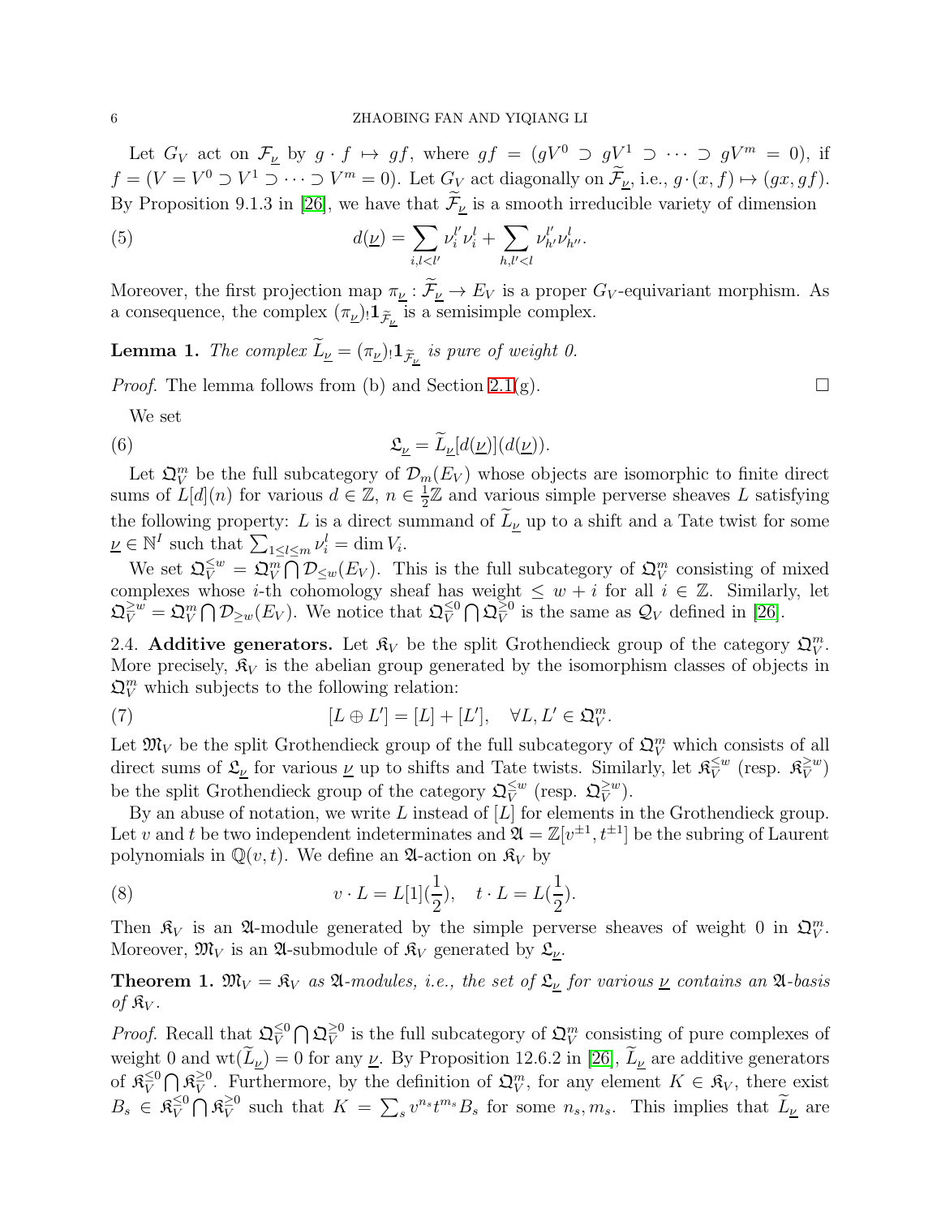Let $G_V$ act on $\mathcal{F}_{\underline{\nu}}$ by $g \cdot f \mapsto gf$, where $gf = (gV^0 \supset gV^1 \supset \cdots \supset gV^m = 0)$, if $f = (V = V^0 \supset V^1 \supset \cdots \supset V^m = 0)$. Let $G_V$ act diagonally on $\widetilde{\mathcal{F}}_{\underline{\nu}}$, i.e., $g \cdot (x, f) \mapsto (gx, gf)$. By Proposition 9.1.3 in [26], we have that $\widetilde{\mathcal{F}}_{\underline{\nu}}$ is a smooth irreducible variety of dimension

$$d(\underline{\nu}) = \sum_{i, l < l'} \nu_i^{l'} \nu_i^l + \sum_{h, l' < l} \nu_{h'}^{l'} \nu_{h''}^l. \tag{5}$$

Moreover, the first projection map $\pi_{\underline{\nu}} : \widetilde{\mathcal{F}}_{\underline{\nu}} \to E_V$ is a proper $G_V$-equivariant morphism. As a consequence, the complex $(\pi_{\underline{\nu}})_! \mathbf{1}_{\widetilde{\mathcal{F}}_{\underline{\nu}}}$ is a semisimple complex.

**Lemma 1.** *The complex $\widetilde{L}_{\underline{\nu}} = (\pi_{\underline{\nu}})_! \mathbf{1}_{\widetilde{\mathcal{F}}_{\underline{\nu}}}$ is pure of weight 0.*

*Proof.* The lemma follows from (b) and Section 2.1(g). $\square$

We set

$$\mathfrak{L}_{\underline{\nu}} = \widetilde{L}_{\underline{\nu}}[d(\underline{\nu})](d(\underline{\nu})). \tag{6}$$

Let $\mathfrak{Q}_V^m$ be the full subcategory of $\mathcal{D}_m(E_V)$ whose objects are isomorphic to finite direct sums of $L[d](n)$ for various $d \in \mathbb{Z}$, $n \in \frac{1}{2}\mathbb{Z}$ and various simple perverse sheaves $L$ satisfying the following property: $L$ is a direct summand of $\widetilde{L}_{\underline{\nu}}$ up to a shift and a Tate twist for some $\underline{\nu} \in \mathbb{N}^I$ such that $\sum_{1 \leq l \leq m} \nu_i^l = \dim V_i$.

We set $\mathfrak{Q}_V^{\leq w} = \mathfrak{Q}_V^m \bigcap \mathcal{D}_{\leq w}(E_V)$. This is the full subcategory of $\mathfrak{Q}_V^m$ consisting of mixed complexes whose $i$-th cohomology sheaf has weight $\leq w + i$ for all $i \in \mathbb{Z}$. Similarly, let $\mathfrak{Q}_V^{\geq w} = \mathfrak{Q}_V^m \bigcap \mathcal{D}_{\geq w}(E_V)$. We notice that $\mathfrak{Q}_V^{\leq 0} \bigcap \mathfrak{Q}_V^{\geq 0}$ is the same as $\mathcal{Q}_V$ defined in [26].

2.4. **Additive generators.** Let $\mathfrak{K}_V$ be the split Grothendieck group of the category $\mathfrak{Q}_V^m$. More precisely, $\mathfrak{K}_V$ is the abelian group generated by the isomorphism classes of objects in $\mathfrak{Q}_V^m$ which subjects to the following relation:

$$[L \oplus L'] = [L] + [L'], \quad \forall L, L' \in \mathfrak{Q}_V^m. \tag{7}$$

Let $\mathfrak{M}_V$ be the split Grothendieck group of the full subcategory of $\mathfrak{Q}_V^m$ which consists of all direct sums of $\mathfrak{L}_{\underline{\nu}}$ for various $\underline{\nu}$ up to shifts and Tate twists. Similarly, let $\mathfrak{K}_V^{\leq w}$ (resp. $\mathfrak{K}_V^{\geq w}$) be the split Grothendieck group of the category $\mathfrak{Q}_V^{\leq w}$ (resp. $\mathfrak{Q}_V^{\geq w}$).

By an abuse of notation, we write $L$ instead of $[L]$ for elements in the Grothendieck group. Let $v$ and $t$ be two independent indeterminates and $\mathfrak{A} = \mathbb{Z}[v^{\pm 1}, t^{\pm 1}]$ be the subring of Laurent polynomials in $\mathbb{Q}(v, t)$. We define an $\mathfrak{A}$-action on $\mathfrak{K}_V$ by

$$v \cdot L = L[1](\frac{1}{2}), \quad t \cdot L = L(\frac{1}{2}). \tag{8}$$

Then $\mathfrak{K}_V$ is an $\mathfrak{A}$-module generated by the simple perverse sheaves of weight 0 in $\mathfrak{Q}_V^m$. Moreover, $\mathfrak{M}_V$ is an $\mathfrak{A}$-submodule of $\mathfrak{K}_V$ generated by $\mathfrak{L}_{\underline{\nu}}$.

**Theorem 1.** *$\mathfrak{M}_V = \mathfrak{K}_V$ as $\mathfrak{A}$-modules, i.e., the set of $\mathfrak{L}_{\underline{\nu}}$ for various $\underline{\nu}$ contains an $\mathfrak{A}$-basis of $\mathfrak{K}_V$.*

*Proof.* Recall that $\mathfrak{Q}_V^{\leq 0} \bigcap \mathfrak{Q}_V^{\geq 0}$ is the full subcategory of $\mathfrak{Q}_V^m$ consisting of pure complexes of weight 0 and $\mathrm{wt}(\widetilde{L}_{\underline{\nu}}) = 0$ for any $\underline{\nu}$. By Proposition 12.6.2 in [26], $\widetilde{L}_{\underline{\nu}}$ are additive generators of $\mathfrak{K}_V^{\leq 0} \bigcap \mathfrak{K}_V^{\geq 0}$. Furthermore, by the definition of $\mathfrak{Q}_V^m$, for any element $K \in \mathfrak{K}_V$, there exist $B_s \in \mathfrak{K}_V^{\leq 0} \bigcap \mathfrak{K}_V^{\geq 0}$ such that $K = \sum_s v^{n_s} t^{m_s} B_s$ for some $n_s, m_s$. This implies that $\widetilde{L}_{\underline{\nu}}$ are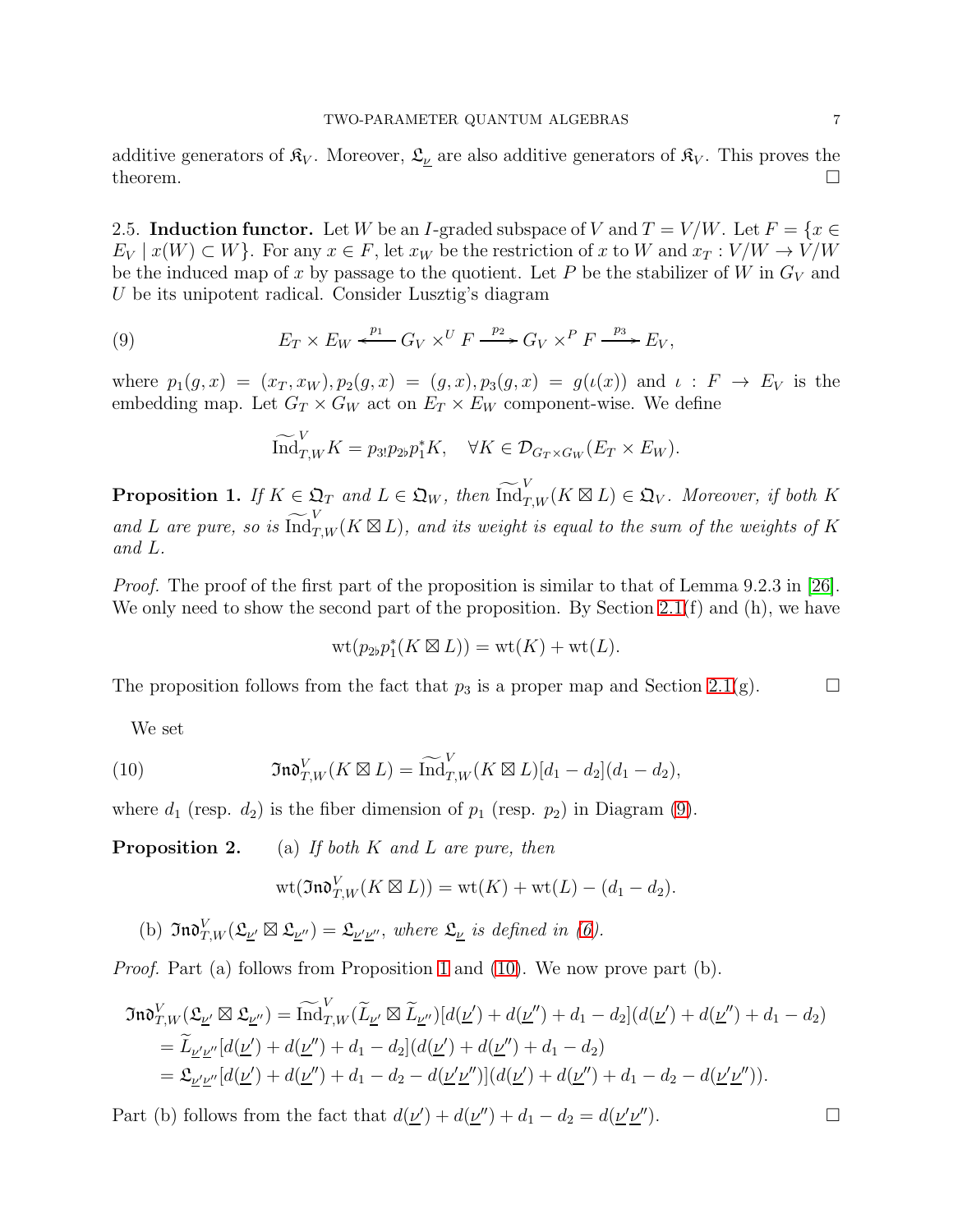additive generators of $\mathfrak{K}_V$. Moreover, $\mathfrak{L}_{\underline{\nu}}$ are also additive generators of $\mathfrak{K}_V$. This proves the theorem. □

**2.5. Induction functor.** Let $W$ be an $I$-graded subspace of $V$ and $T = V/W$. Let $F = \{x \in E_V \mid x(W) \subset W\}$. For any $x \in F$, let $x_W$ be the restriction of $x$ to $W$ and $x_T : V/W \to V/W$ be the induced map of $x$ by passage to the quotient. Let $P$ be the stabilizer of $W$ in $G_V$ and $U$ be its unipotent radical. Consider Lusztig's diagram

$$E_T \times E_W \xleftarrow{p_1} G_V \times^U F \xrightarrow{p_2} G_V \times^P F \xrightarrow{p_3} E_V, \tag{9}$$

where $p_1(g, x) = (x_T, x_W), p_2(g, x) = (g, x), p_3(g, x) = g(\iota(x))$ and $\iota : F \to E_V$ is the embedding map. Let $G_T \times G_W$ act on $E_T \times E_W$ component-wise. We define

$$\widetilde{\mathrm{Ind}}_{T,W}^{V} K = p_{3!}p_{2\flat}p_1^* K, \quad \forall K \in \mathcal{D}_{G_T \times G_W}(E_T \times E_W).$$

**Proposition 1.** *If $K \in \mathfrak{Q}_T$ and $L \in \mathfrak{Q}_W$, then $\widetilde{\mathrm{Ind}}_{T,W}^{V}(K \boxtimes L) \in \mathfrak{Q}_V$. Moreover, if both $K$ and $L$ are pure, so is $\widetilde{\mathrm{Ind}}_{T,W}^{V}(K \boxtimes L)$, and its weight is equal to the sum of the weights of $K$ and $L$.*

*Proof.* The proof of the first part of the proposition is similar to that of Lemma 9.2.3 in [26]. We only need to show the second part of the proposition. By Section 2.1(f) and (h), we have

$$\mathrm{wt}(p_{2\flat}p_1^*(K \boxtimes L)) = \mathrm{wt}(K) + \mathrm{wt}(L).$$

The proposition follows from the fact that $p_3$ is a proper map and Section 2.1(g). □

We set

$$\mathfrak{Ind}_{T,W}^{V}(K \boxtimes L) = \widetilde{\mathrm{Ind}}_{T,W}^{V}(K \boxtimes L)[d_1 - d_2](d_1 - d_2), \tag{10}$$

where $d_1$ (resp. $d_2$) is the fiber dimension of $p_1$ (resp. $p_2$) in Diagram (9).

**Proposition 2.** (a) *If both $K$ and $L$ are pure, then*

$$\mathrm{wt}(\mathfrak{Ind}_{T,W}^{V}(K \boxtimes L)) = \mathrm{wt}(K) + \mathrm{wt}(L) - (d_1 - d_2).$$

(b) *$\mathfrak{Ind}_{T,W}^{V}(\mathfrak{L}_{\underline{\nu}'} \boxtimes \mathfrak{L}_{\underline{\nu}''}) = \mathfrak{L}_{\underline{\nu}'\underline{\nu}''}$, where $\mathfrak{L}_{\underline{\nu}}$ is defined in (6).*

*Proof.* Part (a) follows from Proposition 1 and (10). We now prove part (b).

$$\begin{aligned}
\mathfrak{Ind}_{T,W}^{V}(\mathfrak{L}_{\underline{\nu}'} \boxtimes \mathfrak{L}_{\underline{\nu}''}) &= \widetilde{\mathrm{Ind}}_{T,W}^{V}(\widetilde{L}_{\underline{\nu}'} \boxtimes \widetilde{L}_{\underline{\nu}''})[d(\underline{\nu}') + d(\underline{\nu}'') + d_1 - d_2](d(\underline{\nu}') + d(\underline{\nu}'') + d_1 - d_2) \\
&= \widetilde{L}_{\underline{\nu}'\underline{\nu}''}[d(\underline{\nu}') + d(\underline{\nu}'') + d_1 - d_2](d(\underline{\nu}') + d(\underline{\nu}'') + d_1 - d_2) \\
&= \mathfrak{L}_{\underline{\nu}'\underline{\nu}''}[d(\underline{\nu}') + d(\underline{\nu}'') + d_1 - d_2 - d(\underline{\nu}'\underline{\nu}'')](d(\underline{\nu}') + d(\underline{\nu}'') + d_1 - d_2 - d(\underline{\nu}'\underline{\nu}'')).
\end{aligned}$$

Part (b) follows from the fact that $d(\underline{\nu}') + d(\underline{\nu}'') + d_1 - d_2 = d(\underline{\nu}'\underline{\nu}'')$. □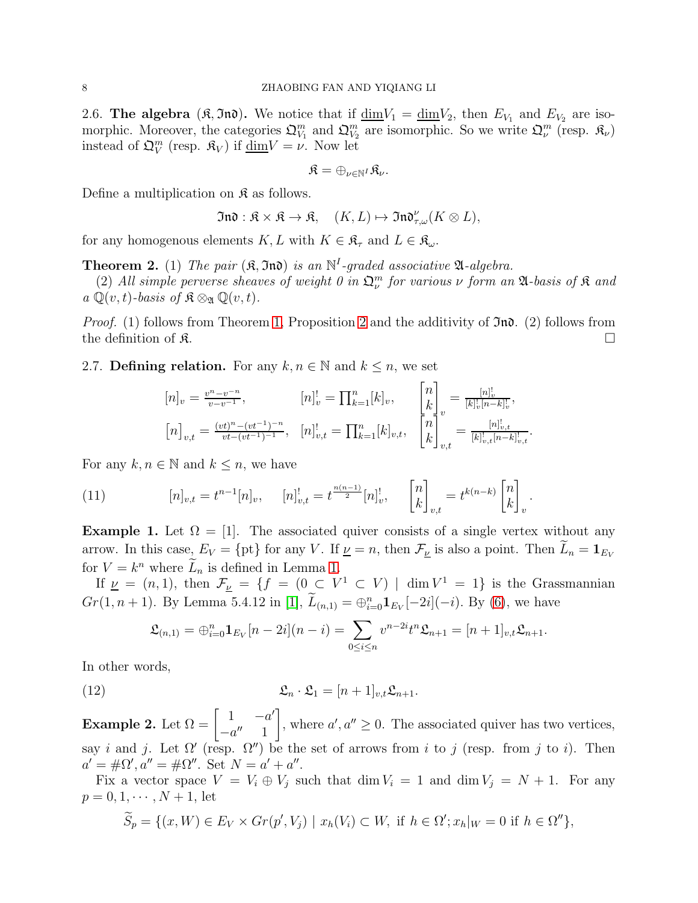2.6. **The algebra $(\mathfrak{K}, \mathfrak{Ind})$.** We notice that if $\underline{\dim} V_1 = \underline{\dim} V_2$, then $E_{V_1}$ and $E_{V_2}$ are isomorphic. Moreover, the categories $\mathfrak{Q}^m_{V_1}$ and $\mathfrak{Q}^m_{V_2}$ are isomorphic. So we write $\mathfrak{Q}^m_\nu$ (resp. $\mathfrak{K}_\nu$) instead of $\mathfrak{Q}^m_V$ (resp. $\mathfrak{K}_V$) if $\underline{\dim} V = \nu$. Now let

$$\mathfrak{K} = \oplus_{\nu \in \mathbb{N}^I} \mathfrak{K}_\nu.$$

Define a multiplication on $\mathfrak{K}$ as follows.

$$\mathfrak{Ind} : \mathfrak{K} \times \mathfrak{K} \to \mathfrak{K}, \quad (K, L) \mapsto \mathfrak{Ind}^\nu_{\tau,\omega}(K \otimes L),$$

for any homogenous elements $K, L$ with $K \in \mathfrak{K}_\tau$ and $L \in \mathfrak{K}_\omega$.

**Theorem 2.** (1) *The pair $(\mathfrak{K}, \mathfrak{Ind})$ is an $\mathbb{N}^I$-graded associative $\mathfrak{A}$-algebra.*

(2) *All simple perverse sheaves of weight 0 in $\mathfrak{Q}^m_\nu$ for various $\nu$ form an $\mathfrak{A}$-basis of $\mathfrak{K}$ and a $\mathbb{Q}(v,t)$-basis of $\mathfrak{K} \otimes_{\mathfrak{A}} \mathbb{Q}(v,t)$.*

*Proof.* (1) follows from Theorem 1, Proposition 2 and the additivity of $\mathfrak{Ind}$. (2) follows from the definition of $\mathfrak{K}$. $\square$

2.7. **Defining relation.** For any $k, n \in \mathbb{N}$ and $k \leq n$, we set

$$[n]_v = \tfrac{v^n - v^{-n}}{v - v^{-1}}, \qquad [n]^!_v = \prod_{k=1}^n [k]_v, \qquad \begin{bmatrix} n \\ k \end{bmatrix}_v = \tfrac{[n]^!_v}{[k]^!_v [n-k]^!_v},$$

$$[n]_{v,t} = \tfrac{(vt)^n - (vt^{-1})^{-n}}{vt - (vt^{-1})^{-1}}, \quad [n]^!_{v,t} = \prod_{k=1}^n [k]_{v,t}, \quad \begin{bmatrix} n \\ k \end{bmatrix}_{v,t} = \tfrac{[n]^!_{v,t}}{[k]^!_{v,t} [n-k]^!_{v,t}}.$$

For any $k, n \in \mathbb{N}$ and $k \leq n$, we have

$$[n]_{v,t} = t^{n-1}[n]_v, \quad [n]^!_{v,t} = t^{\frac{n(n-1)}{2}} [n]^!_v, \quad \begin{bmatrix} n \\ k \end{bmatrix}_{v,t} = t^{k(n-k)} \begin{bmatrix} n \\ k \end{bmatrix}_v. \tag{11}$$

**Example 1.** Let $\Omega = [1]$. The associated quiver consists of a single vertex without any arrow. In this case, $E_V = \{\mathrm{pt}\}$ for any $V$. If $\underline{\nu} = n$, then $\mathcal{F}_{\underline{\nu}}$ is also a point. Then $\widetilde{L}_n = \mathbf{1}_{E_V}$ for $V = k^n$ where $\widetilde{L}_n$ is defined in Lemma 1.

If $\underline{\nu} = (n, 1)$, then $\mathcal{F}_{\underline{\nu}} = \{f = (0 \subset V^1 \subset V) \mid \dim V^1 = 1\}$ is the Grassmannian $Gr(1, n+1)$. By Lemma 5.4.12 in [1], $\widetilde{L}_{(n,1)} = \oplus_{i=0}^n \mathbf{1}_{E_V}[-2i](-i)$. By (6), we have

$$\mathfrak{L}_{(n,1)} = \oplus_{i=0}^n \mathbf{1}_{E_V}[n-2i](n-i) = \sum_{0 \leq i \leq n} v^{n-2i} t^n \mathfrak{L}_{n+1} = [n+1]_{v,t} \mathfrak{L}_{n+1}.$$

In other words,

$$\mathfrak{L}_n \cdot \mathfrak{L}_1 = [n+1]_{v,t} \mathfrak{L}_{n+1}. \tag{12}$$

**Example 2.** Let $\Omega = \begin{bmatrix} 1 & -a' \\ -a'' & 1 \end{bmatrix}$, where $a', a'' \geq 0$. The associated quiver has two vertices, say $i$ and $j$. Let $\Omega'$ (resp. $\Omega''$) be the set of arrows from $i$ to $j$ (resp. from $j$ to $i$). Then $a' = \#\Omega', a'' = \#\Omega''$. Set $N = a' + a''$.

Fix a vector space $V = V_i \oplus V_j$ such that $\dim V_i = 1$ and $\dim V_j = N + 1$. For any $p = 0, 1, \cdots, N+1$, let

$$\widetilde{S}_p = \{(x, W) \in E_V \times Gr(p', V_j) \mid x_h(V_i) \subset W, \text{ if } h \in \Omega'; x_h|_W = 0 \text{ if } h \in \Omega''\},$$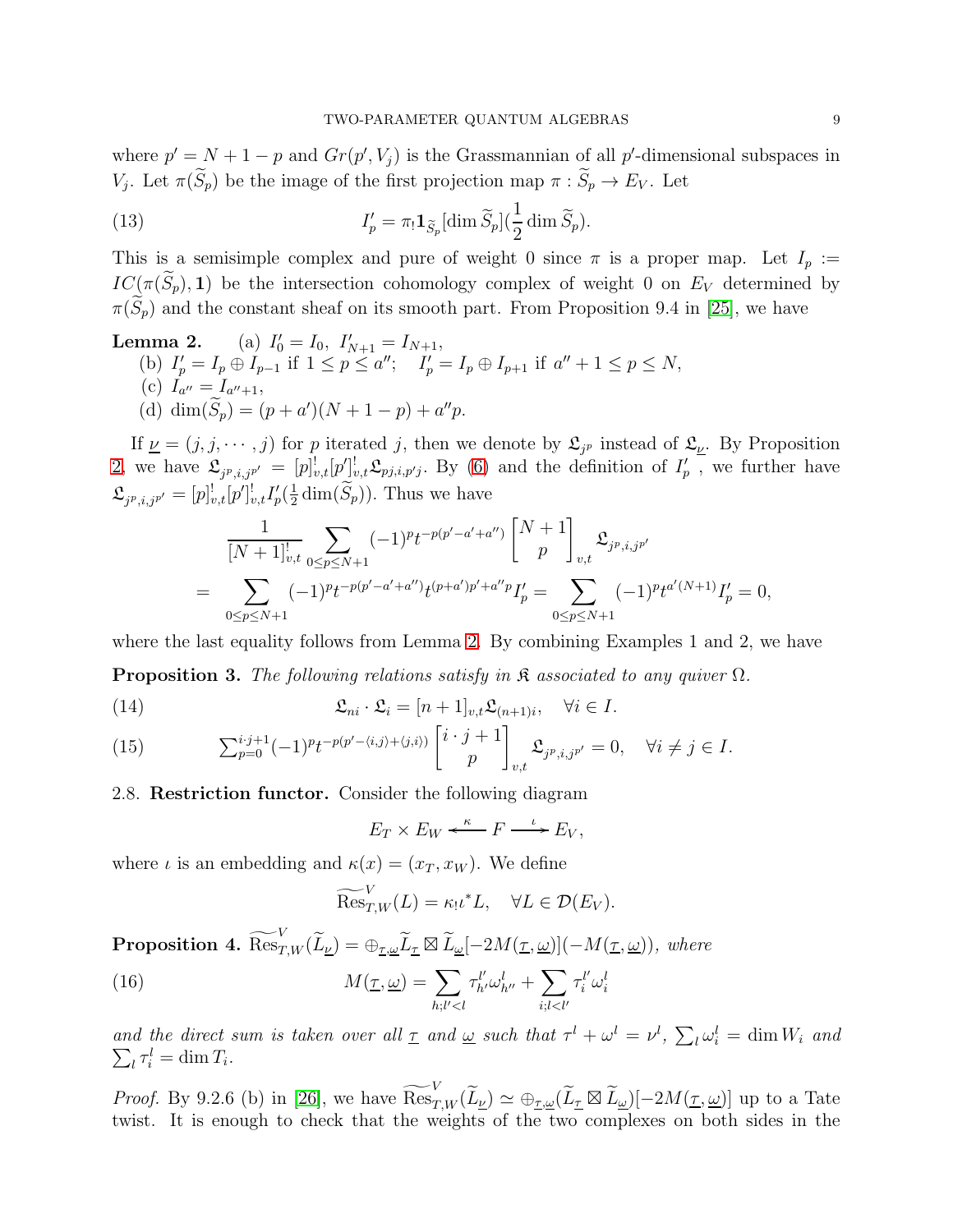where $p' = N + 1 - p$ and $Gr(p', V_j)$ is the Grassmannian of all $p'$-dimensional subspaces in $V_j$. Let $\pi(\widetilde{S}_p)$ be the image of the first projection map $\pi : \widetilde{S}_p \to E_V$. Let

$$I'_p = \pi_! \mathbf{1}_{\widetilde{S}_p}[\dim \widetilde{S}_p](\frac{1}{2}\dim \widetilde{S}_p). \tag{13}$$

This is a semisimple complex and pure of weight 0 since $\pi$ is a proper map. Let $I_p := IC(\pi(\widetilde{S}_p), \mathbf{1})$ be the intersection cohomology complex of weight 0 on $E_V$ determined by $\pi(\widetilde{S}_p)$ and the constant sheaf on its smooth part. From Proposition 9.4 in [25], we have

**Lemma 2.** (a) $I'_0 = I_0,\ I'_{N+1} = I_{N+1}$,
(b) $I'_p = I_p \oplus I_{p-1}$ if $1 \leq p \leq a''$; $\quad I'_p = I_p \oplus I_{p+1}$ if $a'' + 1 \leq p \leq N$,
(c) $I_{a''} = I_{a''+1}$,
(d) $\dim(\widetilde{S}_p) = (p + a')(N + 1 - p) + a''p$.

If $\underline{\nu} = (j, j, \cdots, j)$ for $p$ iterated $j$, then we denote by $\mathfrak{L}_{j^p}$ instead of $\mathfrak{L}_{\underline{\nu}}$. By Proposition 2, we have $\mathfrak{L}_{j^p,i,j^{p'}} = [p]^!_{v,t}[p']^!_{v,t}\mathfrak{L}_{pj,i,p'j}$. By (6) and the definition of $I'_p$, we further have $\mathfrak{L}_{j^p,i,j^{p'}} = [p]^!_{v,t}[p']^!_{v,t} I'_p(\frac{1}{2}\dim(\widetilde{S}_p))$. Thus we have

$$\begin{aligned}
&\frac{1}{[N+1]^!_{v,t}} \sum_{0\leq p\leq N+1} (-1)^p t^{-p(p'-a'+a'')} \begin{bmatrix} N+1 \\ p \end{bmatrix}_{v,t} \mathfrak{L}_{j^p,i,j^{p'}} \\
= &\sum_{0\leq p\leq N+1} (-1)^p t^{-p(p'-a'+a'')} t^{(p+a')p'+a''p} I'_p = \sum_{0\leq p\leq N+1} (-1)^p t^{a'(N+1)} I'_p = 0,
\end{aligned}$$

where the last equality follows from Lemma 2. By combining Examples 1 and 2, we have

**Proposition 3.** *The following relations satisfy in $\mathfrak{K}$ associated to any quiver $\Omega$.*

$$\mathfrak{L}_{ni} \cdot \mathfrak{L}_i = [n+1]_{v,t}\mathfrak{L}_{(n+1)i}, \quad \forall i \in I. \tag{14}$$

$$\textstyle\sum_{p=0}^{i\cdot j+1} (-1)^p t^{-p(p'-\langle i,j\rangle+\langle j,i\rangle)} \begin{bmatrix} i\cdot j+1 \\ p \end{bmatrix}_{v,t} \mathfrak{L}_{j^p,i,j^{p'}} = 0, \quad \forall i \neq j \in I. \tag{15}$$

## 2.8. Restriction functor.

Consider the following diagram

$$E_T \times E_W \xleftarrow{\ \kappa\ } F \xrightarrow{\ \iota\ } E_V,$$

where $\iota$ is an embedding and $\kappa(x) = (x_T, x_W)$. We define

$$\widetilde{\mathrm{Res}}^V_{T,W}(L) = \kappa_!\iota^* L, \quad \forall L \in \mathcal{D}(E_V).$$

**Proposition 4.** $\widetilde{\mathrm{Res}}^V_{T,W}(\widetilde{L}_{\underline{\nu}}) = \oplus_{\underline{\tau},\underline{\omega}} \widetilde{L}_{\underline{\tau}} \boxtimes \widetilde{L}_{\underline{\omega}}[-2M(\underline{\tau},\underline{\omega})](-M(\underline{\tau},\underline{\omega}))$, *where*

$$M(\underline{\tau},\underline{\omega}) = \sum_{h;l'<l} \tau^{l'}_{h'}\omega^l_{h''} + \sum_{i;l<l'} \tau^{l'}_i \omega^l_i \tag{16}$$

*and the direct sum is taken over all $\underline{\tau}$ and $\underline{\omega}$ such that $\tau^l + \omega^l = \nu^l$, $\sum_l \omega^l_i = \dim W_i$ and $\sum_l \tau^l_i = \dim T_i$.*

*Proof.* By 9.2.6 (b) in [26], we have $\widetilde{\mathrm{Res}}^V_{T,W}(\widetilde{L}_{\underline{\nu}}) \simeq \oplus_{\underline{\tau},\underline{\omega}}(\widetilde{L}_{\underline{\tau}} \boxtimes \widetilde{L}_{\underline{\omega}})[-2M(\underline{\tau},\underline{\omega})]$ up to a Tate twist. It is enough to check that the weights of the two complexes on both sides in the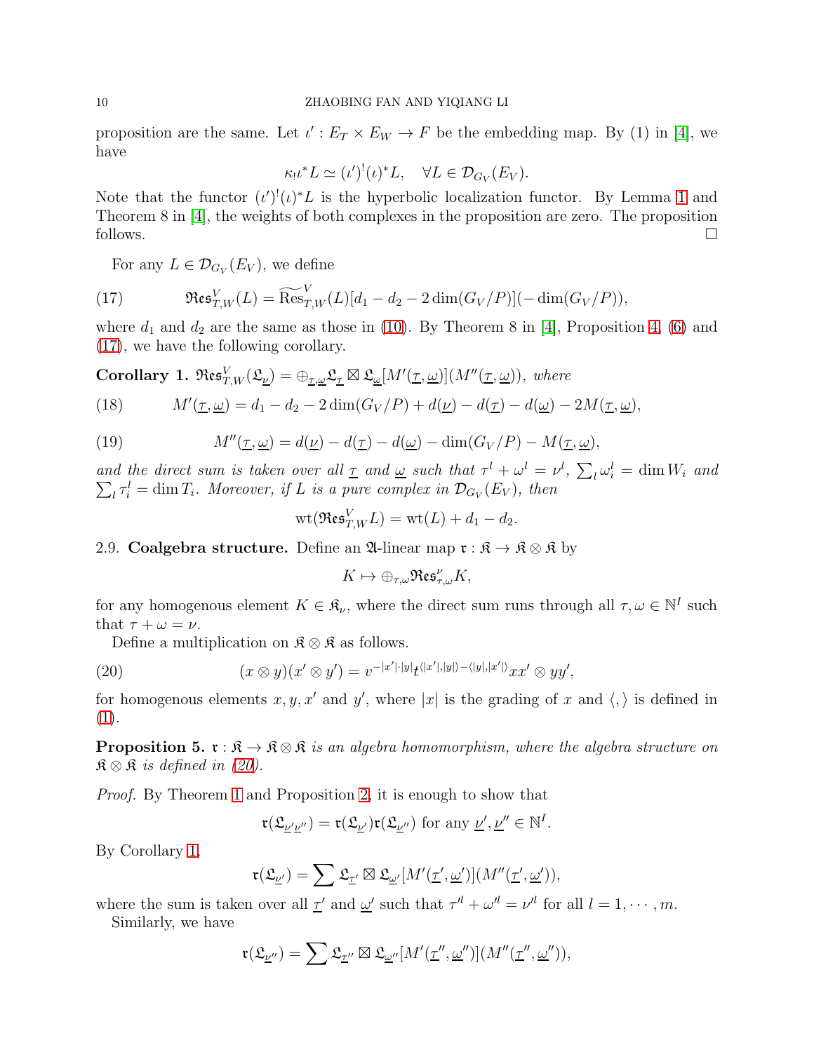proposition are the same. Let $\iota' : E_T \times E_W \to F$ be the embedding map. By (1) in [4], we have

$$\kappa_! \iota^* L \simeq (\iota')^! (\iota)^* L, \quad \forall L \in \mathcal{D}_{G_V}(E_V).$$

Note that the functor $(\iota')^!(\iota)^* L$ is the hyperbolic localization functor. By Lemma 1 and Theorem 8 in [4], the weights of both complexes in the proposition are zero. The proposition follows. □

For any $L \in \mathcal{D}_{G_V}(E_V)$, we define

$$\mathfrak{Res}^V_{T,W}(L) = \widetilde{\mathrm{Res}}^V_{T,W}(L)[d_1 - d_2 - 2\dim(G_V/P)](-\dim(G_V/P)), \tag{17}$$

where $d_1$ and $d_2$ are the same as those in (10). By Theorem 8 in [4], Proposition 4, (6) and (17), we have the following corollary.

**Corollary 1.** *$\mathfrak{Res}^V_{T,W}(\mathfrak{L}_{\underline{\nu}}) = \oplus_{\underline{\tau},\underline{\omega}} \mathfrak{L}_{\underline{\tau}} \boxtimes \mathfrak{L}_{\underline{\omega}}[M'(\underline{\tau},\underline{\omega})](M''(\underline{\tau},\underline{\omega}))$, where*

$$M'(\underline{\tau},\underline{\omega}) = d_1 - d_2 - 2\dim(G_V/P) + d(\underline{\nu}) - d(\underline{\tau}) - d(\underline{\omega}) - 2M(\underline{\tau},\underline{\omega}), \tag{18}$$

$$M''(\underline{\tau},\underline{\omega}) = d(\underline{\nu}) - d(\underline{\tau}) - d(\underline{\omega}) - \dim(G_V/P) - M(\underline{\tau},\underline{\omega}), \tag{19}$$

*and the direct sum is taken over all $\underline{\tau}$ and $\underline{\omega}$ such that $\tau^l + \omega^l = \nu^l$, $\sum_l \omega^l_i = \dim W_i$ and $\sum_l \tau^l_i = \dim T_i$. Moreover, if $L$ is a pure complex in $\mathcal{D}_{G_V}(E_V)$, then*

$$\mathrm{wt}(\mathfrak{Res}^V_{T,W} L) = \mathrm{wt}(L) + d_1 - d_2.$$

2.9. **Coalgebra structure.** Define an $\mathfrak{A}$-linear map $\mathfrak{r} : \mathfrak{K} \to \mathfrak{K} \otimes \mathfrak{K}$ by

$$K \mapsto \oplus_{\tau,\omega} \mathfrak{Res}^\nu_{\tau,\omega} K,$$

for any homogenous element $K \in \mathfrak{K}_\nu$, where the direct sum runs through all $\tau, \omega \in \mathbb{N}^I$ such that $\tau + \omega = \nu$.

Define a multiplication on $\mathfrak{K} \otimes \mathfrak{K}$ as follows.

$$(x \otimes y)(x' \otimes y') = v^{-|x'|\cdot|y|} t^{\langle |x'|,|y|\rangle - \langle |y|,|x'|\rangle} xx' \otimes yy', \tag{20}$$

for homogenous elements $x, y, x'$ and $y'$, where $|x|$ is the grading of $x$ and $\langle , \rangle$ is defined in (1).

**Proposition 5.** *$\mathfrak{r} : \mathfrak{K} \to \mathfrak{K} \otimes \mathfrak{K}$ is an algebra homomorphism, where the algebra structure on $\mathfrak{K} \otimes \mathfrak{K}$ is defined in (20).*

*Proof.* By Theorem 1 and Proposition 2, it is enough to show that

$$\mathfrak{r}(\mathfrak{L}_{\underline{\nu}'\underline{\nu}''}) = \mathfrak{r}(\mathfrak{L}_{\underline{\nu}'})\mathfrak{r}(\mathfrak{L}_{\underline{\nu}''}) \text{ for any } \underline{\nu}', \underline{\nu}'' \in \mathbb{N}^I.$$

By Corollary 1,

$$\mathfrak{r}(\mathfrak{L}_{\underline{\nu}'}) = \sum \mathfrak{L}_{\underline{\tau}'} \boxtimes \mathfrak{L}_{\underline{\omega}'}[M'(\underline{\tau}',\underline{\omega}')](M''(\underline{\tau}',\underline{\omega}')),$$

where the sum is taken over all $\underline{\tau}'$ and $\underline{\omega}'$ such that $\tau'^l + \omega'^l = \nu'^l$ for all $l = 1, \cdots, m$.

Similarly, we have

$$\mathfrak{r}(\mathfrak{L}_{\underline{\nu}''}) = \sum \mathfrak{L}_{\underline{\tau}''} \boxtimes \mathfrak{L}_{\underline{\omega}''}[M'(\underline{\tau}'',\underline{\omega}'')](M''(\underline{\tau}'',\underline{\omega}'')),$$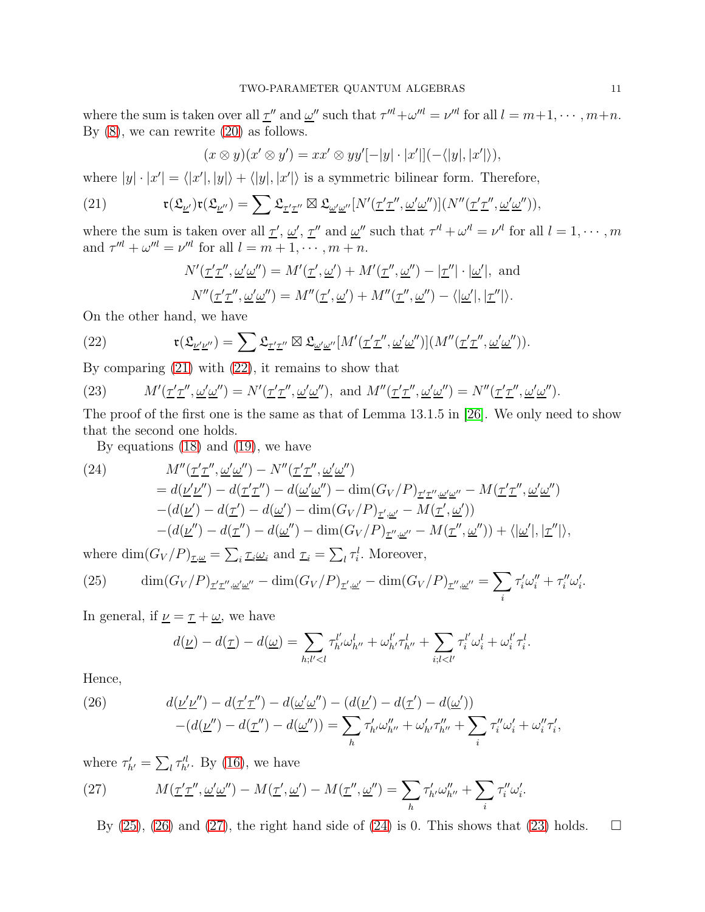where the sum is taken over all $\underline{\tau}''$ and $\underline{\omega}''$ such that $\tau''^l + \omega''^l = \nu''^l$ for all $l = m+1, \cdots, m+n$. By (8), we can rewrite (20) as follows.

$$(x \otimes y)(x' \otimes y') = xx' \otimes yy'[-|y| \cdot |x'|](-\langle |y|, |x'| \rangle),$$

where $|y| \cdot |x'| = \langle |x'|, |y| \rangle + \langle |y|, |x'| \rangle$ is a symmetric bilinear form. Therefore,

$$\mathfrak{r}(\mathfrak{L}_{\underline{\nu}'})\mathfrak{r}(\mathfrak{L}_{\underline{\nu}''}) = \sum \mathfrak{L}_{\underline{\tau}'\underline{\tau}''} \boxtimes \mathfrak{L}_{\underline{\omega}'\underline{\omega}''}[N'(\underline{\tau}'\underline{\tau}'', \underline{\omega}'\underline{\omega}'')](N''(\underline{\tau}'\underline{\tau}'', \underline{\omega}'\underline{\omega}'')), \tag{21}$$

where the sum is taken over all $\underline{\tau}'$, $\underline{\omega}'$, $\underline{\tau}''$ and $\underline{\omega}''$ such that $\tau'^l + \omega'^l = \nu'^l$ for all $l = 1, \cdots, m$ and $\tau''^l + \omega''^l = \nu''^l$ for all $l = m+1, \cdots, m+n$.

$$N'(\underline{\tau}'\underline{\tau}'', \underline{\omega}'\underline{\omega}'') = M'(\underline{\tau}', \underline{\omega}') + M'(\underline{\tau}'', \underline{\omega}'') - |\underline{\tau}''| \cdot |\underline{\omega}'|, \text{ and}$$

$$N''(\underline{\tau}'\underline{\tau}'', \underline{\omega}'\underline{\omega}'') = M''(\underline{\tau}', \underline{\omega}') + M''(\underline{\tau}'', \underline{\omega}'') - \langle |\underline{\omega}'|, |\underline{\tau}''| \rangle.$$

On the other hand, we have

$$\mathfrak{r}(\mathfrak{L}_{\underline{\nu}'\underline{\nu}''}) = \sum \mathfrak{L}_{\underline{\tau}'\underline{\tau}''} \boxtimes \mathfrak{L}_{\underline{\omega}'\underline{\omega}''}[M'(\underline{\tau}'\underline{\tau}'', \underline{\omega}'\underline{\omega}'')](M''(\underline{\tau}'\underline{\tau}'', \underline{\omega}'\underline{\omega}'')). \tag{22}$$

By comparing (21) with (22), it remains to show that

$$M'(\underline{\tau}'\underline{\tau}'', \underline{\omega}'\underline{\omega}'') = N'(\underline{\tau}'\underline{\tau}'', \underline{\omega}'\underline{\omega}''), \text{ and } M''(\underline{\tau}'\underline{\tau}'', \underline{\omega}'\underline{\omega}'') = N''(\underline{\tau}'\underline{\tau}'', \underline{\omega}'\underline{\omega}''). \tag{23}$$

The proof of the first one is the same as that of Lemma 13.1.5 in [26]. We only need to show that the second one holds.

By equations (18) and (19), we have

$$\begin{aligned}
&M''(\underline{\tau}'\underline{\tau}'', \underline{\omega}'\underline{\omega}'') - N''(\underline{\tau}'\underline{\tau}'', \underline{\omega}'\underline{\omega}'') \\
&= d(\underline{\nu}'\underline{\nu}'') - d(\underline{\tau}'\underline{\tau}'') - d(\underline{\omega}'\underline{\omega}'') - \dim(G_V/P)_{\underline{\tau}'\underline{\tau}'', \underline{\omega}'\underline{\omega}''} - M(\underline{\tau}'\underline{\tau}'', \underline{\omega}'\underline{\omega}'') \\
&\quad -(d(\underline{\nu}') - d(\underline{\tau}') - d(\underline{\omega}') - \dim(G_V/P)_{\underline{\tau}', \underline{\omega}'} - M(\underline{\tau}', \underline{\omega}')) \\
&\quad -(d(\underline{\nu}'') - d(\underline{\tau}'') - d(\underline{\omega}'') - \dim(G_V/P)_{\underline{\tau}'', \underline{\omega}''} - M(\underline{\tau}'', \underline{\omega}'')) + \langle |\underline{\omega}'|, |\underline{\tau}''| \rangle,
\end{aligned} \tag{24}$$

where $\dim(G_V/P)_{\underline{\tau}, \underline{\omega}} = \sum_i \underline{\tau}_i \underline{\omega}_i$ and $\underline{\tau}_i = \sum_l \tau_i^l$. Moreover,

$$\dim(G_V/P)_{\underline{\tau}'\underline{\tau}'', \underline{\omega}'\underline{\omega}''} - \dim(G_V/P)_{\underline{\tau}', \underline{\omega}'} - \dim(G_V/P)_{\underline{\tau}'', \underline{\omega}''} = \sum_i \tau_i' \omega_i'' + \tau_i'' \omega_i'. \tag{25}$$

In general, if $\underline{\nu} = \underline{\tau} + \underline{\omega}$, we have

$$d(\underline{\nu}) - d(\underline{\tau}) - d(\underline{\omega}) = \sum_{h; l' < l} \tau_{h'}^{l'} \omega_{h''}^{l} + \omega_{h'}^{l'} \tau_{h''}^{l} + \sum_{i; l < l'} \tau_i^{l'} \omega_i^{l} + \omega_i^{l'} \tau_i^{l}.$$

Hence,

$$\begin{aligned}
&d(\underline{\nu}'\underline{\nu}'') - d(\underline{\tau}'\underline{\tau}'') - d(\underline{\omega}'\underline{\omega}'') - (d(\underline{\nu}') - d(\underline{\tau}') - d(\underline{\omega}')) \\
&\quad -(d(\underline{\nu}'') - d(\underline{\tau}'') - d(\underline{\omega}'')) = \sum_h \tau_{h'}' \omega_{h''}'' + \omega_{h'}' \tau_{h''}'' + \sum_i \tau_i'' \omega_i' + \omega_i'' \tau_i',
\end{aligned} \tag{26}$$

where $\tau_{h'}' = \sum_l \tau_{h'}'^l$. By (16), we have

$$M(\underline{\tau}'\underline{\tau}'', \underline{\omega}'\underline{\omega}'') - M(\underline{\tau}', \underline{\omega}') - M(\underline{\tau}'', \underline{\omega}'') = \sum_h \tau_{h'}' \omega_{h''}'' + \sum_i \tau_i'' \omega_i'. \tag{27}$$

By (25), (26) and (27), the right hand side of (24) is 0. This shows that (23) holds. $\square$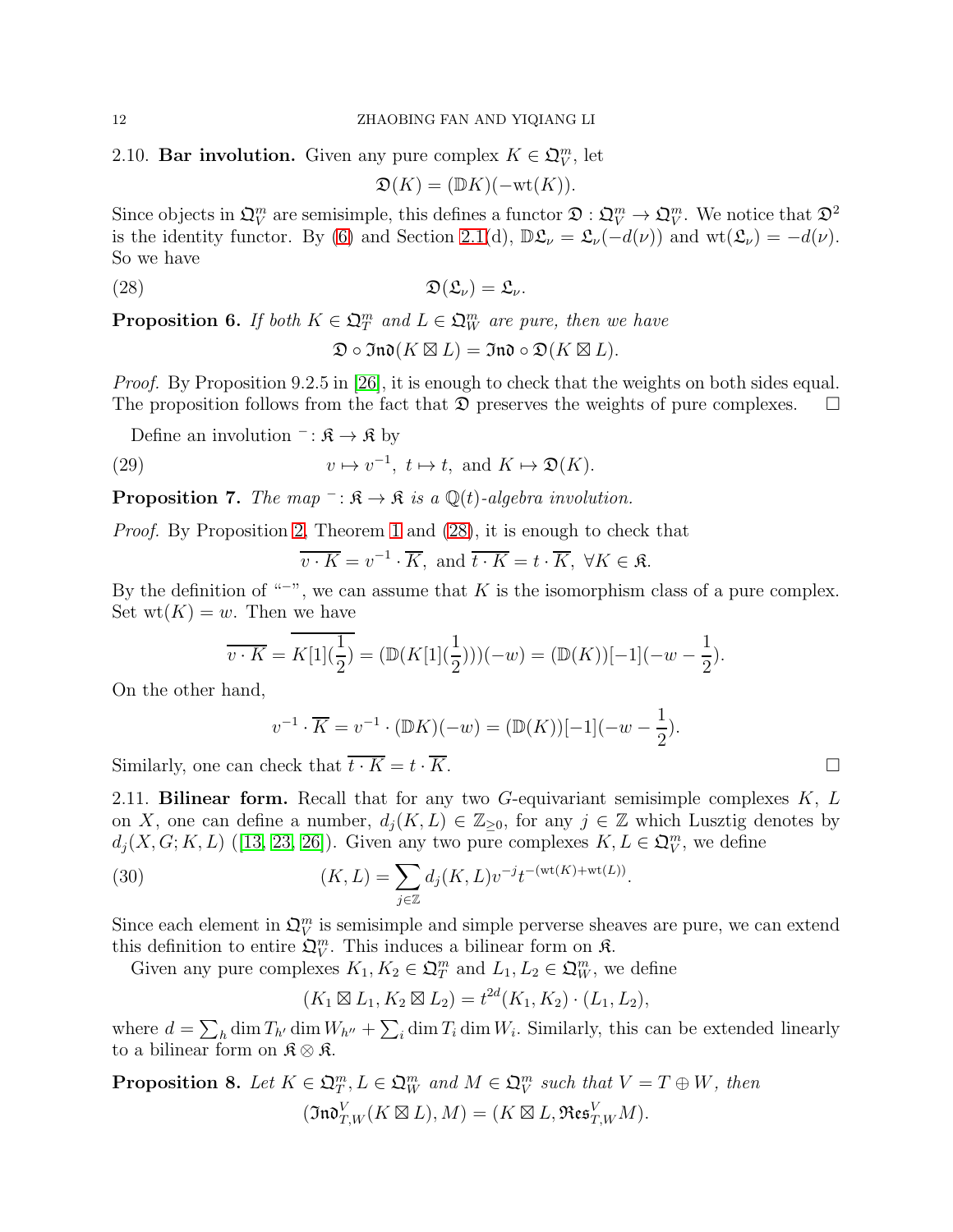2.10. **Bar involution.** Given any pure complex $K \in \mathfrak{Q}_V^m$, let

$$\mathfrak{D}(K) = (\mathbb{D}K)(-\mathrm{wt}(K)).$$

Since objects in $\mathfrak{Q}_V^m$ are semisimple, this defines a functor $\mathfrak{D} : \mathfrak{Q}_V^m \to \mathfrak{Q}_V^m$. We notice that $\mathfrak{D}^2$ is the identity functor. By (6) and Section 2.1(d), $\mathbb{D}\mathfrak{L}_\nu = \mathfrak{L}_\nu(-d(\nu))$ and $\mathrm{wt}(\mathfrak{L}_\nu) = -d(\nu)$. So we have

$$\mathfrak{D}(\mathfrak{L}_\nu) = \mathfrak{L}_\nu. \tag{28}$$

**Proposition 6.** *If both $K \in \mathfrak{Q}_T^m$ and $L \in \mathfrak{Q}_W^m$ are pure, then we have*

$$\mathfrak{D} \circ \mathfrak{Ind}(K \boxtimes L) = \mathfrak{Ind} \circ \mathfrak{D}(K \boxtimes L).$$

*Proof.* By Proposition 9.2.5 in [26], it is enough to check that the weights on both sides equal. The proposition follows from the fact that $\mathfrak{D}$ preserves the weights of pure complexes. $\square$

Define an involution $^- : \mathfrak{K} \to \mathfrak{K}$ by

$$v \mapsto v^{-1},\ t \mapsto t,\ \text{and } K \mapsto \mathfrak{D}(K). \tag{29}$$

**Proposition 7.** *The map $^- : \mathfrak{K} \to \mathfrak{K}$ is a $\mathbb{Q}(t)$-algebra involution.*

*Proof.* By Proposition 2, Theorem 1 and (28), it is enough to check that

$$\overline{v \cdot K} = v^{-1} \cdot \overline{K},\ \text{and } \overline{t \cdot K} = t \cdot \overline{K},\ \forall K \in \mathfrak{K}.$$

By the definition of "$^-$", we can assume that $K$ is the isomorphism class of a pure complex. Set $\mathrm{wt}(K) = w$. Then we have

$$\overline{v \cdot K} = \overline{K[1](\frac{1}{2})} = (\mathbb{D}(K[1](\frac{1}{2})))(-w) = (\mathbb{D}(K))[-1](-w - \frac{1}{2}).$$

On the other hand,

$$v^{-1} \cdot \overline{K} = v^{-1} \cdot (\mathbb{D}K)(-w) = (\mathbb{D}(K))[-1](-w - \frac{1}{2}).$$

Similarly, one can check that $\overline{t \cdot K} = t \cdot \overline{K}$. $\square$

2.11. **Bilinear form.** Recall that for any two $G$-equivariant semisimple complexes $K$, $L$ on $X$, one can define a number, $d_j(K, L) \in \mathbb{Z}_{\geq 0}$, for any $j \in \mathbb{Z}$ which Lusztig denotes by $d_j(X, G; K, L)$ ([13, 23, 26]). Given any two pure complexes $K, L \in \mathfrak{Q}_V^m$, we define

$$(K, L) = \sum_{j \in \mathbb{Z}} d_j(K, L) v^{-j} t^{-(\mathrm{wt}(K) + \mathrm{wt}(L))}. \tag{30}$$

Since each element in $\mathfrak{Q}_V^m$ is semisimple and simple perverse sheaves are pure, we can extend this definition to entire $\mathfrak{Q}_V^m$. This induces a bilinear form on $\mathfrak{K}$.

Given any pure complexes $K_1, K_2 \in \mathfrak{Q}_T^m$ and $L_1, L_2 \in \mathfrak{Q}_W^m$, we define

$$(K_1 \boxtimes L_1, K_2 \boxtimes L_2) = t^{2d}(K_1, K_2) \cdot (L_1, L_2),$$

where $d = \sum_h \dim T_{h'} \dim W_{h''} + \sum_i \dim T_i \dim W_i$. Similarly, this can be extended linearly to a bilinear form on $\mathfrak{K} \otimes \mathfrak{K}$.

**Proposition 8.** *Let $K \in \mathfrak{Q}_T^m, L \in \mathfrak{Q}_W^m$ and $M \in \mathfrak{Q}_V^m$ such that $V = T \oplus W$, then*

$$(\mathfrak{Ind}_{T,W}^V(K \boxtimes L), M) = (K \boxtimes L, \mathfrak{Res}_{T,W}^V M).$$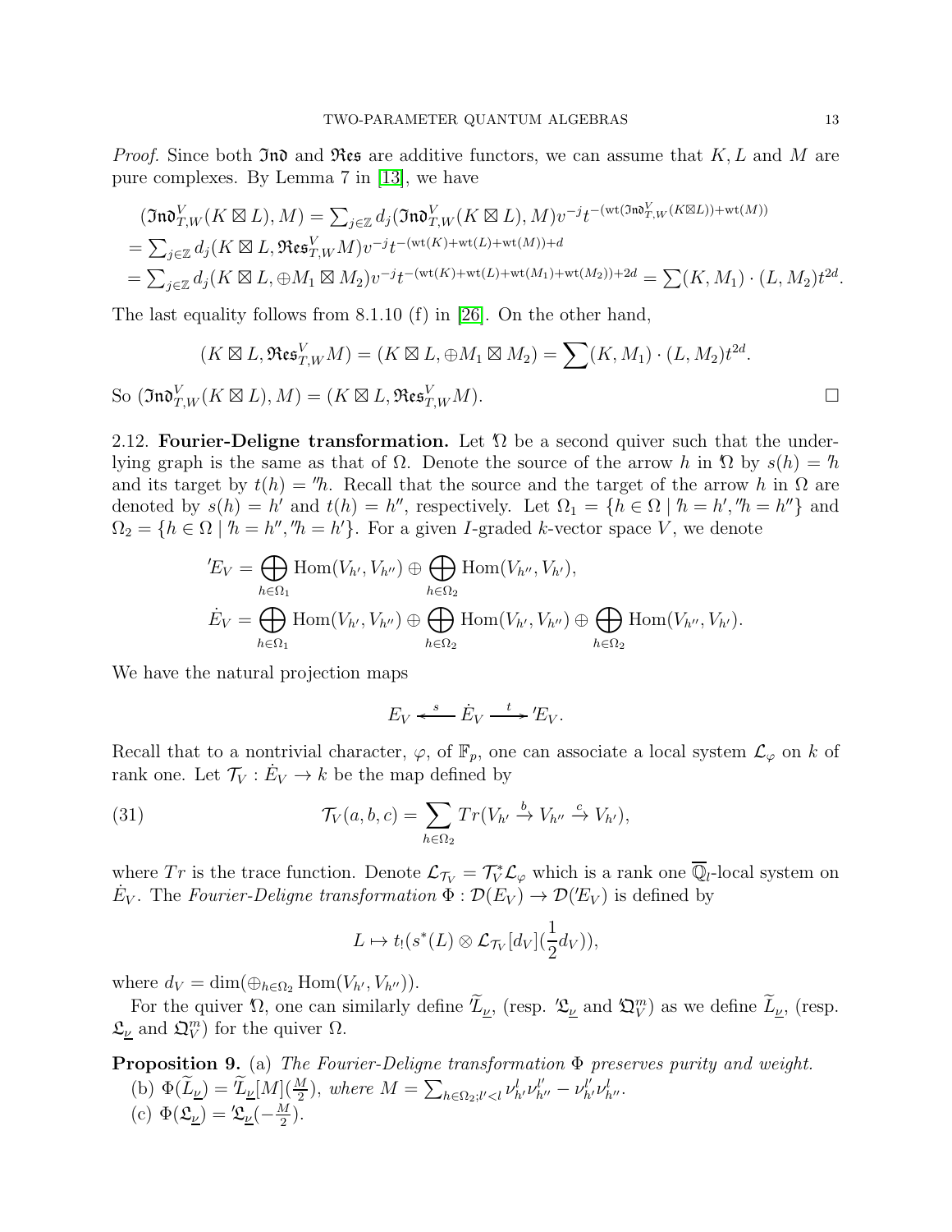*Proof.* Since both $\mathfrak{Ind}$ and $\mathfrak{Res}$ are additive functors, we can assume that $K, L$ and $M$ are pure complexes. By Lemma 7 in [13], we have

$$
\begin{aligned}
&(\mathfrak{Ind}^V_{T,W}(K \boxtimes L), M) = \textstyle\sum_{j\in\mathbb{Z}} d_j(\mathfrak{Ind}^V_{T,W}(K \boxtimes L), M) v^{-j} t^{-(\mathrm{wt}(\mathfrak{Ind}^V_{T,W}(K\boxtimes L))+\mathrm{wt}(M))} \\
&= \textstyle\sum_{j\in\mathbb{Z}} d_j(K \boxtimes L, \mathfrak{Res}^V_{T,W} M) v^{-j} t^{-(\mathrm{wt}(K)+\mathrm{wt}(L)+\mathrm{wt}(M))+d} \\
&= \textstyle\sum_{j\in\mathbb{Z}} d_j(K \boxtimes L, \oplus M_1 \boxtimes M_2) v^{-j} t^{-(\mathrm{wt}(K)+\mathrm{wt}(L)+\mathrm{wt}(M_1)+\mathrm{wt}(M_2))+2d} = \sum (K, M_1)\cdot (L, M_2) t^{2d}.
\end{aligned}
$$

The last equality follows from 8.1.10 (f) in [26]. On the other hand,

$$
(K \boxtimes L, \mathfrak{Res}^V_{T,W} M) = (K \boxtimes L, \oplus M_1 \boxtimes M_2) = \sum (K, M_1)\cdot (L, M_2) t^{2d}.
$$

So $(\mathfrak{Ind}^V_{T,W}(K \boxtimes L), M) = (K \boxtimes L, \mathfrak{Res}^V_{T,W} M)$. $\square$

2.12. **Fourier-Deligne transformation.** Let $'\Omega$ be a second quiver such that the underlying graph is the same as that of $\Omega$. Denote the source of the arrow $h$ in $'\Omega$ by $s(h) = {}'h$ and its target by $t(h) = {}''h$. Recall that the source and the target of the arrow $h$ in $\Omega$ are denoted by $s(h) = h'$ and $t(h) = h''$, respectively. Let $\Omega_1 = \{h \in \Omega \mid {}'h = h', {}''h = h''\}$ and $\Omega_2 = \{h \in \Omega \mid {}'h = h'', {}''h = h'\}$. For a given $I$-graded $k$-vector space $V$, we denote

$$
\begin{aligned}
'E_V &= \bigoplus_{h\in\Omega_1} \mathrm{Hom}(V_{h'}, V_{h''}) \oplus \bigoplus_{h\in\Omega_2} \mathrm{Hom}(V_{h''}, V_{h'}), \\
\dot{E}_V &= \bigoplus_{h\in\Omega_1} \mathrm{Hom}(V_{h'}, V_{h''}) \oplus \bigoplus_{h\in\Omega_2} \mathrm{Hom}(V_{h'}, V_{h''}) \oplus \bigoplus_{h\in\Omega_2} \mathrm{Hom}(V_{h''}, V_{h'}).
\end{aligned}
$$

We have the natural projection maps

$$
E_V \xleftarrow{\ s\ } \dot{E}_V \xrightarrow{\ t\ } {}'E_V.
$$

Recall that to a nontrivial character, $\varphi$, of $\mathbb{F}_p$, one can associate a local system $\mathcal{L}_\varphi$ on $k$ of rank one. Let $\mathcal{T}_V : \dot{E}_V \to k$ be the map defined by

$$
\mathcal{T}_V(a, b, c) = \sum_{h\in\Omega_2} Tr(V_{h'} \xrightarrow{b} V_{h''} \xrightarrow{c} V_{h'}), \tag{31}
$$

where $Tr$ is the trace function. Denote $\mathcal{L}_{\mathcal{T}_V} = \mathcal{T}_V^* \mathcal{L}_\varphi$ which is a rank one $\overline{\mathbb{Q}}_l$-local system on $\dot{E}_V$. The *Fourier-Deligne transformation* $\Phi : \mathcal{D}(E_V) \to \mathcal{D}('E_V)$ is defined by

$$
L \mapsto t_!(s^*(L) \otimes \mathcal{L}_{\mathcal{T}_V}[d_V](\frac{1}{2}d_V)),
$$

where $d_V = \dim(\oplus_{h\in\Omega_2} \mathrm{Hom}(V_{h'}, V_{h''}))$.

For the quiver $'\Omega$, one can similarly define $'\widetilde{L}_{\underline{\nu}}$, (resp. $'\mathfrak{L}_{\underline{\nu}}$ and $'\mathfrak{Q}^m_V$) as we define $\widetilde{L}_{\underline{\nu}}$, (resp. $\mathfrak{L}_{\underline{\nu}}$ and $\mathfrak{Q}^m_V$) for the quiver $\Omega$.

**Proposition 9.** (a) *The Fourier-Deligne transformation $\Phi$ preserves purity and weight.*
(b) $\Phi(\widetilde{L}_{\underline{\nu}}) = {}'\widetilde{L}_{\underline{\nu}}[M](\frac{M}{2})$, *where* $M = \sum_{h\in\Omega_2; l'<l} \nu^l_{h'}\nu^{l'}_{h''} - \nu^{l'}_{h'}\nu^l_{h''}$.
(c) $\Phi(\mathfrak{L}_{\underline{\nu}}) = {}'\mathfrak{L}_{\underline{\nu}}(-\frac{M}{2})$.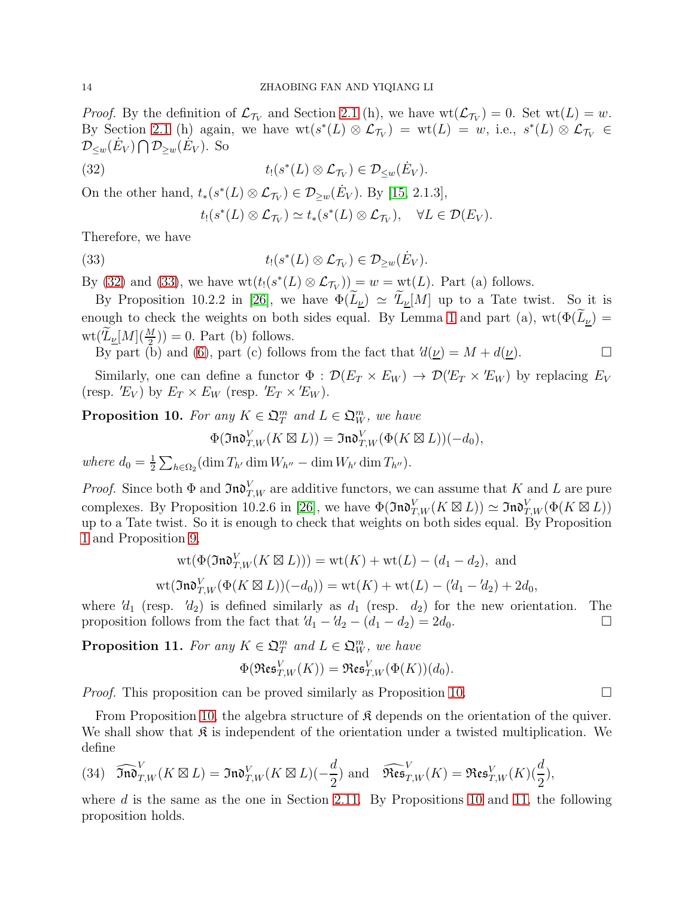*Proof.* By the definition of $\mathcal{L}_{\mathcal{T}_V}$ and Section 2.1 (h), we have $\mathrm{wt}(\mathcal{L}_{\mathcal{T}_V}) = 0$. Set $\mathrm{wt}(L) = w$. By Section 2.1 (h) again, we have $\mathrm{wt}(s^*(L) \otimes \mathcal{L}_{\mathcal{T}_V}) = \mathrm{wt}(L) = w$, i.e., $s^*(L) \otimes \mathcal{L}_{\mathcal{T}_V} \in \mathcal{D}_{\leq w}(\dot{E}_V) \bigcap \mathcal{D}_{\geq w}(\dot{E}_V)$. So

$$t_!(s^*(L) \otimes \mathcal{L}_{\mathcal{T}_V}) \in \mathcal{D}_{\leq w}(\dot{E}_V). \tag{32}$$

On the other hand, $t_*(s^*(L) \otimes \mathcal{L}_{\mathcal{T}_V}) \in \mathcal{D}_{\geq w}(\dot{E}_V)$. By [15, 2.1.3],

$$t_!(s^*(L) \otimes \mathcal{L}_{\mathcal{T}_V}) \simeq t_*(s^*(L) \otimes \mathcal{L}_{\mathcal{T}_V}), \quad \forall L \in \mathcal{D}(E_V).$$

Therefore, we have

$$t_!(s^*(L) \otimes \mathcal{L}_{\mathcal{T}_V}) \in \mathcal{D}_{\geq w}(\dot{E}_V). \tag{33}$$

By (32) and (33), we have $\mathrm{wt}(t_!(s^*(L) \otimes \mathcal{L}_{\mathcal{T}_V})) = w = \mathrm{wt}(L)$. Part (a) follows.

By Proposition 10.2.2 in [26], we have $\Phi(\widetilde{L}_{\underline{\nu}}) \simeq {}'\widetilde{L}_{\underline{\nu}}[M]$ up to a Tate twist. So it is enough to check the weights on both sides equal. By Lemma 1 and part (a), $\mathrm{wt}(\Phi(\widetilde{L}_{\underline{\nu}}) = \mathrm{wt}(\widetilde{L}_{\underline{\nu}}[M](\frac{M}{2})) = 0$. Part (b) follows.

By part (b) and (6), part (c) follows from the fact that ${}'d(\underline{\nu}) = M + d(\underline{\nu})$. $\square$

Similarly, one can define a functor $\Phi : \mathcal{D}(E_T \times E_W) \to \mathcal{D}({}'E_T \times {}'E_W)$ by replacing $E_V$ (resp. ${}'E_V$) by $E_T \times E_W$ (resp. ${}'E_T \times {}'E_W$).

**Proposition 10.** *For any $K \in \mathfrak{Q}_T^m$ and $L \in \mathfrak{Q}_W^m$, we have*

$$\Phi(\mathfrak{Ind}_{T,W}^V(K \boxtimes L)) = \mathfrak{Ind}_{T,W}^V(\Phi(K \boxtimes L))(-d_0),$$

*where $d_0 = \frac{1}{2}\sum_{h \in \Omega_2}(\dim T_{h'} \dim W_{h''} - \dim W_{h'} \dim T_{h''})$.*

*Proof.* Since both $\Phi$ and $\mathfrak{Ind}_{T,W}^V$ are additive functors, we can assume that $K$ and $L$ are pure complexes. By Proposition 10.2.6 in [26], we have $\Phi(\mathfrak{Ind}_{T,W}^V(K \boxtimes L)) \simeq \mathfrak{Ind}_{T,W}^V(\Phi(K \boxtimes L))$ up to a Tate twist. So it is enough to check that weights on both sides equal. By Proposition 1 and Proposition 9,

$$\mathrm{wt}(\Phi(\mathfrak{Ind}_{T,W}^V(K \boxtimes L))) = \mathrm{wt}(K) + \mathrm{wt}(L) - (d_1 - d_2), \text{ and}$$

$$\mathrm{wt}(\mathfrak{Ind}_{T,W}^V(\Phi(K \boxtimes L))(-d_0)) = \mathrm{wt}(K) + \mathrm{wt}(L) - ({}'d_1 - {}'d_2) + 2d_0,$$

where ${}'d_1$ (resp. ${}'d_2$) is defined similarly as $d_1$ (resp. $d_2$) for the new orientation. The proposition follows from the fact that ${}'d_1 - {}'d_2 - (d_1 - d_2) = 2d_0$. $\square$

**Proposition 11.** *For any $K \in \mathfrak{Q}_T^m$ and $L \in \mathfrak{Q}_W^m$, we have*

$$\Phi(\mathfrak{Res}_{T,W}^V(K)) = \mathfrak{Res}_{T,W}^V(\Phi(K))(d_0).$$

*Proof.* This proposition can be proved similarly as Proposition 10. $\square$

From Proposition 10, the algebra structure of $\mathfrak{K}$ depends on the orientation of the quiver. We shall show that $\mathfrak{K}$ is independent of the orientation under a twisted multiplication. We define

$$\widehat{\mathfrak{Ind}}_{T,W}^V(K \boxtimes L) = \mathfrak{Ind}_{T,W}^V(K \boxtimes L)(-\frac{d}{2}) \text{ and } \widehat{\mathfrak{Res}}_{T,W}^V(K) = \mathfrak{Res}_{T,W}^V(K)(\frac{d}{2}), \tag{34}$$

where $d$ is the same as the one in Section 2.11. By Propositions 10 and 11, the following proposition holds.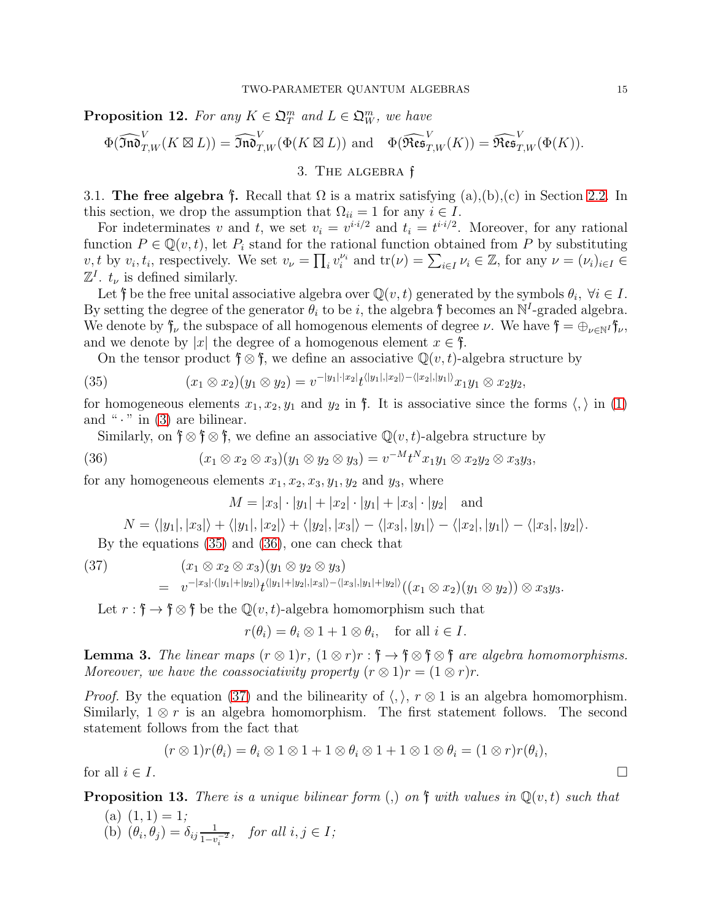**Proposition 12.** *For any $K \in \mathfrak{Q}_T^m$ and $L \in \mathfrak{Q}_W^m$, we have*

$$\Phi(\widehat{\mathfrak{Ind}}_{T,W}^V(K \boxtimes L)) = \widehat{\mathfrak{Ind}}_{T,W}^V(\Phi(K \boxtimes L)) \text{ and } \Phi(\widehat{\mathfrak{Res}}_{T,W}^V(K)) = \widehat{\mathfrak{Res}}_{T,W}^V(\Phi(K)).$$

## 3. The algebra $\mathfrak{f}$

3.1. **The free algebra $'\mathfrak{f}$.** Recall that $\Omega$ is a matrix satisfying (a),(b),(c) in Section 2.2. In this section, we drop the assumption that $\Omega_{ii} = 1$ for any $i \in I$.

For indeterminates $v$ and $t$, we set $v_i = v^{i\cdot i/2}$ and $t_i = t^{i\cdot i/2}$. Moreover, for any rational function $P \in \mathbb{Q}(v,t)$, let $P_i$ stand for the rational function obtained from $P$ by substituting $v, t$ by $v_i, t_i$, respectively. We set $v_\nu = \prod_i v_i^{\nu_i}$ and $\mathrm{tr}(\nu) = \sum_{i\in I} \nu_i \in \mathbb{Z}$, for any $\nu = (\nu_i)_{i\in I} \in \mathbb{Z}^I$. $t_\nu$ is defined similarly.

Let $'\mathfrak{f}$ be the free unital associative algebra over $\mathbb{Q}(v,t)$ generated by the symbols $\theta_i$, $\forall i \in I$. By setting the degree of the generator $\theta_i$ to be $i$, the algebra $'\mathfrak{f}$ becomes an $\mathbb{N}^I$-graded algebra. We denote by $'\mathfrak{f}_\nu$ the subspace of all homogenous elements of degree $\nu$. We have $'\mathfrak{f} = \oplus_{\nu\in\mathbb{N}^I} {'\mathfrak{f}_\nu}$, and we denote by $|x|$ the degree of a homogenous element $x \in {'\mathfrak{f}}$.

On the tensor product $'\mathfrak{f} \otimes {'\mathfrak{f}}$, we define an associative $\mathbb{Q}(v,t)$-algebra structure by

$$(x_1 \otimes x_2)(y_1 \otimes y_2) = v^{-|y_1|\cdot|x_2|} t^{\langle |y_1|,|x_2|\rangle - \langle |x_2|,|y_1|\rangle} x_1 y_1 \otimes x_2 y_2, \tag{35}$$

for homogeneous elements $x_1, x_2, y_1$ and $y_2$ in $'\mathfrak{f}$. It is associative since the forms $\langle,\rangle$ in (1) and "$\cdot$" in (3) are bilinear.

Similarly, on $'\mathfrak{f} \otimes {'\mathfrak{f}} \otimes {'\mathfrak{f}}$, we define an associative $\mathbb{Q}(v,t)$-algebra structure by

$$(x_1 \otimes x_2 \otimes x_3)(y_1 \otimes y_2 \otimes y_3) = v^{-M} t^N x_1 y_1 \otimes x_2 y_2 \otimes x_3 y_3, \tag{36}$$

for any homogeneous elements $x_1, x_2, x_3, y_1, y_2$ and $y_3$, where

$$M = |x_3|\cdot|y_1| + |x_2|\cdot|y_1| + |x_3|\cdot|y_2| \quad \text{and}$$

$$N = \langle |y_1|,|x_3|\rangle + \langle |y_1|,|x_2|\rangle + \langle |y_2|,|x_3|\rangle - \langle |x_3|,|y_1|\rangle - \langle |x_2|,|y_1|\rangle - \langle |x_3|,|y_2|\rangle.$$

By the equations (35) and (36), one can check that

$$\begin{aligned}(37) \qquad & (x_1 \otimes x_2 \otimes x_3)(y_1 \otimes y_2 \otimes y_3) \\ = \ & v^{-|x_3|\cdot(|y_1|+|y_2|)} t^{\langle |y_1|+|y_2|,|x_3|\rangle - \langle |x_3|,|y_1|+|y_2|\rangle} ((x_1 \otimes x_2)(y_1 \otimes y_2)) \otimes x_3 y_3.\end{aligned}$$

Let $r : {'\mathfrak{f}} \to {'\mathfrak{f}} \otimes {'\mathfrak{f}}$ be the $\mathbb{Q}(v,t)$-algebra homomorphism such that

$$r(\theta_i) = \theta_i \otimes 1 + 1 \otimes \theta_i, \quad \text{for all } i \in I.$$

**Lemma 3.** *The linear maps $(r \otimes 1)r$, $(1 \otimes r)r : {'\mathfrak{f}} \to {'\mathfrak{f}} \otimes {'\mathfrak{f}} \otimes {'\mathfrak{f}}$ are algebra homomorphisms. Moreover, we have the coassociativity property $(r \otimes 1)r = (1 \otimes r)r$.*

*Proof.* By the equation (37) and the bilinearity of $\langle,\rangle$, $r \otimes 1$ is an algebra homomorphism. Similarly, $1 \otimes r$ is an algebra homomorphism. The first statement follows. The second statement follows from the fact that

$$(r \otimes 1)r(\theta_i) = \theta_i \otimes 1 \otimes 1 + 1 \otimes \theta_i \otimes 1 + 1 \otimes 1 \otimes \theta_i = (1 \otimes r)r(\theta_i),$$

for all $i \in I$. $\square$

**Proposition 13.** *There is a unique bilinear form $(,)$ on $'\mathfrak{f}$ with values in $\mathbb{Q}(v,t)$ such that*

(a) $(1,1) = 1$;

(b) $(\theta_i, \theta_j) = \delta_{ij} \frac{1}{1 - v_i^{-2}}$, *for all $i, j \in I$;*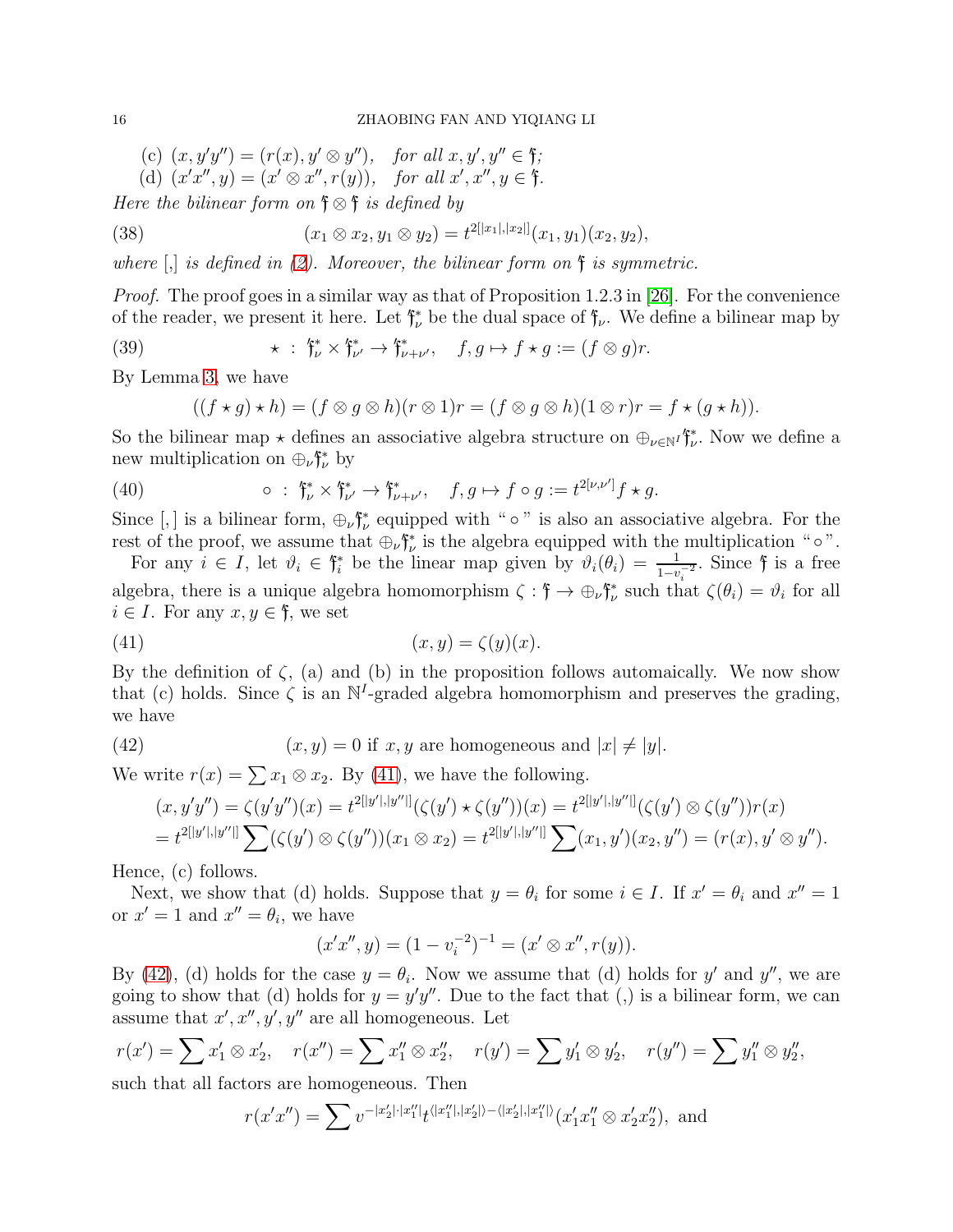(c) $(x, y'y'') = (r(x), y' \otimes y'')$, *for all* $x, y', y'' \in \mathfrak{f}$;

(d) $(x'x'', y) = (x' \otimes x'', r(y))$, *for all* $x', x'', y \in \mathfrak{f}$.

*Here the bilinear form on* $\mathfrak{f} \otimes \mathfrak{f}$ *is defined by*

$$(x_1 \otimes x_2, y_1 \otimes y_2) = t^{2[|x_1|,|x_2|]}(x_1, y_1)(x_2, y_2), \tag{38}$$

*where* $[,]$ *is defined in (2). Moreover, the bilinear form on* $\mathfrak{f}$ *is symmetric.*

*Proof.* The proof goes in a similar way as that of Proposition 1.2.3 in [26]. For the convenience of the reader, we present it here. Let $\mathfrak{f}^*_\nu$ be the dual space of $\mathfrak{f}_\nu$. We define a bilinear map by

$$\star \ : \ \mathfrak{f}^*_\nu \times \mathfrak{f}^*_{\nu'} \to \mathfrak{f}^*_{\nu+\nu'}, \quad f, g \mapsto f \star g := (f \otimes g)r. \tag{39}$$

By Lemma 3, we have

$$((f \star g) \star h) = (f \otimes g \otimes h)(r \otimes 1)r = (f \otimes g \otimes h)(1 \otimes r)r = f \star (g \star h)).$$

So the bilinear map $\star$ defines an associative algebra structure on $\oplus_{\nu \in \mathbb{N}^I} \mathfrak{f}^*_\nu$. Now we define a new multiplication on $\oplus_\nu \mathfrak{f}^*_\nu$ by

$$\circ \ : \ \mathfrak{f}^*_\nu \times \mathfrak{f}^*_{\nu'} \to \mathfrak{f}^*_{\nu+\nu'}, \quad f, g \mapsto f \circ g := t^{2[\nu,\nu']} f \star g. \tag{40}$$

Since $[,]$ is a bilinear form, $\oplus_\nu \mathfrak{f}^*_\nu$ equipped with "$\circ$" is also an associative algebra. For the rest of the proof, we assume that $\oplus_\nu \mathfrak{f}^*_\nu$ is the algebra equipped with the multiplication "$\circ$".

For any $i \in I$, let $\vartheta_i \in \mathfrak{f}^*_i$ be the linear map given by $\vartheta_i(\theta_i) = \frac{1}{1-v_i^{-2}}$. Since $\mathfrak{f}$ is a free algebra, there is a unique algebra homomorphism $\zeta : \mathfrak{f} \to \oplus_\nu \mathfrak{f}^*_\nu$ such that $\zeta(\theta_i) = \vartheta_i$ for all $i \in I$. For any $x, y \in \mathfrak{f}$, we set

$$(x, y) = \zeta(y)(x). \tag{41}$$

By the definition of $\zeta$, (a) and (b) in the proposition follows automaically. We now show that (c) holds. Since $\zeta$ is an $\mathbb{N}^I$-graded algebra homomorphism and preserves the grading, we have

$$(x, y) = 0 \text{ if } x, y \text{ are homogeneous and } |x| \neq |y|. \tag{42}$$

We write $r(x) = \sum x_1 \otimes x_2$. By (41), we have the following.

$$\begin{aligned}
(x, y'y'') &= \zeta(y'y'')(x) = t^{2[|y'|,|y''|]}(\zeta(y') \star \zeta(y''))(x) = t^{2[|y'|,|y''|]}(\zeta(y') \otimes \zeta(y''))r(x) \\
&= t^{2[|y'|,|y''|]} \sum (\zeta(y') \otimes \zeta(y''))(x_1 \otimes x_2) = t^{2[|y'|,|y''|]} \sum (x_1, y')(x_2, y'') = (r(x), y' \otimes y'').
\end{aligned}$$

Hence, (c) follows.

Next, we show that (d) holds. Suppose that $y = \theta_i$ for some $i \in I$. If $x' = \theta_i$ and $x'' = 1$ or $x' = 1$ and $x'' = \theta_i$, we have

$$(x'x'', y) = (1 - v_i^{-2})^{-1} = (x' \otimes x'', r(y)).$$

By (42), (d) holds for the case $y = \theta_i$. Now we assume that (d) holds for $y'$ and $y''$, we are going to show that (d) holds for $y = y'y''$. Due to the fact that $(,)$ is a bilinear form, we can assume that $x', x'', y', y''$ are all homogeneous. Let

$$r(x') = \sum x'_1 \otimes x'_2, \quad r(x'') = \sum x''_1 \otimes x''_2, \quad r(y') = \sum y'_1 \otimes y'_2, \quad r(y'') = \sum y''_1 \otimes y''_2,$$

such that all factors are homogeneous. Then

$$r(x'x'') = \sum v^{-|x'_2| \cdot |x''_1|} t^{\langle |x''_1|, |x'_2| \rangle - \langle |x'_2|, |x''_1| \rangle} (x'_1 x''_1 \otimes x'_2 x''_2), \text{ and}$$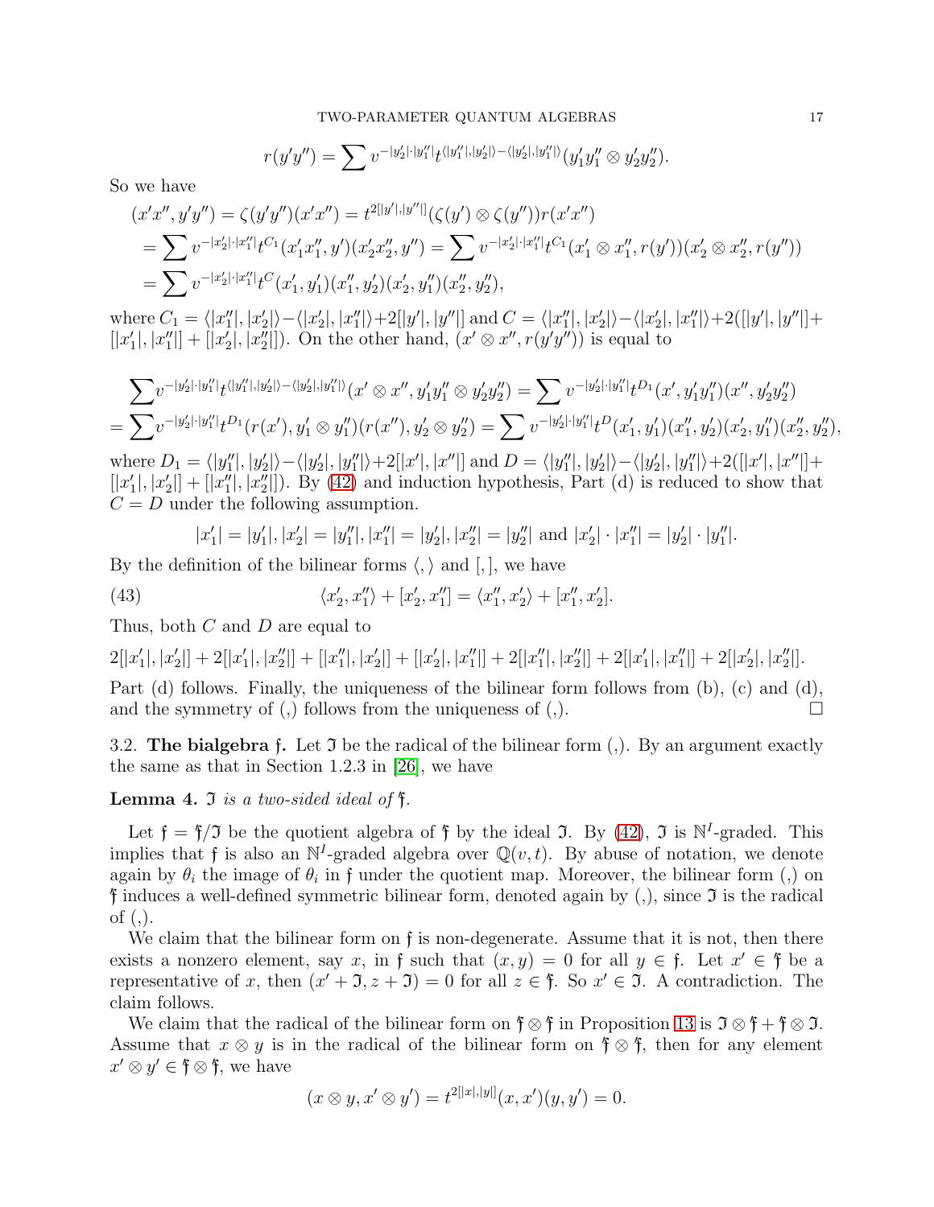$$r(y'y'') = \sum v^{-|y_2'|\cdot|y_1''|} t^{\langle |y_1''|,|y_2'|\rangle - \langle |y_2'|,|y_1''|\rangle} (y_1'y_1'' \otimes y_2'y_2'').$$

So we have

$$\begin{aligned}
(x'x'', y'y'') &= \zeta(y'y'')(x'x'') = t^{2[|y'|,|y''|]}(\zeta(y') \otimes \zeta(y''))r(x'x'') \\
&= \sum v^{-|x_2'|\cdot|x_1''|} t^{C_1} (x_1'x_1'', y')(x_2'x_2'', y'') = \sum v^{-|x_2'|\cdot|x_1''|} t^{C_1} (x_1' \otimes x_1'', r(y'))(x_2' \otimes x_2'', r(y'')) \\
&= \sum v^{-|x_2'|\cdot|x_1''|} t^{C} (x_1', y_1')(x_1'', y_2')(x_2', y_1'')(x_2'', y_2''),
\end{aligned}$$

where $C_1 = \langle |x_1''|, |x_2'|\rangle - \langle |x_2'|, |x_1''|\rangle + 2[|y'|, |y''|]$ and $C = \langle |x_1''|, |x_2'|\rangle - \langle |x_2'|, |x_1''|\rangle + 2([|y'|, |y''|] + [|x_1'|, |x_1''|] + [|x_2'|, |x_2''|])$. On the other hand, $(x' \otimes x'', r(y'y''))$ is equal to

$$\begin{aligned}
&\sum v^{-|y_2'|\cdot|y_1''|} t^{\langle |y_1''|,|y_2'|\rangle - \langle |y_2'|,|y_1''|\rangle} (x' \otimes x'', y_1'y_1'' \otimes y_2'y_2'') = \sum v^{-|y_2'|\cdot|y_1''|} t^{D_1} (x', y_1'y_1'')(x'', y_2'y_2'') \\
= &\sum v^{-|y_2'|\cdot|y_1''|} t^{D_1} (r(x'), y_1' \otimes y_1'')(r(x''), y_2' \otimes y_2'') = \sum v^{-|y_2'|\cdot|y_1''|} t^{D} (x_1', y_1')(x_1'', y_2')(x_2', y_1'')(x_2'', y_2''),
\end{aligned}$$

where $D_1 = \langle |y_1''|, |y_2'|\rangle - \langle |y_2'|, |y_1''|\rangle + 2[|x'|, |x''|]$ and $D = \langle |y_1''|, |y_2'|\rangle - \langle |y_2'|, |y_1''|\rangle + 2([|x'|, |x''|] + [|x_1'|, |x_2'|] + [|x_1''|, |x_2''|])$. By (42) and induction hypothesis, Part (d) is reduced to show that $C = D$ under the following assumption.

$$|x_1'| = |y_1'|, |x_2'| = |y_1''|, |x_1''| = |y_2'|, |x_2''| = |y_2''| \text{ and } |x_2'| \cdot |x_1''| = |y_2'| \cdot |y_1''|.$$

By the definition of the bilinear forms $\langle , \rangle$ and $[,]$, we have

$$\langle x_2', x_1''\rangle + [x_2', x_1''] = \langle x_1'', x_2'\rangle + [x_1'', x_2']. \tag{43}$$

Thus, both $C$ and $D$ are equal to

$$2[|x_1'|, |x_2'|] + 2[|x_1'|, |x_2''|] + [|x_1''|, |x_2'|] + [|x_2'|, |x_1''|] + 2[|x_1''|, |x_2''|] + 2[|x_1'|, |x_1''|] + 2[|x_2'|, |x_2''|].$$

Part (d) follows. Finally, the uniqueness of the bilinear form follows from (b), (c) and (d), and the symmetry of (,) follows from the uniqueness of (,). $\square$

### 3.2. The bialgebra $\mathfrak{f}$.

Let $\mathfrak{I}$ be the radical of the bilinear form (,). By an argument exactly the same as that in Section 1.2.3 in [26], we have

**Lemma 4.** *$\mathfrak{I}$ is a two-sided ideal of $'\mathfrak{f}$.*

Let $\mathfrak{f} = {'\mathfrak{f}}/\mathfrak{I}$ be the quotient algebra of $'\mathfrak{f}$ by the ideal $\mathfrak{I}$. By (42), $\mathfrak{I}$ is $\mathbb{N}^I$-graded. This implies that $\mathfrak{f}$ is also an $\mathbb{N}^I$-graded algebra over $\mathbb{Q}(v,t)$. By abuse of notation, we denote again by $\theta_i$ the image of $\theta_i$ in $\mathfrak{f}$ under the quotient map. Moreover, the bilinear form (,) on $'\mathfrak{f}$ induces a well-defined symmetric bilinear form, denoted again by (,), since $\mathfrak{I}$ is the radical of (,).

We claim that the bilinear form on $\mathfrak{f}$ is non-degenerate. Assume that it is not, then there exists a nonzero element, say $x$, in $\mathfrak{f}$ such that $(x, y) = 0$ for all $y \in \mathfrak{f}$. Let $x' \in {'\mathfrak{f}}$ be a representative of $x$, then $(x' + \mathfrak{I}, z + \mathfrak{I}) = 0$ for all $z \in {'\mathfrak{f}}$. So $x' \in \mathfrak{I}$. A contradiction. The claim follows.

We claim that the radical of the bilinear form on $'\mathfrak{f} \otimes {'\mathfrak{f}}$ in Proposition 13 is $\mathfrak{I} \otimes {'\mathfrak{f}} + {'\mathfrak{f}} \otimes \mathfrak{I}$. Assume that $x \otimes y$ is in the radical of the bilinear form on $'\mathfrak{f} \otimes {'\mathfrak{f}}$, then for any element $x' \otimes y' \in {'\mathfrak{f}} \otimes {'\mathfrak{f}}$, we have

$$(x \otimes y, x' \otimes y') = t^{2[|x|,|y|]}(x, x')(y, y') = 0.$$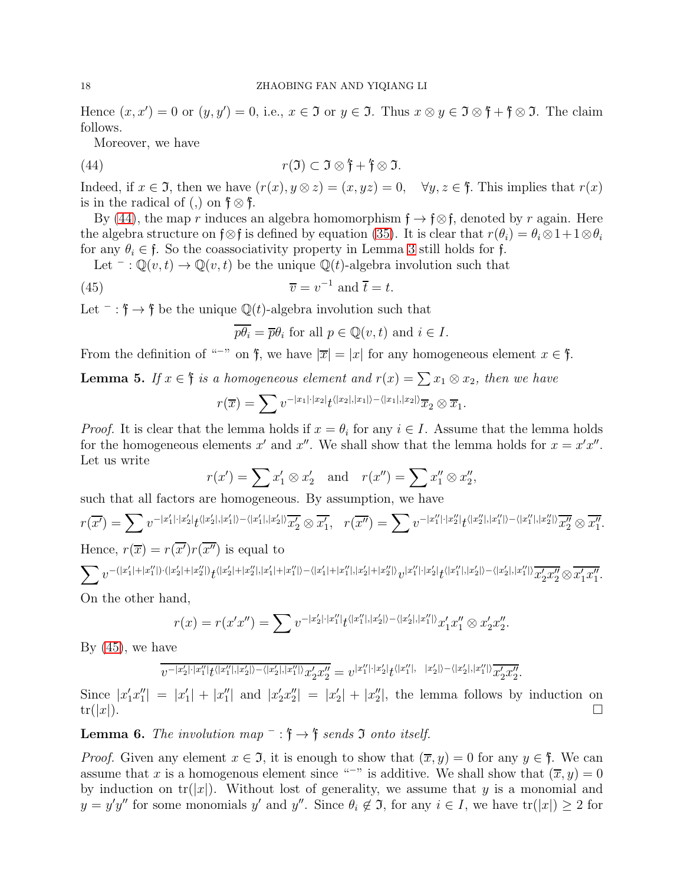Hence $(x, x') = 0$ or $(y, y') = 0$, i.e., $x \in \mathfrak{I}$ or $y \in \mathfrak{I}$. Thus $x \otimes y \in \mathfrak{I} \otimes {}'\mathfrak{f} + {}'\mathfrak{f} \otimes \mathfrak{I}$. The claim follows.

Moreover, we have

$$r(\mathfrak{I}) \subset \mathfrak{I} \otimes {}'\mathfrak{f} + {}'\mathfrak{f} \otimes \mathfrak{I}. \tag{44}$$

Indeed, if $x \in \mathfrak{I}$, then we have $(r(x), y \otimes z) = (x, yz) = 0, \quad \forall y, z \in {}'\mathfrak{f}$. This implies that $r(x)$ is in the radical of $(,)$ on ${}'\mathfrak{f} \otimes {}'\mathfrak{f}$.

By (44), the map $r$ induces an algebra homomorphism $\mathfrak{f} \to \mathfrak{f} \otimes \mathfrak{f}$, denoted by $r$ again. Here the algebra structure on $\mathfrak{f} \otimes \mathfrak{f}$ is defined by equation (35). It is clear that $r(\theta_i) = \theta_i \otimes 1 + 1 \otimes \theta_i$ for any $\theta_i \in \mathfrak{f}$. So the coassociativity property in Lemma 3 still holds for $\mathfrak{f}$.

Let ${}^{-} : \mathbb{Q}(v, t) \to \mathbb{Q}(v, t)$ be the unique $\mathbb{Q}(t)$-algebra involution such that

$$\overline{v} = v^{-1} \text{ and } \overline{t} = t. \tag{45}$$

Let ${}^{-} : {}'\mathfrak{f} \to {}'\mathfrak{f}$ be the unique $\mathbb{Q}(t)$-algebra involution such that

$$\overline{p\theta_i} = \overline{p}\theta_i \text{ for all } p \in \mathbb{Q}(v, t) \text{ and } i \in I.$$

From the definition of "${}^{-}$" on ${}'\mathfrak{f}$, we have $|\overline{x}| = |x|$ for any homogeneous element $x \in {}'\mathfrak{f}$.

**Lemma 5.** *If $x \in {}'\mathfrak{f}$ is a homogeneous element and $r(x) = \sum x_1 \otimes x_2$, then we have*

$$r(\overline{x}) = \sum v^{-|x_1| \cdot |x_2|} t^{\langle |x_2|, |x_1| \rangle - \langle |x_1|, |x_2| \rangle} \overline{x}_2 \otimes \overline{x}_1.$$

*Proof.* It is clear that the lemma holds if $x = \theta_i$ for any $i \in I$. Assume that the lemma holds for the homogeneous elements $x'$ and $x''$. We shall show that the lemma holds for $x = x'x''$. Let us write

$$r(x') = \sum x'_1 \otimes x'_2 \quad \text{and} \quad r(x'') = \sum x''_1 \otimes x''_2,$$

such that all factors are homogeneous. By assumption, we have

$$r(\overline{x'}) = \sum v^{-|x'_1| \cdot |x'_2|} t^{\langle |x'_2|, |x'_1| \rangle - \langle |x'_1|, |x'_2| \rangle} \overline{x'_2} \otimes \overline{x'_1}, \quad r(\overline{x''}) = \sum v^{-|x''_1| \cdot |x''_2|} t^{\langle |x''_2|, |x''_1| \rangle - \langle |x''_1|, |x''_2| \rangle} \overline{x''_2} \otimes \overline{x''_1}.$$

Hence, $r(\overline{x}) = r(\overline{x'}) r(\overline{x''})$ is equal to

$$\sum v^{-(|x'_1| + |x''_1|) \cdot (|x'_2| + |x''_2|)} t^{\langle |x'_2| + |x''_2|, |x'_1| + |x''_1| \rangle - \langle |x'_1| + |x''_1|, |x'_2| + |x''_2| \rangle} v^{|x''_1| \cdot |x'_2|} t^{\langle |x''_1|, |x'_2| \rangle - \langle |x'_2|, |x''_1| \rangle} \overline{x'_2 x''_2} \otimes \overline{x'_1 x''_1}.$$

On the other hand,

$$r(x) = r(x'x'') = \sum v^{-|x'_2| \cdot |x''_1|} t^{\langle |x''_1|, |x'_2| \rangle - \langle |x'_2|, |x''_1| \rangle} x'_1 x''_1 \otimes x'_2 x''_2.$$

By (45), we have

$$\overline{v^{-|x'_2| \cdot |x''_1|} t^{\langle |x''_1|, |x'_2| \rangle - \langle |x'_2|, |x''_1| \rangle} x'_2 x''_2} = v^{|x''_1| \cdot |x'_2|} t^{\langle |x''_1|, \ |x'_2| \rangle - \langle |x'_2|, |x''_1| \rangle} \overline{x'_2 x''_2}.$$

Since $|x'_1 x''_1| = |x'_1| + |x''_1|$ and $|x'_2 x''_2| = |x'_2| + |x''_2|$, the lemma follows by induction on $\mathrm{tr}(|x|)$. $\square$

**Lemma 6.** *The involution map ${}^{-} : {}'\mathfrak{f} \to {}'\mathfrak{f}$ sends $\mathfrak{I}$ onto itself.*

*Proof.* Given any element $x \in \mathfrak{I}$, it is enough to show that $(\overline{x}, y) = 0$ for any $y \in {}'\mathfrak{f}$. We can assume that $x$ is a homogenous element since "${}^{-}$" is additive. We shall show that $(\overline{x}, y) = 0$ by induction on $\mathrm{tr}(|x|)$. Without lost of generality, we assume that $y$ is a monomial and $y = y'y''$ for some monomials $y'$ and $y''$. Since $\theta_i \notin \mathfrak{I}$, for any $i \in I$, we have $\mathrm{tr}(|x|) \geq 2$ for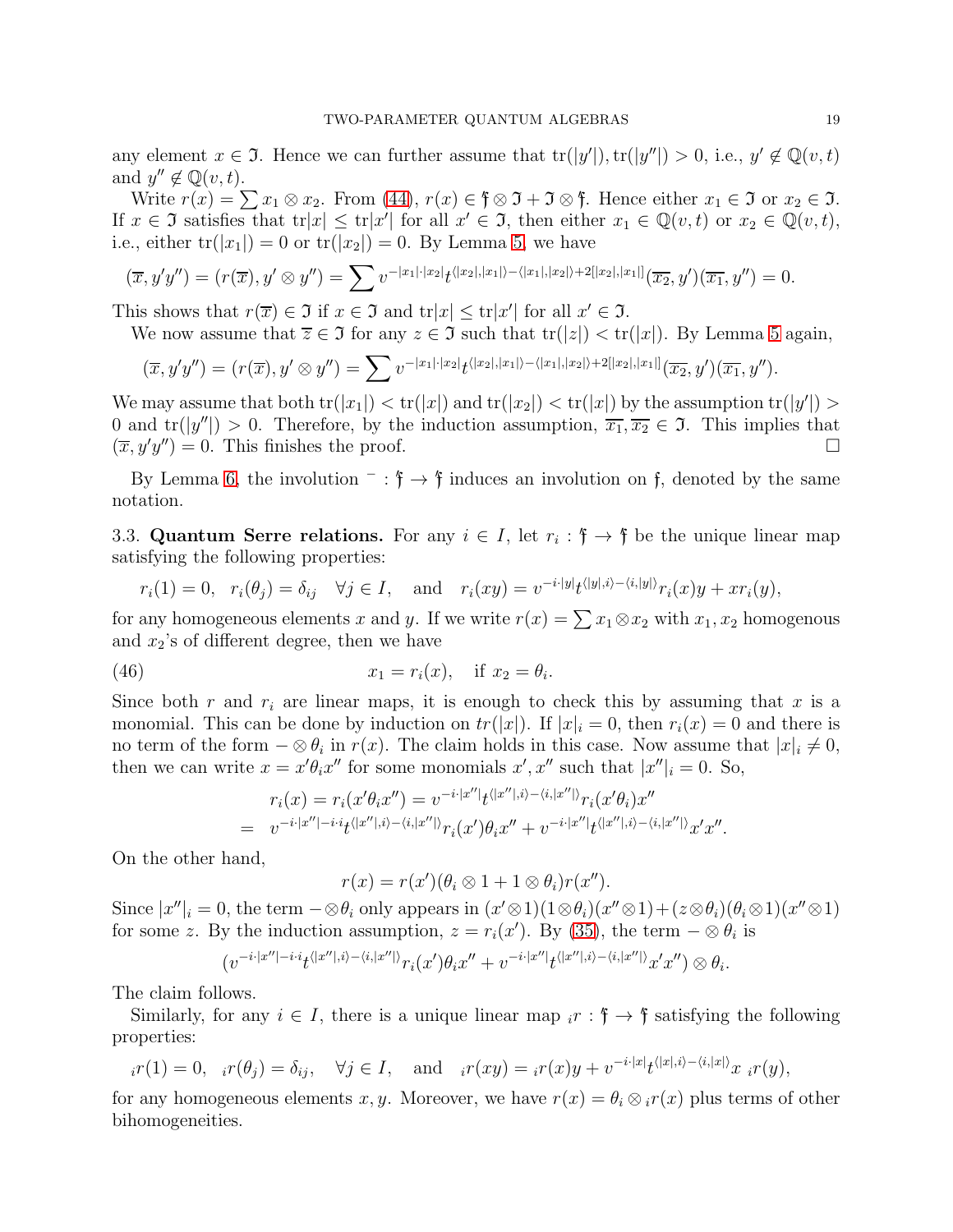any element $x \in \mathfrak{I}$. Hence we can further assume that $\mathrm{tr}(|y'|), \mathrm{tr}(|y''|) > 0$, i.e., $y' \notin \mathbb{Q}(v,t)$ and $y'' \notin \mathbb{Q}(v,t)$.

Write $r(x) = \sum x_1 \otimes x_2$. From (44), $r(x) \in \mathfrak{f} \otimes \mathfrak{I} + \mathfrak{I} \otimes \mathfrak{f}$. Hence either $x_1 \in \mathfrak{I}$ or $x_2 \in \mathfrak{I}$. If $x \in \mathfrak{I}$ satisfies that $\mathrm{tr}|x| \leq \mathrm{tr}|x'|$ for all $x' \in \mathfrak{I}$, then either $x_1 \in \mathbb{Q}(v,t)$ or $x_2 \in \mathbb{Q}(v,t)$, i.e., either $\mathrm{tr}(|x_1|) = 0$ or $\mathrm{tr}(|x_2|) = 0$. By Lemma 5, we have

$$(\overline{x}, y'y'') = (r(\overline{x}), y' \otimes y'') = \sum v^{-|x_1|\cdot|x_2|} t^{\langle |x_2|, |x_1|\rangle - \langle |x_1|, |x_2|\rangle + 2[|x_2|, |x_1|]} (\overline{x_2}, y')(\overline{x_1}, y'') = 0.$$

This shows that $r(\overline{x}) \in \mathfrak{I}$ if $x \in \mathfrak{I}$ and $\mathrm{tr}|x| \leq \mathrm{tr}|x'|$ for all $x' \in \mathfrak{I}$.

We now assume that $\overline{z} \in \mathfrak{I}$ for any $z \in \mathfrak{I}$ such that $\mathrm{tr}(|z|) < \mathrm{tr}(|x|)$. By Lemma 5 again,

$$(\overline{x}, y'y'') = (r(\overline{x}), y' \otimes y'') = \sum v^{-|x_1|\cdot|x_2|} t^{\langle |x_2|, |x_1|\rangle - \langle |x_1|, |x_2|\rangle + 2[|x_2|, |x_1|]} (\overline{x_2}, y')(\overline{x_1}, y'').$$

We may assume that both $\mathrm{tr}(|x_1|) < \mathrm{tr}(|x|)$ and $\mathrm{tr}(|x_2|) < \mathrm{tr}(|x|)$ by the assumption $\mathrm{tr}(|y'|) > 0$ and $\mathrm{tr}(|y''|) > 0$. Therefore, by the induction assumption, $\overline{x_1}, \overline{x_2} \in \mathfrak{I}$. This implies that $(\overline{x}, y'y'') = 0$. This finishes the proof. $\square$

By Lemma 6, the involution $^- : \mathfrak{f} \to \mathfrak{f}$ induces an involution on $\mathfrak{f}$, denoted by the same notation.

**3.3. Quantum Serre relations.** For any $i \in I$, let $r_i : \mathfrak{f} \to \mathfrak{f}$ be the unique linear map satisfying the following properties:

$$r_i(1) = 0, \quad r_i(\theta_j) = \delta_{ij} \quad \forall j \in I, \quad \text{and} \quad r_i(xy) = v^{-i\cdot|y|} t^{\langle |y|, i\rangle - \langle i, |y|\rangle} r_i(x) y + x r_i(y),$$

for any homogeneous elements $x$ and $y$. If we write $r(x) = \sum x_1 \otimes x_2$ with $x_1, x_2$ homogenous and $x_2$'s of different degree, then we have

$$x_1 = r_i(x), \quad \text{if } x_2 = \theta_i. \tag{46}$$

Since both $r$ and $r_i$ are linear maps, it is enough to check this by assuming that $x$ is a monomial. This can be done by induction on $tr(|x|)$. If $|x|_i = 0$, then $r_i(x) = 0$ and there is no term of the form $- \otimes \theta_i$ in $r(x)$. The claim holds in this case. Now assume that $|x|_i \neq 0$, then we can write $x = x'\theta_i x''$ for some monomials $x', x''$ such that $|x''|_i = 0$. So,

$$\begin{aligned} r_i(x) &= r_i(x'\theta_i x'') = v^{-i\cdot|x''|} t^{\langle |x''|, i\rangle - \langle i, |x''|\rangle} r_i(x'\theta_i) x'' \\ &= v^{-i\cdot|x''| - i\cdot i} t^{\langle |x''|, i\rangle - \langle i, |x''|\rangle} r_i(x')\theta_i x'' + v^{-i\cdot|x''|} t^{\langle |x''|, i\rangle - \langle i, |x''|\rangle} x'x''. \end{aligned}$$

On the other hand,

$$r(x) = r(x')(\theta_i \otimes 1 + 1 \otimes \theta_i) r(x'').$$

Since $|x''|_i = 0$, the term $- \otimes \theta_i$ only appears in $(x' \otimes 1)(1 \otimes \theta_i)(x'' \otimes 1) + (z \otimes \theta_i)(\theta_i \otimes 1)(x'' \otimes 1)$ for some $z$. By the induction assumption, $z = r_i(x')$. By (35), the term $- \otimes \theta_i$ is

$$(v^{-i\cdot|x''| - i\cdot i} t^{\langle |x''|, i\rangle - \langle i, |x''|\rangle} r_i(x')\theta_i x'' + v^{-i\cdot|x''|} t^{\langle |x''|, i\rangle - \langle i, |x''|\rangle} x'x'') \otimes \theta_i.$$

The claim follows.

Similarly, for any $i \in I$, there is a unique linear map ${}_ir : \mathfrak{f} \to \mathfrak{f}$ satisfying the following properties:

$${}_ir(1) = 0, \quad {}_ir(\theta_j) = \delta_{ij}, \quad \forall j \in I, \quad \text{and} \quad {}_ir(xy) = {}_ir(x) y + v^{-i\cdot|x|} t^{\langle |x|, i\rangle - \langle i, |x|\rangle} x \, {}_ir(y),$$

for any homogeneous elements $x, y$. Moreover, we have $r(x) = \theta_i \otimes {}_ir(x)$ plus terms of other bihomogeneities.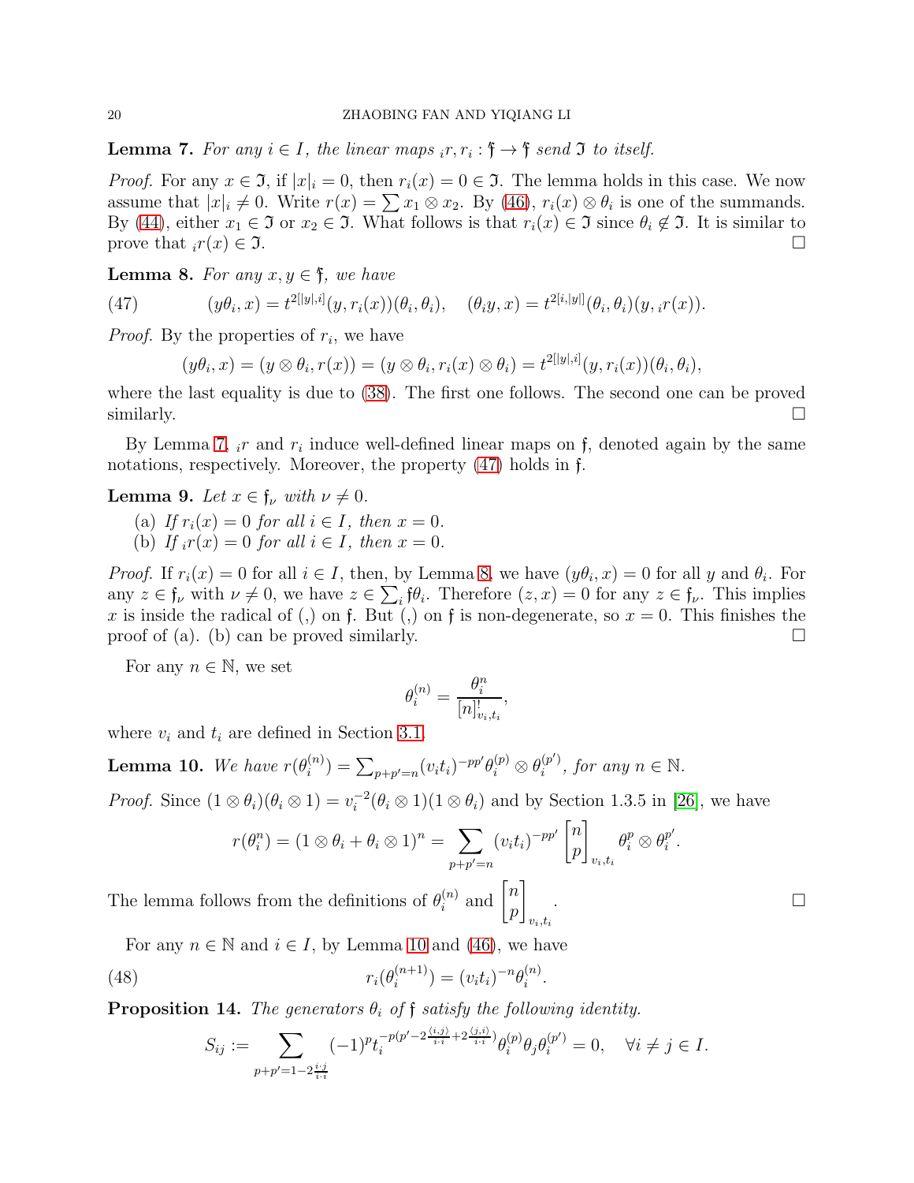**Lemma 7.** *For any $i \in I$, the linear maps ${}_ir, r_i : {}'\mathfrak{f} \to {}'\mathfrak{f}$ send $\mathfrak{I}$ to itself.*

*Proof.* For any $x \in \mathfrak{I}$, if $|x|_i = 0$, then $r_i(x) = 0 \in \mathfrak{I}$. The lemma holds in this case. We now assume that $|x|_i \neq 0$. Write $r(x) = \sum x_1 \otimes x_2$. By (46), $r_i(x) \otimes \theta_i$ is one of the summands. By (44), either $x_1 \in \mathfrak{I}$ or $x_2 \in \mathfrak{I}$. What follows is that $r_i(x) \in \mathfrak{I}$ since $\theta_i \notin \mathfrak{I}$. It is similar to prove that ${}_ir(x) \in \mathfrak{I}$. $\square$

**Lemma 8.** *For any $x, y \in {}'\mathfrak{f}$, we have*

$$(y\theta_i, x) = t^{2[|y|,i]}(y, r_i(x))(\theta_i, \theta_i), \quad (\theta_i y, x) = t^{2[i,|y|]}(\theta_i, \theta_i)(y, {}_ir(x)). \tag{47}$$

*Proof.* By the properties of $r_i$, we have

$$(y\theta_i, x) = (y \otimes \theta_i, r(x)) = (y \otimes \theta_i, r_i(x) \otimes \theta_i) = t^{2[|y|,i]}(y, r_i(x))(\theta_i, \theta_i),$$

where the last equality is due to (38). The first one follows. The second one can be proved similarly. $\square$

By Lemma 7, ${}_ir$ and $r_i$ induce well-defined linear maps on $\mathfrak{f}$, denoted again by the same notations, respectively. Moreover, the property (47) holds in $\mathfrak{f}$.

**Lemma 9.** *Let $x \in \mathfrak{f}_\nu$ with $\nu \neq 0$.*

(a) *If $r_i(x) = 0$ for all $i \in I$, then $x = 0$.*
(b) *If ${}_ir(x) = 0$ for all $i \in I$, then $x = 0$.*

*Proof.* If $r_i(x) = 0$ for all $i \in I$, then, by Lemma 8, we have $(y\theta_i, x) = 0$ for all $y$ and $\theta_i$. For any $z \in \mathfrak{f}_\nu$ with $\nu \neq 0$, we have $z \in \sum_i \mathfrak{f}\theta_i$. Therefore $(z, x) = 0$ for any $z \in \mathfrak{f}_\nu$. This implies $x$ is inside the radical of $(,)$ on $\mathfrak{f}$. But $(,)$ on $\mathfrak{f}$ is non-degenerate, so $x = 0$. This finishes the proof of (a). (b) can be proved similarly. $\square$

For any $n \in \mathbb{N}$, we set

$$\theta_i^{(n)} = \frac{\theta_i^n}{[n]^!_{v_i,t_i}},$$

where $v_i$ and $t_i$ are defined in Section 3.1.

**Lemma 10.** *We have $r(\theta_i^{(n)}) = \sum_{p+p'=n}(v_it_i)^{-pp'}\theta_i^{(p)} \otimes \theta_i^{(p')}$, for any $n \in \mathbb{N}$.*

*Proof.* Since $(1 \otimes \theta_i)(\theta_i \otimes 1) = v_i^{-2}(\theta_i \otimes 1)(1 \otimes \theta_i)$ and by Section 1.3.5 in [26], we have

$$r(\theta_i^n) = (1 \otimes \theta_i + \theta_i \otimes 1)^n = \sum_{p+p'=n}(v_it_i)^{-pp'}\begin{bmatrix} n \\ p \end{bmatrix}_{v_i,t_i} \theta_i^p \otimes \theta_i^{p'}.$$

The lemma follows from the definitions of $\theta_i^{(n)}$ and $\begin{bmatrix} n \\ p \end{bmatrix}_{v_i,t_i}$. $\square$

For any $n \in \mathbb{N}$ and $i \in I$, by Lemma 10 and (46), we have

$$r_i(\theta_i^{(n+1)}) = (v_it_i)^{-n}\theta_i^{(n)}. \tag{48}$$

**Proposition 14.** *The generators $\theta_i$ of $\mathfrak{f}$ satisfy the following identity.*

$$S_{ij} := \sum_{p+p'=1-2\frac{i\cdot j}{i\cdot i}} (-1)^p t_i^{-p(p'-2\frac{\langle i,j\rangle}{i\cdot i}+2\frac{\langle j,i\rangle}{i\cdot i})}\theta_i^{(p)}\theta_j\theta_i^{(p')} = 0, \quad \forall i \neq j \in I.$$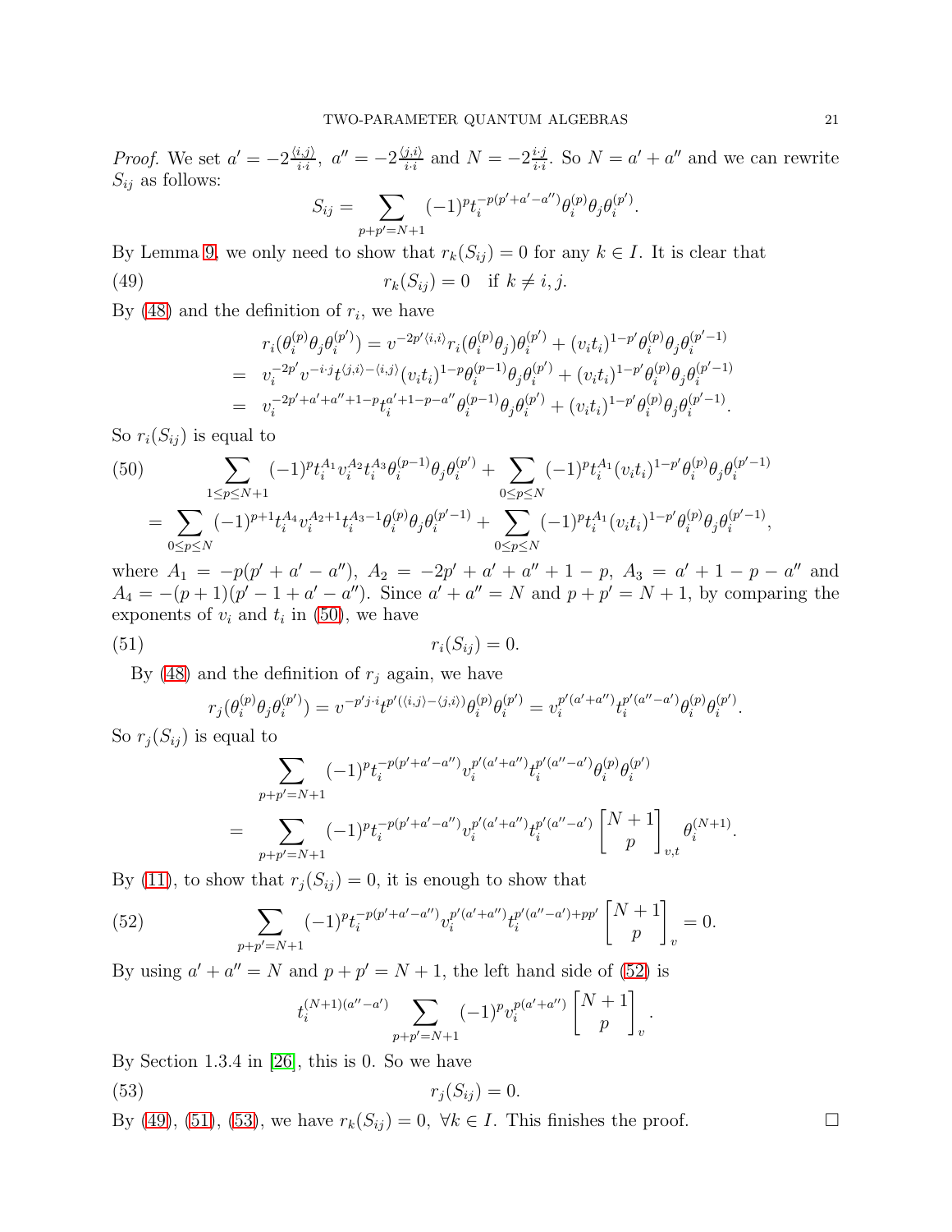*Proof.* We set $a' = -2\frac{\langle i,j\rangle}{i\cdot i},\ a'' = -2\frac{\langle j,i\rangle}{i\cdot i}$ and $N = -2\frac{i\cdot j}{i\cdot i}$. So $N = a' + a''$ and we can rewrite $S_{ij}$ as follows:

$$S_{ij} = \sum_{p+p'=N+1} (-1)^p t_i^{-p(p'+a'-a'')} \theta_i^{(p)} \theta_j \theta_i^{(p')}.$$

By Lemma 9, we only need to show that $r_k(S_{ij}) = 0$ for any $k \in I$. It is clear that

$$r_k(S_{ij}) = 0 \quad \text{if } k \neq i, j. \tag{49}$$

By (48) and the definition of $r_i$, we have

$$\begin{aligned}
& r_i(\theta_i^{(p)}\theta_j\theta_i^{(p')}) = v^{-2p'\langle i,i\rangle} r_i(\theta_i^{(p)}\theta_j)\theta_i^{(p')} + (v_i t_i)^{1-p'}\theta_i^{(p)}\theta_j\theta_i^{(p'-1)} \\
= \ & v_i^{-2p'} v^{-i\cdot j} t^{\langle j,i\rangle - \langle i,j\rangle}(v_i t_i)^{1-p}\theta_i^{(p-1)}\theta_j\theta_i^{(p')} + (v_i t_i)^{1-p'}\theta_i^{(p)}\theta_j\theta_i^{(p'-1)} \\
= \ & v_i^{-2p'+a'+a''+1-p} t_i^{a'+1-p-a''}\theta_i^{(p-1)}\theta_j\theta_i^{(p')} + (v_i t_i)^{1-p'}\theta_i^{(p)}\theta_j\theta_i^{(p'-1)}.
\end{aligned}$$

So $r_i(S_{ij})$ is equal to

$$\begin{aligned}
& \sum_{1\le p\le N+1} (-1)^p t_i^{A_1} v_i^{A_2} t_i^{A_3} \theta_i^{(p-1)}\theta_j\theta_i^{(p')} + \sum_{0\le p\le N} (-1)^p t_i^{A_1}(v_i t_i)^{1-p'}\theta_i^{(p)}\theta_j\theta_i^{(p'-1)} \\
& = \sum_{0\le p\le N} (-1)^{p+1} t_i^{A_4} v_i^{A_2+1} t_i^{A_3-1}\theta_i^{(p)}\theta_j\theta_i^{(p'-1)} + \sum_{0\le p\le N} (-1)^p t_i^{A_1}(v_i t_i)^{1-p'}\theta_i^{(p)}\theta_j\theta_i^{(p'-1)},
\end{aligned} \tag{50}$$

where $A_1 = -p(p'+a'-a''),\ A_2 = -2p'+a'+a''+1-p,\ A_3 = a'+1-p-a''$ and $A_4 = -(p+1)(p'-1+a'-a'')$. Since $a'+a'' = N$ and $p+p' = N+1$, by comparing the exponents of $v_i$ and $t_i$ in (50), we have

$$r_i(S_{ij}) = 0. \tag{51}$$

By (48) and the definition of $r_j$ again, we have

$$r_j(\theta_i^{(p)}\theta_j\theta_i^{(p')}) = v^{-p'j\cdot i} t^{p'(\langle i,j\rangle - \langle j,i\rangle)}\theta_i^{(p)}\theta_i^{(p')} = v_i^{p'(a'+a'')} t_i^{p'(a''-a')}\theta_i^{(p)}\theta_i^{(p')}.$$

So $r_j(S_{ij})$ is equal to

$$\begin{aligned}
& \sum_{p+p'=N+1} (-1)^p t_i^{-p(p'+a'-a'')} v_i^{p'(a'+a'')} t_i^{p'(a''-a')}\theta_i^{(p)}\theta_i^{(p')} \\
= & \sum_{p+p'=N+1} (-1)^p t_i^{-p(p'+a'-a'')} v_i^{p'(a'+a'')} t_i^{p'(a''-a')} \begin{bmatrix} N+1 \\ p \end{bmatrix}_{v,t} \theta_i^{(N+1)}.
\end{aligned}$$

By (11), to show that $r_j(S_{ij}) = 0$, it is enough to show that

$$\sum_{p+p'=N+1} (-1)^p t_i^{-p(p'+a'-a'')} v_i^{p'(a'+a'')} t_i^{p'(a''-a')+pp'} \begin{bmatrix} N+1 \\ p \end{bmatrix}_v = 0. \tag{52}$$

By using $a'+a'' = N$ and $p+p' = N+1$, the left hand side of (52) is

$$t_i^{(N+1)(a''-a')} \sum_{p+p'=N+1} (-1)^p v_i^{p(a'+a'')} \begin{bmatrix} N+1 \\ p \end{bmatrix}_v.$$

By Section 1.3.4 in [26], this is 0. So we have

$$r_j(S_{ij}) = 0. \tag{53}$$

By (49), (51), (53), we have $r_k(S_{ij}) = 0,\ \forall k \in I$. This finishes the proof. $\square$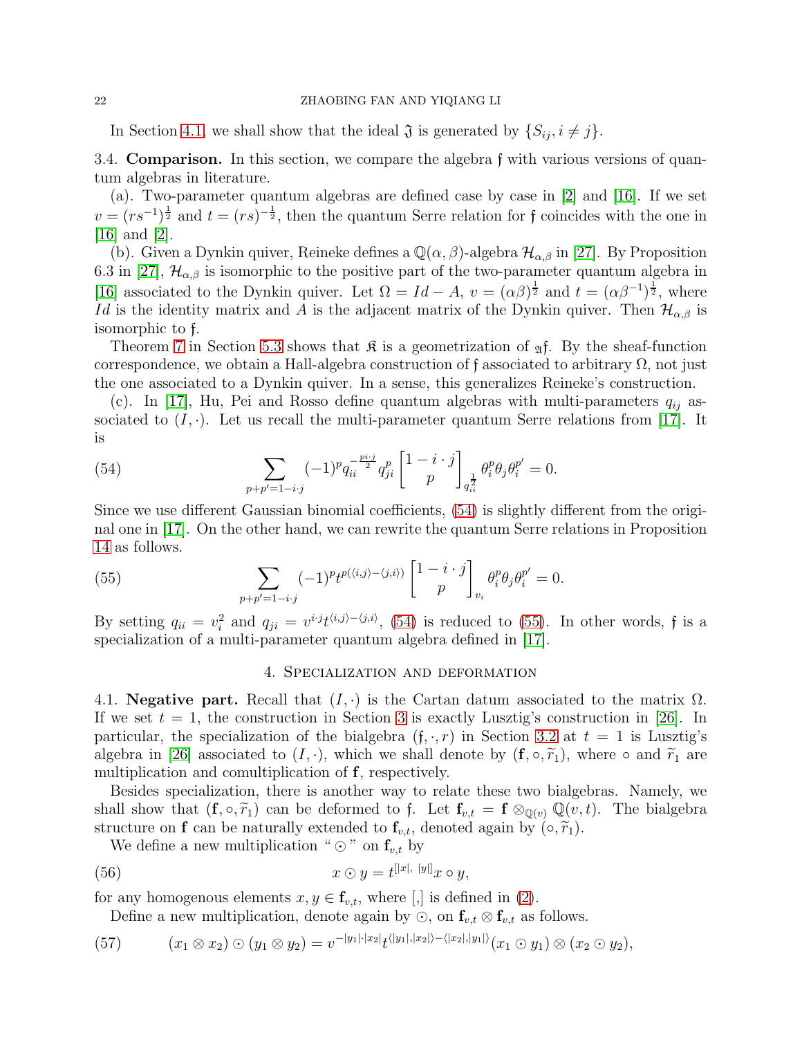In Section 4.1, we shall show that the ideal $\mathfrak{J}$ is generated by $\{S_{ij}, i \neq j\}$.

3.4. **Comparison.** In this section, we compare the algebra $\mathfrak{f}$ with various versions of quantum algebras in literature.

(a). Two-parameter quantum algebras are defined case by case in [2] and [16]. If we set $v = (rs^{-1})^{\frac{1}{2}}$ and $t = (rs)^{-\frac{1}{2}}$, then the quantum Serre relation for $\mathfrak{f}$ coincides with the one in [16] and [2].

(b). Given a Dynkin quiver, Reineke defines a $\mathbb{Q}(\alpha, \beta)$-algebra $\mathcal{H}_{\alpha,\beta}$ in [27]. By Proposition 6.3 in [27], $\mathcal{H}_{\alpha,\beta}$ is isomorphic to the positive part of the two-parameter quantum algebra in [16] associated to the Dynkin quiver. Let $\Omega = Id - A$, $v = (\alpha\beta)^{\frac{1}{2}}$ and $t = (\alpha\beta^{-1})^{\frac{1}{2}}$, where $Id$ is the identity matrix and $A$ is the adjacent matrix of the Dynkin quiver. Then $\mathcal{H}_{\alpha,\beta}$ is isomorphic to $\mathfrak{f}$.

Theorem 7 in Section 5.3 shows that $\mathfrak{K}$ is a geometrization of ${}_{\mathfrak{A}}\mathfrak{f}$. By the sheaf-function correspondence, we obtain a Hall-algebra construction of $\mathfrak{f}$ associated to arbitrary $\Omega$, not just the one associated to a Dynkin quiver. In a sense, this generalizes Reineke's construction.

(c). In [17], Hu, Pei and Rosso define quantum algebras with multi-parameters $q_{ij}$ associated to $(I, \cdot)$. Let us recall the multi-parameter quantum Serre relations from [17]. It is

$$\sum_{p+p'=1-i\cdot j} (-1)^p q_{ii}^{-\frac{p i\cdot j}{2}} q_{ji}^p \begin{bmatrix} 1-i\cdot j \\ p \end{bmatrix}_{q_{ii}^{\frac{1}{2}}} \theta_i^p \theta_j \theta_i^{p'} = 0. \tag{54}$$

Since we use different Gaussian binomial coefficients, (54) is slightly different from the original one in [17]. On the other hand, we can rewrite the quantum Serre relations in Proposition 14 as follows.

$$\sum_{p+p'=1-i\cdot j} (-1)^p t^{p(\langle i,j\rangle - \langle j,i\rangle)} \begin{bmatrix} 1-i\cdot j \\ p \end{bmatrix}_{v_i} \theta_i^p \theta_j \theta_i^{p'} = 0. \tag{55}$$

By setting $q_{ii} = v_i^2$ and $q_{ji} = v^{i\cdot j} t^{\langle i,j\rangle - \langle j,i\rangle}$, (54) is reduced to (55). In other words, $\mathfrak{f}$ is a specialization of a multi-parameter quantum algebra defined in [17].

## 4. Specialization and deformation

4.1. **Negative part.** Recall that $(I, \cdot)$ is the Cartan datum associated to the matrix $\Omega$. If we set $t = 1$, the construction in Section 3 is exactly Lusztig's construction in [26]. In particular, the specialization of the bialgebra $(\mathfrak{f}, \cdot, r)$ in Section 3.2 at $t = 1$ is Lusztig's algebra in [26] associated to $(I, \cdot)$, which we shall denote by $(\mathbf{f}, \circ, \widetilde{r}_1)$, where $\circ$ and $\widetilde{r}_1$ are multiplication and comultiplication of $\mathbf{f}$, respectively.

Besides specialization, there is another way to relate these two bialgebras. Namely, we shall show that $(\mathbf{f}, \circ, \widetilde{r}_1)$ can be deformed to $\mathfrak{f}$. Let $\mathbf{f}_{v,t} = \mathbf{f} \otimes_{\mathbb{Q}(v)} \mathbb{Q}(v,t)$. The bialgebra structure on $\mathbf{f}$ can be naturally extended to $\mathbf{f}_{v,t}$, denoted again by $(\circ, \widetilde{r}_1)$.

We define a new multiplication "$\odot$" on $\mathbf{f}_{v,t}$ by

$$x \odot y = t^{[|x|,\ |y|]} x \circ y, \tag{56}$$

for any homogenous elements $x, y \in \mathbf{f}_{v,t}$, where $[,]$ is defined in (2).

Define a new multiplication, denote again by $\odot$, on $\mathbf{f}_{v,t} \otimes \mathbf{f}_{v,t}$ as follows.

$$(x_1 \otimes x_2) \odot (y_1 \otimes y_2) = v^{-|y_1|\cdot|x_2|} t^{\langle |y_1|, |x_2|\rangle - \langle |x_2|, |y_1|\rangle} (x_1 \odot y_1) \otimes (x_2 \odot y_2), \tag{57}$$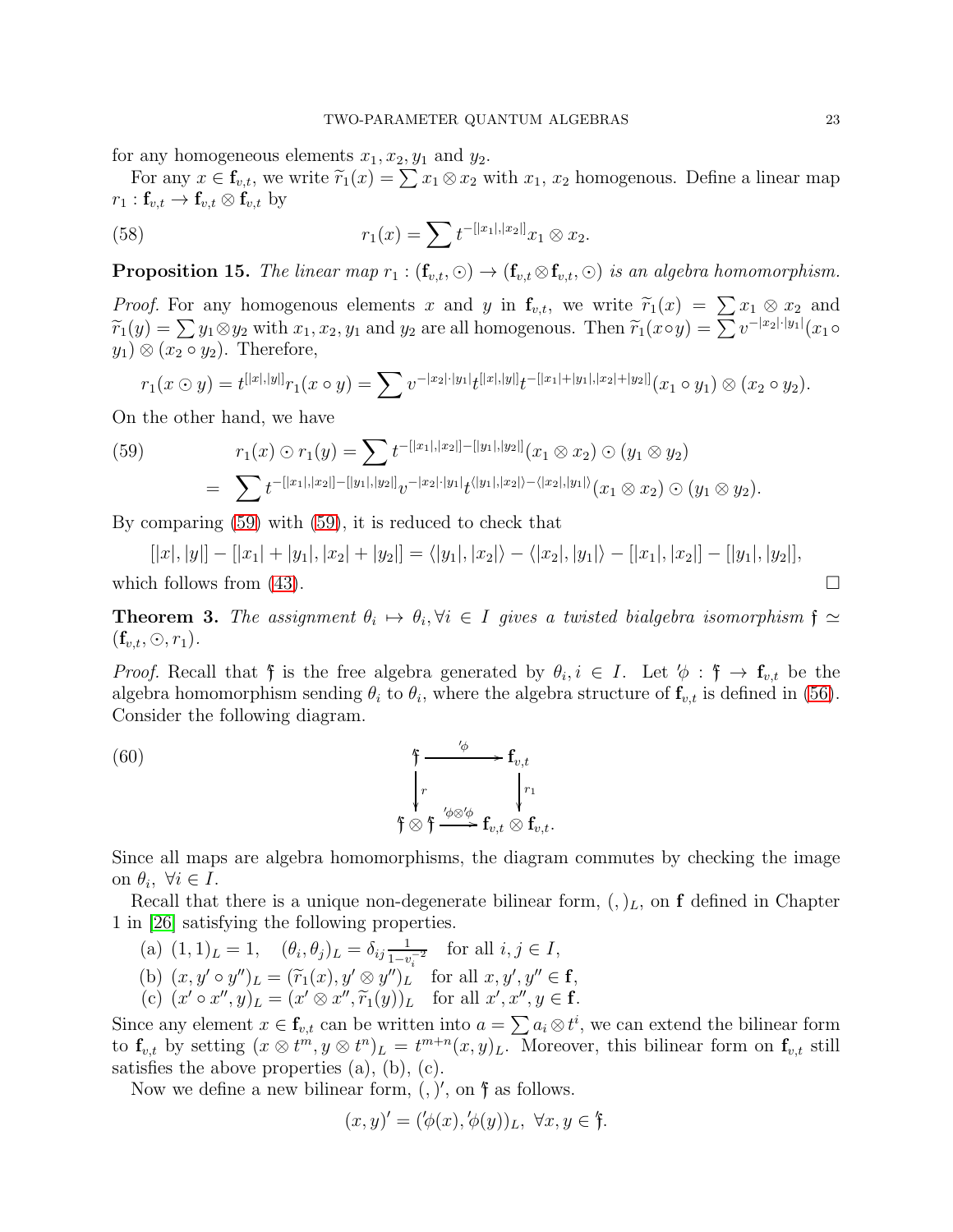for any homogeneous elements $x_1, x_2, y_1$ and $y_2$.

For any $x \in \mathbf{f}_{v,t}$, we write $\widetilde{r}_1(x) = \sum x_1 \otimes x_2$ with $x_1$, $x_2$ homogenous. Define a linear map $r_1 : \mathbf{f}_{v,t} \to \mathbf{f}_{v,t} \otimes \mathbf{f}_{v,t}$ by

$$r_1(x) = \sum t^{-[|x_1|,|x_2|]} x_1 \otimes x_2. \tag{58}$$

**Proposition 15.** *The linear map $r_1 : (\mathbf{f}_{v,t}, \odot) \to (\mathbf{f}_{v,t} \otimes \mathbf{f}_{v,t}, \odot)$ is an algebra homomorphism.*

*Proof.* For any homogenous elements $x$ and $y$ in $\mathbf{f}_{v,t}$, we write $\widetilde{r}_1(x) = \sum x_1 \otimes x_2$ and $\widetilde{r}_1(y) = \sum y_1 \otimes y_2$ with $x_1, x_2, y_1$ and $y_2$ are all homogenous. Then $\widetilde{r}_1(x \circ y) = \sum v^{-|x_2|\cdot|y_1|}(x_1 \circ y_1) \otimes (x_2 \circ y_2)$. Therefore,

$$r_1(x \odot y) = t^{[|x|,|y|]} r_1(x \circ y) = \sum v^{-|x_2|\cdot|y_1|} t^{[|x|,|y|]} t^{-[|x_1|+|y_1|,|x_2|+|y_2|]}(x_1 \circ y_1) \otimes (x_2 \circ y_2).$$

On the other hand, we have

$$\begin{aligned} r_1(x) \odot r_1(y) &= \sum t^{-[|x_1|,|x_2|]-[|y_1|,|y_2|]}(x_1 \otimes x_2) \odot (y_1 \otimes y_2) \\ &= \sum t^{-[|x_1|,|x_2|]-[|y_1|,|y_2|]} v^{-|x_2|\cdot|y_1|} t^{\langle|y_1|,|x_2|\rangle - \langle|x_2|,|y_1|\rangle}(x_1 \otimes x_2) \odot (y_1 \otimes y_2). \end{aligned} \tag{59}$$

By comparing (59) with (59), it is reduced to check that

$$[|x|,|y|] - [|x_1| + |y_1|, |x_2| + |y_2|] = \langle|y_1|,|x_2|\rangle - \langle|x_2|,|y_1|\rangle - [|x_1|,|x_2|] - [|y_1|,|y_2|],$$

which follows from (43). $\square$

**Theorem 3.** *The assignment $\theta_i \mapsto \theta_i, \forall i \in I$ gives a twisted bialgebra isomorphism $\mathfrak{f} \simeq (\mathbf{f}_{v,t}, \odot, r_1)$.*

*Proof.* Recall that $'\mathfrak{f}$ is the free algebra generated by $\theta_i, i \in I$. Let $'\phi : {'\mathfrak{f}} \to \mathbf{f}_{v,t}$ be the algebra homomorphism sending $\theta_i$ to $\theta_i$, where the algebra structure of $\mathbf{f}_{v,t}$ is defined in (56). Consider the following diagram.

$$\begin{array}{ccc} {'\mathfrak{f}} & \xrightarrow{\;'\phi\;} & \mathbf{f}_{v,t} \\ \big\downarrow r & & \big\downarrow r_1 \\ {'\mathfrak{f}} \otimes {'\mathfrak{f}} & \xrightarrow{\;'\phi \otimes '\phi\;} & \mathbf{f}_{v,t} \otimes \mathbf{f}_{v,t}. \end{array} \tag{60}$$

Since all maps are algebra homomorphisms, the diagram commutes by checking the image on $\theta_i$, $\forall i \in I$.

Recall that there is a unique non-degenerate bilinear form, $(,)_L$, on $\mathbf{f}$ defined in Chapter 1 in [26] satisfying the following properties.

(a) $(1,1)_L = 1, \quad (\theta_i, \theta_j)_L = \delta_{ij}\frac{1}{1-v_i^{-2}} \quad$ for all $i, j \in I$,

(b) $(x, y' \circ y'')_L = (\widetilde{r}_1(x), y' \otimes y'')_L \quad$ for all $x, y', y'' \in \mathbf{f}$,

(c) $(x' \circ x'', y)_L = (x' \otimes x'', \widetilde{r}_1(y))_L \quad$ for all $x', x'', y \in \mathbf{f}$.

Since any element $x \in \mathbf{f}_{v,t}$ can be written into $a = \sum a_i \otimes t^i$, we can extend the bilinear form to $\mathbf{f}_{v,t}$ by setting $(x \otimes t^m, y \otimes t^n)_L = t^{m+n}(x,y)_L$. Moreover, this bilinear form on $\mathbf{f}_{v,t}$ still satisfies the above properties (a), (b), (c).

Now we define a new bilinear form, $(,)'$, on $'\mathfrak{f}$ as follows.

$$(x,y)' = ({'\phi}(x), {'\phi}(y))_L, \;\forall x, y \in {'\mathfrak{f}}.$$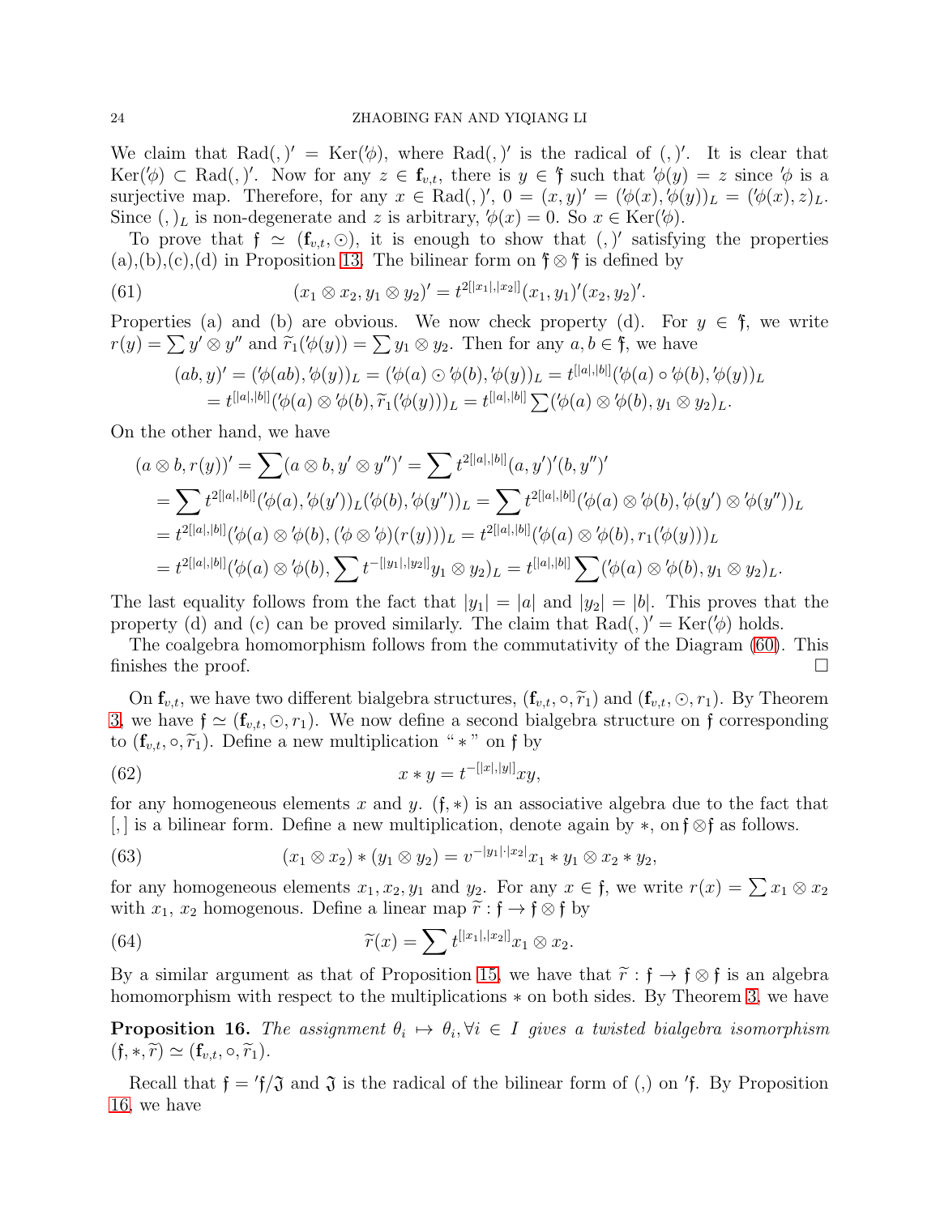We claim that $\mathrm{Rad}(,)' = \mathrm{Ker}('\phi)$, where $\mathrm{Rad}(,)'$ is the radical of $(,)'$. It is clear that $\mathrm{Ker}('\phi) \subset \mathrm{Rad}(,)'$. Now for any $z \in \mathbf{f}_{v,t}$, there is $y \in {}'\mathfrak{f}$ such that $'\phi(y) = z$ since $'\phi$ is a surjective map. Therefore, for any $x \in \mathrm{Rad}(,)'$, $0 = (x, y)' = ('\phi(x), '\phi(y))_L = ('\phi(x), z)_L$. Since $(,)_L$ is non-degenerate and $z$ is arbitrary, $'\phi(x) = 0$. So $x \in \mathrm{Ker}('\phi)$.

To prove that $\mathfrak{f} \simeq (\mathbf{f}_{v,t}, \odot)$, it is enough to show that $(,)'$ satisfying the properties (a),(b),(c),(d) in Proposition 13. The bilinear form on ${}'\mathfrak{f} \otimes {}'\mathfrak{f}$ is defined by

$$(x_1 \otimes x_2, y_1 \otimes y_2)' = t^{2[|x_1|,|x_2|]}(x_1, y_1)'(x_2, y_2)'. \tag{61}$$

Properties (a) and (b) are obvious. We now check property (d). For $y \in {}'\mathfrak{f}$, we write $r(y) = \sum y' \otimes y''$ and $\widetilde{r}_1('\phi(y)) = \sum y_1 \otimes y_2$. Then for any $a, b \in {}'\mathfrak{f}$, we have

$$\begin{aligned}(ab, y)' &= ('\phi(ab), '\phi(y))_L = ('\phi(a) \odot '\phi(b), '\phi(y))_L = t^{[|a|,|b|]}('\phi(a) \circ '\phi(b), '\phi(y))_L \\ &= t^{[|a|,|b|]}('\phi(a) \otimes '\phi(b), \widetilde{r}_1('\phi(y)))_L = t^{[|a|,|b|]} \sum ('\phi(a) \otimes '\phi(b), y_1 \otimes y_2)_L.\end{aligned}$$

On the other hand, we have

$$\begin{aligned}(a \otimes b, r(y))' &= \sum (a \otimes b, y' \otimes y'')' = \sum t^{2[|a|,|b|]}(a, y')'(b, y'')' \\ &= \sum t^{2[|a|,|b|]}('\phi(a), '\phi(y'))_L('\phi(b), '\phi(y''))_L = \sum t^{2[|a|,|b|]}('\phi(a) \otimes '\phi(b), '\phi(y') \otimes '\phi(y''))_L \\ &= t^{2[|a|,|b|]}('\phi(a) \otimes '\phi(b), ('\phi \otimes '\phi)(r(y)))_L = t^{2[|a|,|b|]}('\phi(a) \otimes '\phi(b), r_1('\phi(y)))_L \\ &= t^{2[|a|,|b|]}('\phi(a) \otimes '\phi(b), \sum t^{-[|y_1|,|y_2|]} y_1 \otimes y_2)_L = t^{[|a|,|b|]} \sum ('\phi(a) \otimes '\phi(b), y_1 \otimes y_2)_L.\end{aligned}$$

The last equality follows from the fact that $|y_1| = |a|$ and $|y_2| = |b|$. This proves that the property (d) and (c) can be proved similarly. The claim that $\mathrm{Rad}(,)' = \mathrm{Ker}('\phi)$ holds.

The coalgebra homomorphism follows from the commutativity of the Diagram (60). This finishes the proof. $\square$

On $\mathbf{f}_{v,t}$, we have two different bialgebra structures, $(\mathbf{f}_{v,t}, \circ, \widetilde{r}_1)$ and $(\mathbf{f}_{v,t}, \odot, r_1)$. By Theorem 3, we have $\mathfrak{f} \simeq (\mathbf{f}_{v,t}, \odot, r_1)$. We now define a second bialgebra structure on $\mathfrak{f}$ corresponding to $(\mathbf{f}_{v,t}, \circ, \widetilde{r}_1)$. Define a new multiplication " $*$ " on $\mathfrak{f}$ by

$$x * y = t^{-[|x|,|y|]}xy, \tag{62}$$

for any homogeneous elements $x$ and $y$. $(\mathfrak{f}, *)$ is an associative algebra due to the fact that $[,]$ is a bilinear form. Define a new multiplication, denote again by $*$, on $\mathfrak{f} \otimes \mathfrak{f}$ as follows.

$$(x_1 \otimes x_2) * (y_1 \otimes y_2) = v^{-|y_1| \cdot |x_2|} x_1 * y_1 \otimes x_2 * y_2, \tag{63}$$

for any homogeneous elements $x_1, x_2, y_1$ and $y_2$. For any $x \in \mathfrak{f}$, we write $r(x) = \sum x_1 \otimes x_2$ with $x_1$, $x_2$ homogenous. Define a linear map $\widetilde{r} : \mathfrak{f} \to \mathfrak{f} \otimes \mathfrak{f}$ by

$$\widetilde{r}(x) = \sum t^{[|x_1|,|x_2|]} x_1 \otimes x_2. \tag{64}$$

By a similar argument as that of Proposition 15, we have that $\widetilde{r} : \mathfrak{f} \to \mathfrak{f} \otimes \mathfrak{f}$ is an algebra homomorphism with respect to the multiplications $*$ on both sides. By Theorem 3, we have

**Proposition 16.** *The assignment $\theta_i \mapsto \theta_i, \forall i \in I$ gives a twisted bialgebra isomorphism $(\mathfrak{f}, *, \widetilde{r}) \simeq (\mathbf{f}_{v,t}, \circ, \widetilde{r}_1)$.*

Recall that $\mathfrak{f} = {}'\mathfrak{f}/\mathfrak{J}$ and $\mathfrak{J}$ is the radical of the bilinear form of $(,)$ on ${}'\mathfrak{f}$. By Proposition 16, we have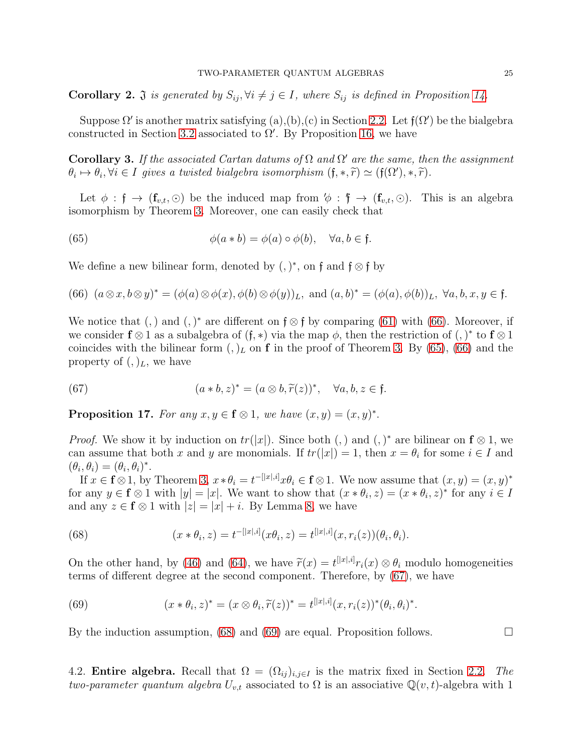**Corollary 2.** *$\mathfrak{J}$ is generated by $S_{ij}, \forall i \neq j \in I$, where $S_{ij}$ is defined in Proposition 14.*

Suppose $\Omega'$ is another matrix satisfying (a),(b),(c) in Section 2.2. Let $\mathfrak{f}(\Omega')$ be the bialgebra constructed in Section 3.2 associated to $\Omega'$. By Proposition 16, we have

**Corollary 3.** *If the associated Cartan datums of $\Omega$ and $\Omega'$ are the same, then the assignment $\theta_i \mapsto \theta_i, \forall i \in I$ gives a twisted bialgebra isomorphism $(\mathfrak{f}, *, \widetilde{r}) \simeq (\mathfrak{f}(\Omega'), *, \widetilde{r})$.*

Let $\phi : \mathfrak{f} \to (\mathbf{f}_{v,t}, \odot)$ be the induced map from $'\phi : {'\mathfrak{f}} \to (\mathbf{f}_{v,t}, \odot)$. This is an algebra isomorphism by Theorem 3. Moreover, one can easily check that

$$\phi(a * b) = \phi(a) \circ \phi(b), \quad \forall a, b \in \mathfrak{f}. \tag{65}$$

We define a new bilinear form, denoted by $(,)^*$, on $\mathfrak{f}$ and $\mathfrak{f} \otimes \mathfrak{f}$ by

$$(a \otimes x, b \otimes y)^* = (\phi(a) \otimes \phi(x), \phi(b) \otimes \phi(y))_L, \text{ and } (a, b)^* = (\phi(a), \phi(b))_L, \ \forall a, b, x, y \in \mathfrak{f}. \tag{66}$$

We notice that $(,)$ and $(,)^*$ are different on $\mathfrak{f} \otimes \mathfrak{f}$ by comparing (61) with (66). Moreover, if we consider $\mathbf{f} \otimes 1$ as a subalgebra of $(\mathfrak{f}, *)$ via the map $\phi$, then the restriction of $(,)^*$ to $\mathbf{f} \otimes 1$ coincides with the bilinear form $(,)_L$ on $\mathbf{f}$ in the proof of Theorem 3. By (65), (66) and the property of $(,)_L$, we have

$$(a * b, z)^* = (a \otimes b, \widetilde{r}(z))^*, \quad \forall a, b, z \in \mathfrak{f}. \tag{67}$$

**Proposition 17.** *For any $x, y \in \mathbf{f} \otimes 1$, we have $(x, y) = (x, y)^*$.*

*Proof.* We show it by induction on $tr(|x|)$. Since both $(,)$ and $(,)^*$ are bilinear on $\mathbf{f} \otimes 1$, we can assume that both $x$ and $y$ are monomials. If $tr(|x|) = 1$, then $x = \theta_i$ for some $i \in I$ and $(\theta_i, \theta_i) = (\theta_i, \theta_i)^*$.

If $x \in \mathbf{f} \otimes 1$, by Theorem 3, $x * \theta_i = t^{-[|x|, i]} x \theta_i \in \mathbf{f} \otimes 1$. We now assume that $(x, y) = (x, y)^*$ for any $y \in \mathbf{f} \otimes 1$ with $|y| = |x|$. We want to show that $(x * \theta_i, z) = (x * \theta_i, z)^*$ for any $i \in I$ and any $z \in \mathbf{f} \otimes 1$ with $|z| = |x| + i$. By Lemma 8, we have

$$(x * \theta_i, z) = t^{-[|x|, i]}(x\theta_i, z) = t^{[|x|, i]}(x, r_i(z))(\theta_i, \theta_i). \tag{68}$$

On the other hand, by (46) and (64), we have $\widetilde{r}(x) = t^{[|x|, i]} r_i(x) \otimes \theta_i$ modulo homogeneities terms of different degree at the second component. Therefore, by (67), we have

$$(x * \theta_i, z)^* = (x \otimes \theta_i, \widetilde{r}(z))^* = t^{[|x|, i]}(x, r_i(z))^*(\theta_i, \theta_i)^*. \tag{69}$$

By the induction assumption, (68) and (69) are equal. Proposition follows. $\square$

4.2. **Entire algebra.** Recall that $\Omega = (\Omega_{ij})_{i,j \in I}$ is the matrix fixed in Section 2.2. *The two-parameter quantum algebra $U_{v,t}$ associated to $\Omega$ is an associative $\mathbb{Q}(v,t)$-algebra with 1*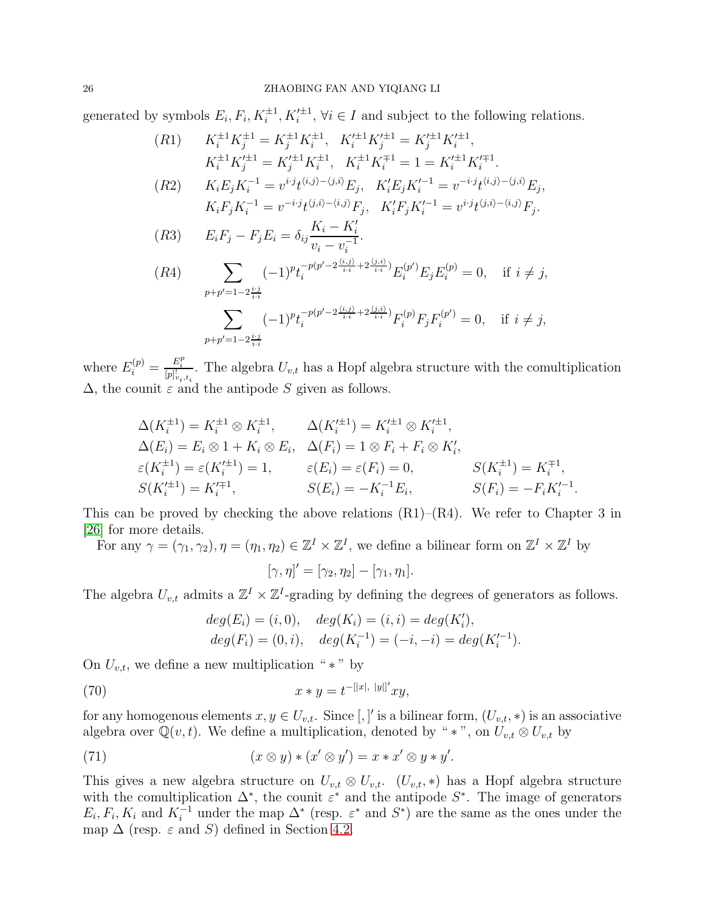generated by symbols $E_i, F_i, K_i^{\pm 1}, K_i'^{\pm 1}$, $\forall i \in I$ and subject to the following relations.

$$
\begin{aligned}
(R1) \quad & K_i^{\pm 1} K_j^{\pm 1} = K_j^{\pm 1} K_i^{\pm 1}, \quad K_i'^{\pm 1} K_j'^{\pm 1} = K_j'^{\pm 1} K_i'^{\pm 1}, \\
& K_i^{\pm 1} K_j'^{\pm 1} = K_j'^{\pm 1} K_i^{\pm 1}, \quad K_i^{\pm 1} K_i^{\mp 1} = 1 = K_i'^{\pm 1} K_i'^{\mp 1}. \\
(R2) \quad & K_i E_j K_i^{-1} = v^{i\cdot j} t^{\langle i,j\rangle - \langle j,i\rangle} E_j, \quad K_i' E_j K_i'^{-1} = v^{-i\cdot j} t^{\langle i,j\rangle - \langle j,i\rangle} E_j, \\
& K_i F_j K_i^{-1} = v^{-i\cdot j} t^{\langle j,i\rangle - \langle i,j\rangle} F_j, \quad K_i' F_j K_i'^{-1} = v^{i\cdot j} t^{\langle j,i\rangle - \langle i,j\rangle} F_j. \\
(R3) \quad & E_i F_j - F_j E_i = \delta_{ij} \frac{K_i - K_i'}{v_i - v_i^{-1}}. \\
(R4) \quad & \sum_{p+p'=1-2\frac{i\cdot j}{i\cdot i}} (-1)^p t_i^{-p(p'-2\frac{\langle i,j\rangle}{i\cdot i}+2\frac{\langle j,i\rangle}{i\cdot i})} E_i^{(p')} E_j E_i^{(p)} = 0, \quad \text{if } i \neq j, \\
& \sum_{p+p'=1-2\frac{i\cdot j}{i\cdot i}} (-1)^p t_i^{-p(p'-2\frac{\langle i,j\rangle}{i\cdot i}+2\frac{\langle j,i\rangle}{i\cdot i})} F_i^{(p)} F_j F_i^{(p')} = 0, \quad \text{if } i \neq j,
\end{aligned}
$$

where $E_i^{(p)} = \frac{E_i^p}{[p]^!_{v_i,t_i}}$. The algebra $U_{v,t}$ has a Hopf algebra structure with the comultiplication $\Delta$, the counit $\varepsilon$ and the antipode $S$ given as follows.

$$
\begin{aligned}
&\Delta(K_i^{\pm 1}) = K_i^{\pm 1} \otimes K_i^{\pm 1}, && \Delta(K_i'^{\pm 1}) = K_i'^{\pm 1} \otimes K_i'^{\pm 1}, && \\
&\Delta(E_i) = E_i \otimes 1 + K_i \otimes E_i, && \Delta(F_i) = 1 \otimes F_i + F_i \otimes K_i', && \\
&\varepsilon(K_i^{\pm 1}) = \varepsilon(K_i'^{\pm 1}) = 1, && \varepsilon(E_i) = \varepsilon(F_i) = 0, && S(K_i^{\pm 1}) = K_i^{\mp 1}, \\
&S(K_i'^{\pm 1}) = K_i'^{\mp 1}, && S(E_i) = -K_i^{-1} E_i, && S(F_i) = -F_i K_i'^{-1}.
\end{aligned}
$$

This can be proved by checking the above relations (R1)–(R4). We refer to Chapter 3 in [26] for more details.

For any $\gamma = (\gamma_1, \gamma_2), \eta = (\eta_1, \eta_2) \in \mathbb{Z}^I \times \mathbb{Z}^I$, we define a bilinear form on $\mathbb{Z}^I \times \mathbb{Z}^I$ by

$$[\gamma, \eta]' = [\gamma_2, \eta_2] - [\gamma_1, \eta_1].$$

The algebra $U_{v,t}$ admits a $\mathbb{Z}^I \times \mathbb{Z}^I$-grading by defining the degrees of generators as follows.

$$
\begin{aligned}
deg(E_i) &= (i, 0), \quad deg(K_i) = (i, i) = deg(K_i'), \\
deg(F_i) &= (0, i), \quad deg(K_i^{-1}) = (-i, -i) = deg(K_i'^{-1}).
\end{aligned}
$$

On $U_{v,t}$, we define a new multiplication " $*$ " by

$$x * y = t^{-[|x|,\, |y|]'} xy, \tag{70}$$

for any homogenous elements $x, y \in U_{v,t}$. Since $[,]'$ is a bilinear form, $(U_{v,t}, *)$ is an associative algebra over $\mathbb{Q}(v,t)$. We define a multiplication, denoted by " $*$ ", on $U_{v,t} \otimes U_{v,t}$ by

$$(x \otimes y) * (x' \otimes y') = x * x' \otimes y * y'. \tag{71}$$

This gives a new algebra structure on $U_{v,t} \otimes U_{v,t}$. $(U_{v,t}, *)$ has a Hopf algebra structure with the comultiplication $\Delta^*$, the counit $\varepsilon^*$ and the antipode $S^*$. The image of generators $E_i, F_i, K_i$ and $K_i^{-1}$ under the map $\Delta^*$ (resp. $\varepsilon^*$ and $S^*$) are the same as the ones under the map $\Delta$ (resp. $\varepsilon$ and $S$) defined in Section 4.2.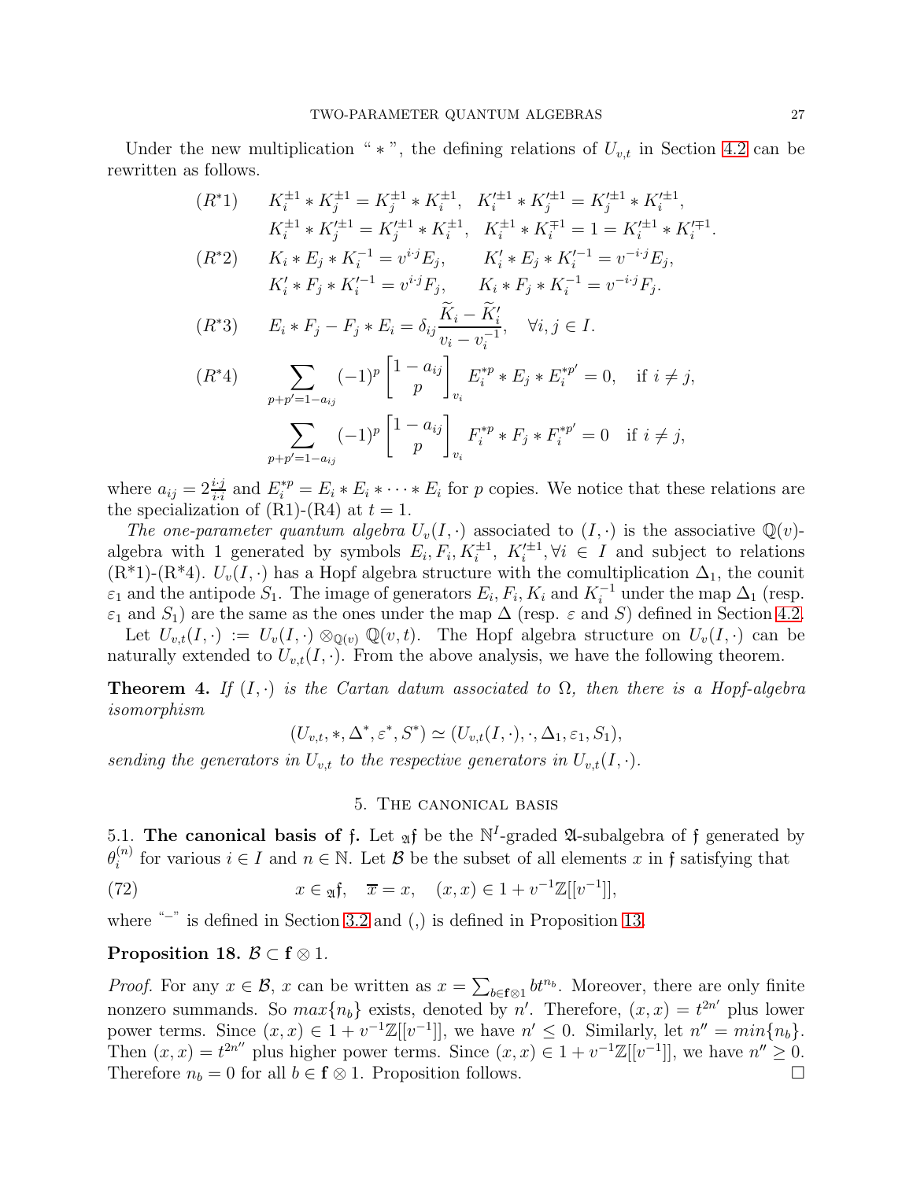Under the new multiplication " $*$ ", the defining relations of $U_{v,t}$ in Section 4.2 can be rewritten as follows.

$$(R^*1)\qquad K_i^{\pm 1} * K_j^{\pm 1} = K_j^{\pm 1} * K_i^{\pm 1},\quad K_i'^{\pm 1} * K_j'^{\pm 1} = K_j'^{\pm 1} * K_i'^{\pm 1},$$
$$K_i^{\pm 1} * K_j'^{\pm 1} = K_j'^{\pm 1} * K_i^{\pm 1},\quad K_i^{\pm 1} * K_i^{\mp 1} = 1 = K_i'^{\pm 1} * K_i'^{\mp 1}.$$

$$(R^*2)\qquad K_i * E_j * K_i^{-1} = v^{i\cdot j} E_j,\qquad K_i' * E_j * K_i'^{-1} = v^{-i\cdot j} E_j,$$
$$K_i' * F_j * K_i'^{-1} = v^{i\cdot j} F_j,\qquad K_i * F_j * K_i^{-1} = v^{-i\cdot j} F_j.$$

$$(R^*3)\qquad E_i * F_j - F_j * E_i = \delta_{ij} \frac{\widetilde{K}_i - \widetilde{K}_i'}{v_i - v_i^{-1}},\quad \forall i, j \in I.$$

$$(R^*4)\qquad \sum_{p+p'=1-a_{ij}} (-1)^p \begin{bmatrix} 1-a_{ij} \\ p \end{bmatrix}_{v_i} E_i^{*p} * E_j * E_i^{*p'} = 0,\quad \text{if } i \neq j,$$
$$\sum_{p+p'=1-a_{ij}} (-1)^p \begin{bmatrix} 1-a_{ij} \\ p \end{bmatrix}_{v_i} F_i^{*p} * F_j * F_i^{*p'} = 0\quad \text{if } i \neq j,$$

where $a_{ij} = 2\frac{i\cdot j}{i\cdot i}$ and $E_i^{*p} = E_i * E_i * \cdots * E_i$ for $p$ copies. We notice that these relations are the specialization of (R1)-(R4) at $t = 1$.

*The one-parameter quantum algebra* $U_v(I,\cdot)$ associated to $(I,\cdot)$ is the associative $\mathbb{Q}(v)$-algebra with 1 generated by symbols $E_i, F_i, K_i^{\pm 1}, K_i'^{\pm 1}, \forall i \in I$ and subject to relations (R*1)-(R*4). $U_v(I,\cdot)$ has a Hopf algebra structure with the comultiplication $\Delta_1$, the counit $\varepsilon_1$ and the antipode $S_1$. The image of generators $E_i, F_i, K_i$ and $K_i^{-1}$ under the map $\Delta_1$ (resp. $\varepsilon_1$ and $S_1$) are the same as the ones under the map $\Delta$ (resp. $\varepsilon$ and $S$) defined in Section 4.2.

Let $U_{v,t}(I,\cdot) := U_v(I,\cdot) \otimes_{\mathbb{Q}(v)} \mathbb{Q}(v,t)$. The Hopf algebra structure on $U_v(I,\cdot)$ can be naturally extended to $U_{v,t}(I,\cdot)$. From the above analysis, we have the following theorem.

**Theorem 4.** *If $(I,\cdot)$ is the Cartan datum associated to $\Omega$, then there is a Hopf-algebra isomorphism*

$$(U_{v,t}, *, \Delta^*, \varepsilon^*, S^*) \simeq (U_{v,t}(I,\cdot), \cdot, \Delta_1, \varepsilon_1, S_1),$$

*sending the generators in $U_{v,t}$ to the respective generators in $U_{v,t}(I,\cdot)$.*

## 5. The canonical basis

5.1. **The canonical basis of $\mathfrak{f}$.** Let ${}_{\mathfrak{A}}\mathfrak{f}$ be the $\mathbb{N}^I$-graded $\mathfrak{A}$-subalgebra of $\mathfrak{f}$ generated by $\theta_i^{(n)}$ for various $i \in I$ and $n \in \mathbb{N}$. Let $\mathcal{B}$ be the subset of all elements $x$ in $\mathfrak{f}$ satisfying that

$$x \in {}_{\mathfrak{A}}\mathfrak{f},\quad \overline{x} = x,\quad (x,x) \in 1 + v^{-1}\mathbb{Z}[[v^{-1}]], \tag{72}$$

where "$^-$" is defined in Section 3.2 and $(,)$ is defined in Proposition 13.

**Proposition 18.** $\mathcal{B} \subset \mathbf{f} \otimes 1$.

*Proof.* For any $x \in \mathcal{B}$, $x$ can be written as $x = \sum_{b \in \mathbf{f}\otimes 1} b t^{n_b}$. Moreover, there are only finite nonzero summands. So $max\{n_b\}$ exists, denoted by $n'$. Therefore, $(x,x) = t^{2n'}$ plus lower power terms. Since $(x,x) \in 1 + v^{-1}\mathbb{Z}[[v^{-1}]]$, we have $n' \leq 0$. Similarly, let $n'' = min\{n_b\}$. Then $(x,x) = t^{2n''}$ plus higher power terms. Since $(x,x) \in 1 + v^{-1}\mathbb{Z}[[v^{-1}]]$, we have $n'' \geq 0$. Therefore $n_b = 0$ for all $b \in \mathbf{f} \otimes 1$. Proposition follows. $\square$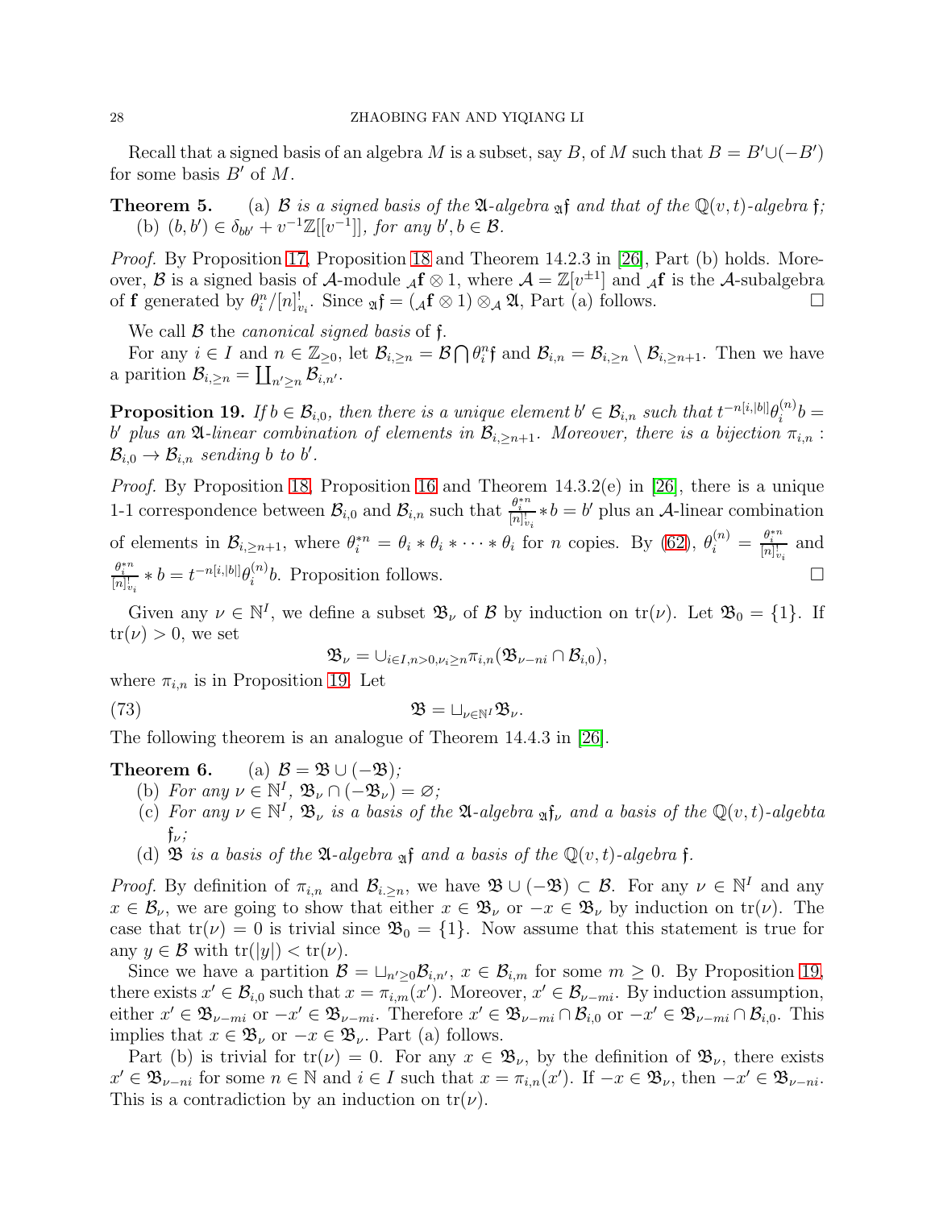Recall that a signed basis of an algebra $M$ is a subset, say $B$, of $M$ such that $B = B' \cup (-B')$ for some basis $B'$ of $M$.

**Theorem 5.** (a) *$\mathcal{B}$ is a signed basis of the $\mathfrak{A}$-algebra ${}_{\mathfrak{A}}\mathfrak{f}$ and that of the $\mathbb{Q}(v,t)$-algebra $\mathfrak{f}$;*
(b) *$(b, b') \in \delta_{bb'} + v^{-1}\mathbb{Z}[[v^{-1}]]$, for any $b', b \in \mathcal{B}$.*

*Proof.* By Proposition 17, Proposition 18 and Theorem 14.2.3 in [26], Part (b) holds. Moreover, $\mathcal{B}$ is a signed basis of $\mathcal{A}$-module ${}_{\mathcal{A}}\mathbf{f} \otimes 1$, where $\mathcal{A} = \mathbb{Z}[v^{\pm 1}]$ and ${}_{\mathcal{A}}\mathbf{f}$ is the $\mathcal{A}$-subalgebra of $\mathbf{f}$ generated by $\theta_i^n/[n]_{v_i}^!$. Since ${}_{\mathfrak{A}}\mathfrak{f} = ({}_{\mathcal{A}}\mathbf{f} \otimes 1) \otimes_{\mathcal{A}} \mathfrak{A}$, Part (a) follows. □

We call $\mathcal{B}$ the *canonical signed basis* of $\mathfrak{f}$.

For any $i \in I$ and $n \in \mathbb{Z}_{\geq 0}$, let $\mathcal{B}_{i,\geq n} = \mathcal{B} \bigcap \theta_i^n \mathfrak{f}$ and $\mathcal{B}_{i,n} = \mathcal{B}_{i,\geq n} \setminus \mathcal{B}_{i,\geq n+1}$. Then we have a parition $\mathcal{B}_{i,\geq n} = \coprod_{n' \geq n} \mathcal{B}_{i,n'}$.

**Proposition 19.** *If $b \in \mathcal{B}_{i,0}$, then there is a unique element $b' \in \mathcal{B}_{i,n}$ such that $t^{-n[i,|b|]}\theta_i^{(n)} b = b'$ plus an $\mathfrak{A}$-linear combination of elements in $\mathcal{B}_{i,\geq n+1}$. Moreover, there is a bijection $\pi_{i,n} : \mathcal{B}_{i,0} \to \mathcal{B}_{i,n}$ sending $b$ to $b'$.*

*Proof.* By Proposition 18, Proposition 16 and Theorem 14.3.2(e) in [26], there is a unique 1-1 correspondence between $\mathcal{B}_{i,0}$ and $\mathcal{B}_{i,n}$ such that $\frac{\theta_i^{*n}}{[n]_{v_i}^!} * b = b'$ plus an $\mathcal{A}$-linear combination of elements in $\mathcal{B}_{i,\geq n+1}$, where $\theta_i^{*n} = \theta_i * \theta_i * \cdots * \theta_i$ for $n$ copies. By (62), $\theta_i^{(n)} = \frac{\theta_i^{*n}}{[n]_{v_i}^!}$ and $\frac{\theta_i^{*n}}{[n]_{v_i}^!} * b = t^{-n[i,|b|]}\theta_i^{(n)} b$. Proposition follows. □

Given any $\nu \in \mathbb{N}^I$, we define a subset $\mathfrak{B}_\nu$ of $\mathcal{B}$ by induction on $\mathrm{tr}(\nu)$. Let $\mathfrak{B}_0 = \{1\}$. If $\mathrm{tr}(\nu) > 0$, we set

$$\mathfrak{B}_\nu = \cup_{i \in I, n > 0, \nu_i \geq n} \pi_{i,n}(\mathfrak{B}_{\nu - ni} \cap \mathcal{B}_{i,0}),$$

where $\pi_{i,n}$ is in Proposition 19. Let

$$\mathfrak{B} = \sqcup_{\nu \in \mathbb{N}^I} \mathfrak{B}_\nu. \tag{73}$$

The following theorem is an analogue of Theorem 14.4.3 in [26].

**Theorem 6.** (a) *$\mathcal{B} = \mathfrak{B} \cup (-\mathfrak{B})$;*
(b) *For any $\nu \in \mathbb{N}^I$, $\mathfrak{B}_\nu \cap (-\mathfrak{B}_\nu) = \varnothing$;*
(c) *For any $\nu \in \mathbb{N}^I$, $\mathfrak{B}_\nu$ is a basis of the $\mathfrak{A}$-algebra ${}_{\mathfrak{A}}\mathfrak{f}_\nu$ and a basis of the $\mathbb{Q}(v,t)$-algebta $\mathfrak{f}_\nu$;*
(d) *$\mathfrak{B}$ is a basis of the $\mathfrak{A}$-algebra ${}_{\mathfrak{A}}\mathfrak{f}$ and a basis of the $\mathbb{Q}(v,t)$-algebra $\mathfrak{f}$.*

*Proof.* By definition of $\pi_{i,n}$ and $\mathcal{B}_{i.\geq n}$, we have $\mathfrak{B} \cup (-\mathfrak{B}) \subset \mathcal{B}$. For any $\nu \in \mathbb{N}^I$ and any $x \in \mathcal{B}_\nu$, we are going to show that either $x \in \mathfrak{B}_\nu$ or $-x \in \mathfrak{B}_\nu$ by induction on $\mathrm{tr}(\nu)$. The case that $\mathrm{tr}(\nu) = 0$ is trivial since $\mathfrak{B}_0 = \{1\}$. Now assume that this statement is true for any $y \in \mathcal{B}$ with $\mathrm{tr}(|y|) < \mathrm{tr}(\nu)$.

Since we have a partition $\mathcal{B} = \sqcup_{n' \geq 0} \mathcal{B}_{i,n'}$, $x \in \mathcal{B}_{i,m}$ for some $m \geq 0$. By Proposition 19, there exists $x' \in \mathcal{B}_{i,0}$ such that $x = \pi_{i,m}(x')$. Moreover, $x' \in \mathcal{B}_{\nu - mi}$. By induction assumption, either $x' \in \mathfrak{B}_{\nu - mi}$ or $-x' \in \mathfrak{B}_{\nu - mi}$. Therefore $x' \in \mathfrak{B}_{\nu - mi} \cap \mathcal{B}_{i,0}$ or $-x' \in \mathfrak{B}_{\nu - mi} \cap \mathcal{B}_{i,0}$. This implies that $x \in \mathfrak{B}_\nu$ or $-x \in \mathfrak{B}_\nu$. Part (a) follows.

Part (b) is trivial for $\mathrm{tr}(\nu) = 0$. For any $x \in \mathfrak{B}_\nu$, by the definition of $\mathfrak{B}_\nu$, there exists $x' \in \mathfrak{B}_{\nu - ni}$ for some $n \in \mathbb{N}$ and $i \in I$ such that $x = \pi_{i,n}(x')$. If $-x \in \mathfrak{B}_\nu$, then $-x' \in \mathfrak{B}_{\nu - ni}$. This is a contradiction by an induction on $\mathrm{tr}(\nu)$.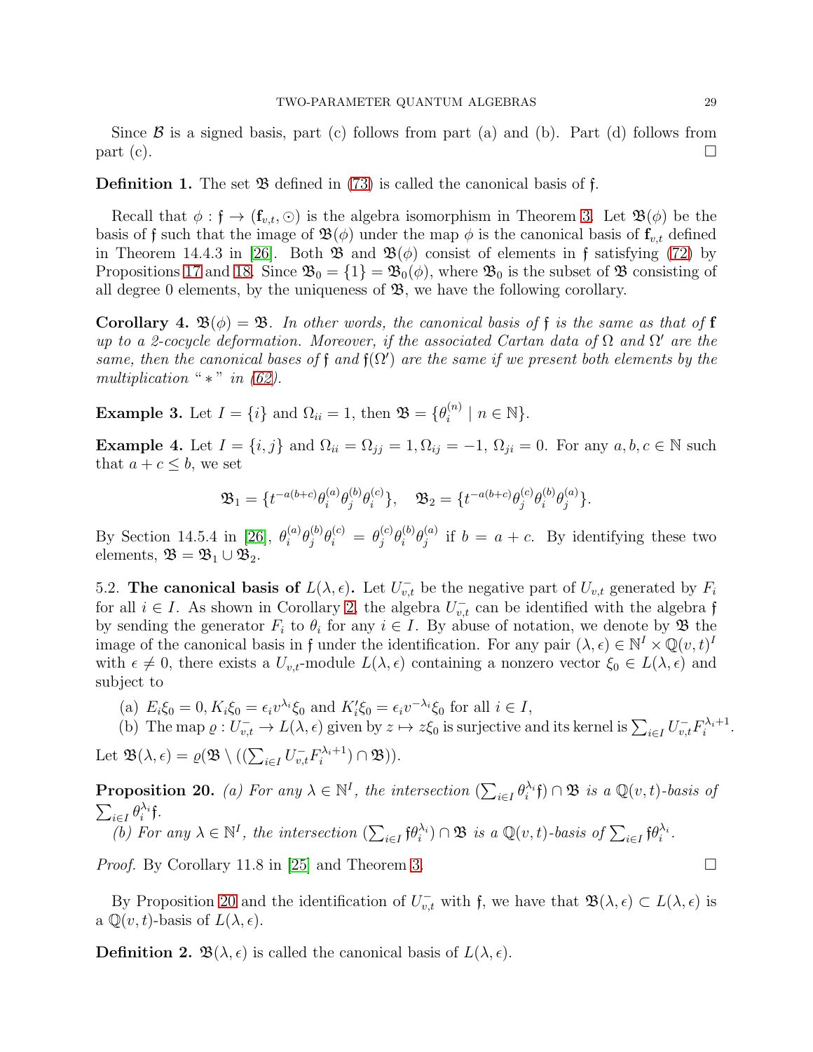Since $\mathcal{B}$ is a signed basis, part (c) follows from part (a) and (b). Part (d) follows from part (c). □

**Definition 1.** The set $\mathfrak{B}$ defined in (73) is called the canonical basis of $\mathfrak{f}$.

Recall that $\phi : \mathfrak{f} \to (\mathbf{f}_{v,t}, \odot)$ is the algebra isomorphism in Theorem 3. Let $\mathfrak{B}(\phi)$ be the basis of $\mathfrak{f}$ such that the image of $\mathfrak{B}(\phi)$ under the map $\phi$ is the canonical basis of $\mathbf{f}_{v,t}$ defined in Theorem 14.4.3 in [26]. Both $\mathfrak{B}$ and $\mathfrak{B}(\phi)$ consist of elements in $\mathfrak{f}$ satisfying (72) by Propositions 17 and 18. Since $\mathfrak{B}_0 = \{1\} = \mathfrak{B}_0(\phi)$, where $\mathfrak{B}_0$ is the subset of $\mathfrak{B}$ consisting of all degree 0 elements, by the uniqueness of $\mathfrak{B}$, we have the following corollary.

**Corollary 4.** $\mathfrak{B}(\phi) = \mathfrak{B}$. *In other words, the canonical basis of $\mathfrak{f}$ is the same as that of $\mathbf{f}$ up to a 2-cocycle deformation. Moreover, if the associated Cartan data of $\Omega$ and $\Omega'$ are the same, then the canonical bases of $\mathfrak{f}$ and $\mathfrak{f}(\Omega')$ are the same if we present both elements by the multiplication "$*$" in (62).*

**Example 3.** Let $I = \{i\}$ and $\Omega_{ii} = 1$, then $\mathfrak{B} = \{\theta_i^{(n)} \mid n \in \mathbb{N}\}$.

**Example 4.** Let $I = \{i, j\}$ and $\Omega_{ii} = \Omega_{jj} = 1, \Omega_{ij} = -1$, $\Omega_{ji} = 0$. For any $a, b, c \in \mathbb{N}$ such that $a + c \leq b$, we set

$$\mathfrak{B}_1 = \{t^{-a(b+c)}\theta_i^{(a)}\theta_j^{(b)}\theta_i^{(c)}\}, \quad \mathfrak{B}_2 = \{t^{-a(b+c)}\theta_j^{(c)}\theta_i^{(b)}\theta_j^{(a)}\}.$$

By Section 14.5.4 in [26], $\theta_i^{(a)}\theta_j^{(b)}\theta_i^{(c)} = \theta_j^{(c)}\theta_i^{(b)}\theta_j^{(a)}$ if $b = a + c$. By identifying these two elements, $\mathfrak{B} = \mathfrak{B}_1 \cup \mathfrak{B}_2$.

5.2. **The canonical basis of $L(\lambda, \epsilon)$.** Let $U_{v,t}^-$ be the negative part of $U_{v,t}$ generated by $F_i$ for all $i \in I$. As shown in Corollary 2, the algebra $U_{v,t}^-$ can be identified with the algebra $\mathfrak{f}$ by sending the generator $F_i$ to $\theta_i$ for any $i \in I$. By abuse of notation, we denote by $\mathfrak{B}$ the image of the canonical basis in $\mathfrak{f}$ under the identification. For any pair $(\lambda, \epsilon) \in \mathbb{N}^I \times \mathbb{Q}(v,t)^I$ with $\epsilon \neq 0$, there exists a $U_{v,t}$-module $L(\lambda, \epsilon)$ containing a nonzero vector $\xi_0 \in L(\lambda, \epsilon)$ and subject to

(a) $E_i\xi_0 = 0, K_i\xi_0 = \epsilon_i v^{\lambda_i}\xi_0$ and $K_i'\xi_0 = \epsilon_i v^{-\lambda_i}\xi_0$ for all $i \in I$,
(b) The map $\varrho : U_{v,t}^- \to L(\lambda, \epsilon)$ given by $z \mapsto z\xi_0$ is surjective and its kernel is $\sum_{i\in I} U_{v,t}^- F_i^{\lambda_i+1}$.

Let $\mathfrak{B}(\lambda, \epsilon) = \varrho(\mathfrak{B} \setminus ((\sum_{i\in I} U_{v,t}^- F_i^{\lambda_i+1}) \cap \mathfrak{B}))$.

**Proposition 20.** *(a) For any $\lambda \in \mathbb{N}^I$, the intersection $(\sum_{i\in I} \theta_i^{\lambda_i}\mathfrak{f}) \cap \mathfrak{B}$ is a $\mathbb{Q}(v,t)$-basis of $\sum_{i\in I} \theta_i^{\lambda_i}\mathfrak{f}$.*
*(b) For any $\lambda \in \mathbb{N}^I$, the intersection $(\sum_{i\in I} \mathfrak{f}\theta_i^{\lambda_i}) \cap \mathfrak{B}$ is a $\mathbb{Q}(v,t)$-basis of $\sum_{i\in I} \mathfrak{f}\theta_i^{\lambda_i}$.*

*Proof.* By Corollary 11.8 in [25] and Theorem 3. □

By Proposition 20 and the identification of $U_{v,t}^-$ with $\mathfrak{f}$, we have that $\mathfrak{B}(\lambda, \epsilon) \subset L(\lambda, \epsilon)$ is a $\mathbb{Q}(v,t)$-basis of $L(\lambda, \epsilon)$.

**Definition 2.** $\mathfrak{B}(\lambda, \epsilon)$ is called the canonical basis of $L(\lambda, \epsilon)$.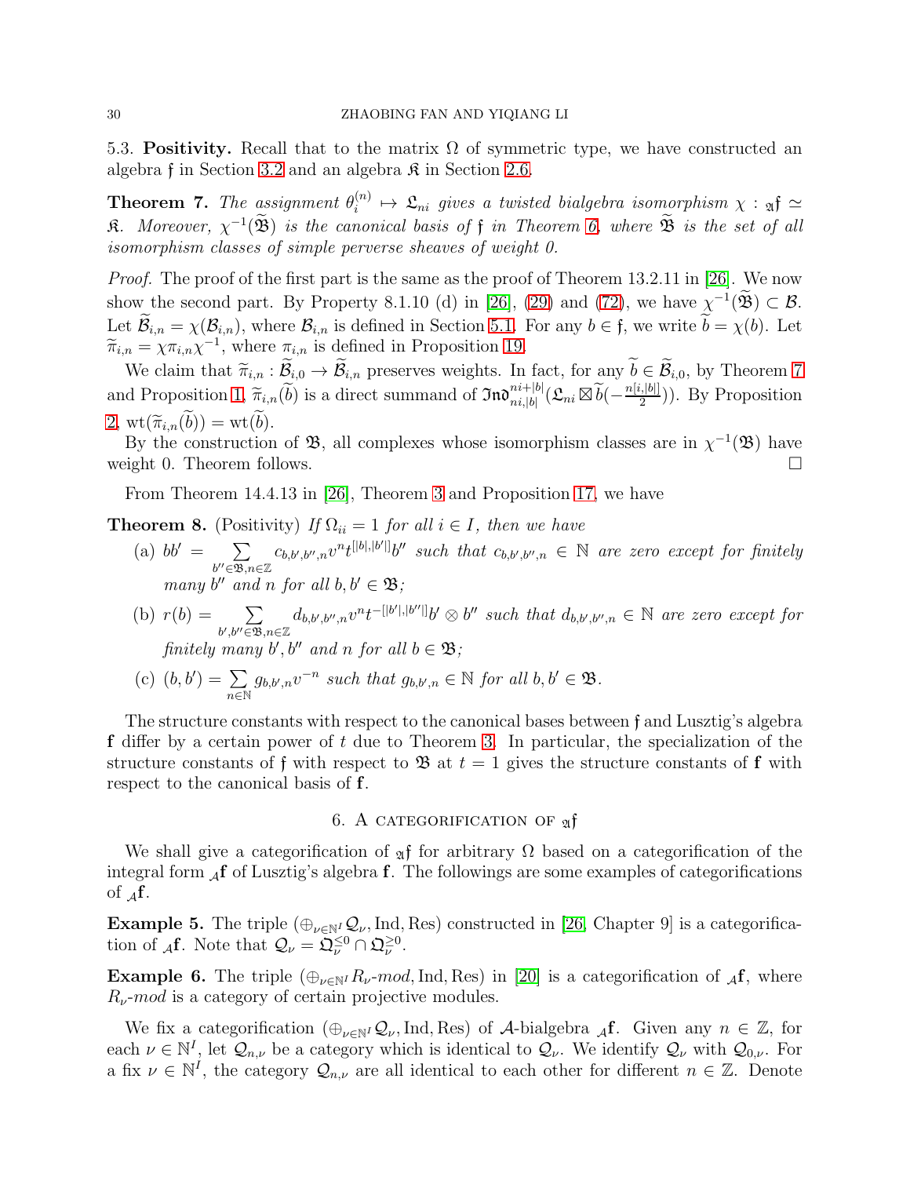5.3. **Positivity.** Recall that to the matrix $\Omega$ of symmetric type, we have constructed an algebra $\mathfrak{f}$ in Section 3.2 and an algebra $\mathfrak{K}$ in Section 2.6.

**Theorem 7.** *The assignment $\theta_i^{(n)} \mapsto \mathfrak{L}_{ni}$ gives a twisted bialgebra isomorphism $\chi : {}_{\mathfrak{A}}\mathfrak{f} \simeq \mathfrak{K}$. Moreover, $\chi^{-1}(\widetilde{\mathfrak{B}})$ is the canonical basis of $\mathfrak{f}$ in Theorem 6, where $\widetilde{\mathfrak{B}}$ is the set of all isomorphism classes of simple perverse sheaves of weight 0.*

*Proof.* The proof of the first part is the same as the proof of Theorem 13.2.11 in [26]. We now show the second part. By Property 8.1.10 (d) in [26], (29) and (72), we have $\chi^{-1}(\widetilde{\mathfrak{B}}) \subset \mathcal{B}$. Let $\widetilde{\mathcal{B}}_{i,n} = \chi(\mathcal{B}_{i,n})$, where $\mathcal{B}_{i,n}$ is defined in Section 5.1. For any $b \in \mathfrak{f}$, we write $\widetilde{b} = \chi(b)$. Let $\widetilde{\pi}_{i,n} = \chi \pi_{i,n} \chi^{-1}$, where $\pi_{i,n}$ is defined in Proposition 19.

We claim that $\widetilde{\pi}_{i,n} : \widetilde{\mathcal{B}}_{i,0} \to \widetilde{\mathcal{B}}_{i,n}$ preserves weights. In fact, for any $\widetilde{b} \in \widetilde{\mathcal{B}}_{i,0}$, by Theorem 7 and Proposition 1, $\widetilde{\pi}_{i,n}(\widetilde{b})$ is a direct summand of $\mathfrak{Ind}^{ni+|b|}_{ni,|b|}(\mathfrak{L}_{ni} \boxtimes \widetilde{b}(-\frac{n[i,|b|]}{2}))$. By Proposition 2, $\mathrm{wt}(\widetilde{\pi}_{i,n}(\widetilde{b})) = \mathrm{wt}(\widetilde{b})$.

By the construction of $\mathfrak{B}$, all complexes whose isomorphism classes are in $\chi^{-1}(\mathfrak{B})$ have weight 0. Theorem follows. $\square$

From Theorem 14.4.13 in [26], Theorem 3 and Proposition 17, we have

**Theorem 8.** (Positivity) *If $\Omega_{ii} = 1$ for all $i \in I$, then we have*

(a) *$bb' = \sum_{b'' \in \mathfrak{B}, n \in \mathbb{Z}} c_{b,b',b'',n} v^n t^{[|b|,|b'|]} b''$ such that $c_{b,b',b'',n} \in \mathbb{N}$ are zero except for finitely many $b''$ and $n$ for all $b, b' \in \mathfrak{B}$;*

(b) *$r(b) = \sum_{b',b'' \in \mathfrak{B}, n \in \mathbb{Z}} d_{b,b',b'',n} v^n t^{-[|b'|,|b''|]} b' \otimes b''$ such that $d_{b,b',b'',n} \in \mathbb{N}$ are zero except for finitely many $b', b''$ and $n$ for all $b \in \mathfrak{B}$;*

(c) *$(b, b') = \sum_{n \in \mathbb{N}} g_{b,b',n} v^{-n}$ such that $g_{b,b',n} \in \mathbb{N}$ for all $b, b' \in \mathfrak{B}$.*

The structure constants with respect to the canonical bases between $\mathfrak{f}$ and Lusztig's algebra $\mathbf{f}$ differ by a certain power of $t$ due to Theorem 3. In particular, the specialization of the structure constants of $\mathfrak{f}$ with respect to $\mathfrak{B}$ at $t = 1$ gives the structure constants of $\mathbf{f}$ with respect to the canonical basis of $\mathbf{f}$.

## 6. A categorification of ${}_{\mathfrak{A}}\mathfrak{f}$

We shall give a categorification of ${}_{\mathfrak{A}}\mathfrak{f}$ for arbitrary $\Omega$ based on a categorification of the integral form ${}_{\mathcal{A}}\mathbf{f}$ of Lusztig's algebra $\mathbf{f}$. The followings are some examples of categorifications of ${}_{\mathcal{A}}\mathbf{f}$.

**Example 5.** The triple $(\oplus_{\nu \in \mathbb{N}^I} \mathcal{Q}_\nu, \mathrm{Ind}, \mathrm{Res})$ constructed in [26, Chapter 9] is a categorification of ${}_{\mathcal{A}}\mathbf{f}$. Note that $\mathcal{Q}_\nu = \mathfrak{Q}_\nu^{\leq 0} \cap \mathfrak{Q}_\nu^{\geq 0}$.

**Example 6.** The triple $(\oplus_{\nu \in \mathbb{N}^I} R_\nu\text{-}mod, \mathrm{Ind}, \mathrm{Res})$ in [20] is a categorification of ${}_{\mathcal{A}}\mathbf{f}$, where $R_\nu$-*mod* is a category of certain projective modules.

We fix a categorification $(\oplus_{\nu \in \mathbb{N}^I} \mathcal{Q}_\nu, \mathrm{Ind}, \mathrm{Res})$ of $\mathcal{A}$-bialgebra ${}_{\mathcal{A}}\mathbf{f}$. Given any $n \in \mathbb{Z}$, for each $\nu \in \mathbb{N}^I$, let $\mathcal{Q}_{n,\nu}$ be a category which is identical to $\mathcal{Q}_\nu$. We identify $\mathcal{Q}_\nu$ with $\mathcal{Q}_{0,\nu}$. For a fix $\nu \in \mathbb{N}^I$, the category $\mathcal{Q}_{n,\nu}$ are all identical to each other for different $n \in \mathbb{Z}$. Denote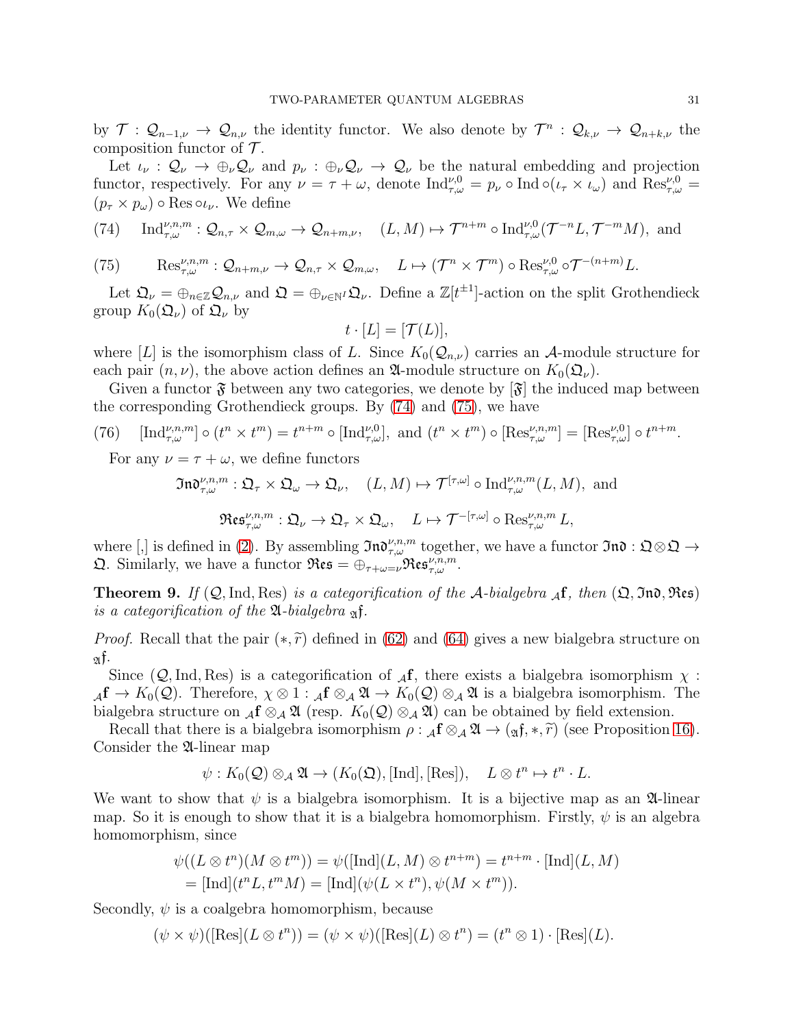by $\mathcal{T} : \mathcal{Q}_{n-1,\nu} \to \mathcal{Q}_{n,\nu}$ the identity functor. We also denote by $\mathcal{T}^n : \mathcal{Q}_{k,\nu} \to \mathcal{Q}_{n+k,\nu}$ the composition functor of $\mathcal{T}$.

Let $\iota_\nu : \mathcal{Q}_\nu \to \oplus_\nu \mathcal{Q}_\nu$ and $p_\nu : \oplus_\nu \mathcal{Q}_\nu \to \mathcal{Q}_\nu$ be the natural embedding and projection functor, respectively. For any $\nu = \tau + \omega$, denote $\mathrm{Ind}^{\nu,0}_{\tau,\omega} = p_\nu \circ \mathrm{Ind} \circ (\iota_\tau \times \iota_\omega)$ and $\mathrm{Res}^{\nu,0}_{\tau,\omega} = (p_\tau \times p_\omega) \circ \mathrm{Res} \circ \iota_\nu$. We define

$$\mathrm{Ind}^{\nu,n,m}_{\tau,\omega} : \mathcal{Q}_{n,\tau} \times \mathcal{Q}_{m,\omega} \to \mathcal{Q}_{n+m,\nu}, \quad (L, M) \mapsto \mathcal{T}^{n+m} \circ \mathrm{Ind}^{\nu,0}_{\tau,\omega}(\mathcal{T}^{-n} L, \mathcal{T}^{-m} M), \text{ and} \tag{74}$$

$$\mathrm{Res}^{\nu,n,m}_{\tau,\omega} : \mathcal{Q}_{n+m,\nu} \to \mathcal{Q}_{n,\tau} \times \mathcal{Q}_{m,\omega}, \quad L \mapsto (\mathcal{T}^n \times \mathcal{T}^m) \circ \mathrm{Res}^{\nu,0}_{\tau,\omega} \circ \mathcal{T}^{-(n+m)} L. \tag{75}$$

Let $\mathfrak{Q}_\nu = \oplus_{n\in\mathbb{Z}} \mathcal{Q}_{n,\nu}$ and $\mathfrak{Q} = \oplus_{\nu \in \mathbb{N}^I} \mathfrak{Q}_\nu$. Define a $\mathbb{Z}[t^{\pm 1}]$-action on the split Grothendieck group $K_0(\mathfrak{Q}_\nu)$ of $\mathfrak{Q}_\nu$ by

$$t \cdot [L] = [\mathcal{T}(L)],$$

where $[L]$ is the isomorphism class of $L$. Since $K_0(\mathcal{Q}_{n,\nu})$ carries an $\mathcal{A}$-module structure for each pair $(n, \nu)$, the above action defines an $\mathfrak{A}$-module structure on $K_0(\mathfrak{Q}_\nu)$.

Given a functor $\mathfrak{F}$ between any two categories, we denote by $[\mathfrak{F}]$ the induced map between the corresponding Grothendieck groups. By (74) and (75), we have

$$[\mathrm{Ind}^{\nu,n,m}_{\tau,\omega}] \circ (t^n \times t^m) = t^{n+m} \circ [\mathrm{Ind}^{\nu,0}_{\tau,\omega}], \text{ and } (t^n \times t^m) \circ [\mathrm{Res}^{\nu,n,m}_{\tau,\omega}] = [\mathrm{Res}^{\nu,0}_{\tau,\omega}] \circ t^{n+m}. \tag{76}$$

For any $\nu = \tau + \omega$, we define functors

$$\mathfrak{Ind}^{\nu,n,m}_{\tau,\omega} : \mathfrak{Q}_\tau \times \mathfrak{Q}_\omega \to \mathfrak{Q}_\nu, \quad (L, M) \mapsto \mathcal{T}^{[\tau,\omega]} \circ \mathrm{Ind}^{\nu,n,m}_{\tau,\omega}(L, M), \text{ and}$$

$$\mathfrak{Res}^{\nu,n,m}_{\tau,\omega} : \mathfrak{Q}_\nu \to \mathfrak{Q}_\tau \times \mathfrak{Q}_\omega, \quad L \mapsto \mathcal{T}^{-[\tau,\omega]} \circ \mathrm{Res}^{\nu,n,m}_{\tau,\omega} L,$$

where $[,]$ is defined in (2). By assembling $\mathfrak{Ind}^{\nu,n,m}_{\tau,\omega}$ together, we have a functor $\mathfrak{Ind} : \mathfrak{Q} \otimes \mathfrak{Q} \to \mathfrak{Q}$. Similarly, we have a functor $\mathfrak{Res} = \oplus_{\tau+\omega=\nu} \mathfrak{Res}^{\nu,n,m}_{\tau,\omega}$.

**Theorem 9.** *If $(\mathcal{Q}, \mathrm{Ind}, \mathrm{Res})$ is a categorification of the $\mathcal{A}$-bialgebra ${}_{\mathcal{A}}\mathbf{f}$, then $(\mathfrak{Q}, \mathfrak{Ind}, \mathfrak{Res})$ is a categorification of the $\mathfrak{A}$-bialgebra ${}_{\mathfrak{A}}\mathfrak{f}$.*

*Proof.* Recall that the pair $(*, \widetilde{r})$ defined in (62) and (64) gives a new bialgebra structure on ${}_{\mathfrak{A}}\mathfrak{f}$.

Since $(\mathcal{Q}, \mathrm{Ind}, \mathrm{Res})$ is a categorification of ${}_{\mathcal{A}}\mathbf{f}$, there exists a bialgebra isomorphism $\chi : {}_{\mathcal{A}}\mathbf{f} \to K_0(\mathcal{Q})$. Therefore, $\chi \otimes 1 : {}_{\mathcal{A}}\mathbf{f} \otimes_{\mathcal{A}} \mathfrak{A} \to K_0(\mathcal{Q}) \otimes_{\mathcal{A}} \mathfrak{A}$ is a bialgebra isomorphism. The bialgebra structure on ${}_{\mathcal{A}}\mathbf{f} \otimes_{\mathcal{A}} \mathfrak{A}$ (resp. $K_0(\mathcal{Q}) \otimes_{\mathcal{A}} \mathfrak{A}$) can be obtained by field extension.

Recall that there is a bialgebra isomorphism $\rho : {}_{\mathcal{A}}\mathbf{f} \otimes_{\mathcal{A}} \mathfrak{A} \to ({}_{\mathfrak{A}}\mathfrak{f}, *, \widetilde{r})$ (see Proposition 16). Consider the $\mathfrak{A}$-linear map

$$\psi : K_0(\mathcal{Q}) \otimes_{\mathcal{A}} \mathfrak{A} \to (K_0(\mathfrak{Q}), [\mathrm{Ind}], [\mathrm{Res}]), \quad L \otimes t^n \mapsto t^n \cdot L.$$

We want to show that $\psi$ is a bialgebra isomorphism. It is a bijective map as an $\mathfrak{A}$-linear map. So it is enough to show that it is a bialgebra homomorphism. Firstly, $\psi$ is an algebra homomorphism, since

$$\begin{aligned}
\psi((L \otimes t^n)(M \otimes t^m)) &= \psi([\mathrm{Ind}](L, M) \otimes t^{n+m}) = t^{n+m} \cdot [\mathrm{Ind}](L, M) \\
&= [\mathrm{Ind}](t^n L, t^m M) = [\mathrm{Ind}](\psi(L \times t^n), \psi(M \times t^m)).
\end{aligned}$$

Secondly, $\psi$ is a coalgebra homomorphism, because

$$(\psi \times \psi)([\mathrm{Res}](L \otimes t^n)) = (\psi \times \psi)([\mathrm{Res}](L) \otimes t^n) = (t^n \otimes 1) \cdot [\mathrm{Res}](L).$$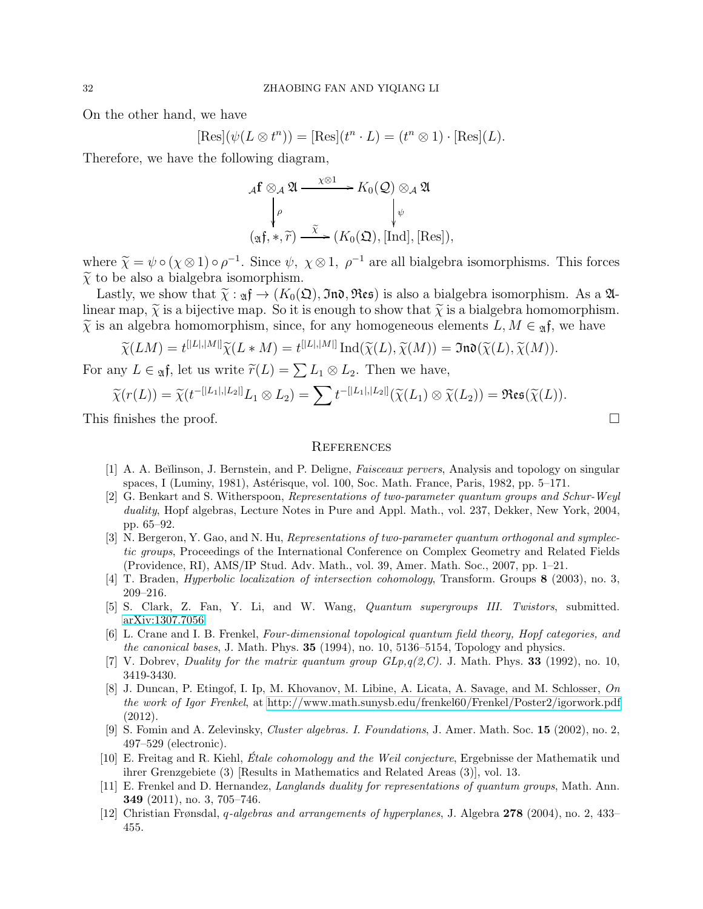On the other hand, we have

$$[\mathrm{Res}](\psi(L \otimes t^n)) = [\mathrm{Res}](t^n \cdot L) = (t^n \otimes 1) \cdot [\mathrm{Res}](L).$$

Therefore, we have the following diagram,

$$\begin{array}{ccc} {}_{\mathcal{A}}\mathbf{f} \otimes_{\mathcal{A}} \mathfrak{A} & \xrightarrow{\chi \otimes 1} & K_0(\mathcal{Q}) \otimes_{\mathcal{A}} \mathfrak{A} \\ \Big\downarrow \rho & & \Big\downarrow \psi \\ ({}_{\mathfrak{A}}\mathfrak{f}, *, \widetilde{r}) & \xrightarrow{\widetilde{\chi}} & (K_0(\mathfrak{Q}), [\mathrm{Ind}], [\mathrm{Res}]), \end{array}$$

where $\widetilde{\chi} = \psi \circ (\chi \otimes 1) \circ \rho^{-1}$. Since $\psi,\ \chi \otimes 1,\ \rho^{-1}$ are all bialgebra isomorphisms. This forces $\widetilde{\chi}$ to be also a bialgebra isomorphism.

Lastly, we show that $\widetilde{\chi} : {}_{\mathfrak{A}}\mathfrak{f} \to (K_0(\mathfrak{Q}), \mathfrak{Ind}, \mathfrak{Res})$ is also a bialgebra isomorphism. As a $\mathfrak{A}$-linear map, $\widetilde{\chi}$ is a bijective map. So it is enough to show that $\widetilde{\chi}$ is a bialgebra homomorphism. $\widetilde{\chi}$ is an algebra homomorphism, since, for any homogeneous elements $L, M \in {}_{\mathfrak{A}}\mathfrak{f}$, we have

$$\widetilde{\chi}(LM) = t^{[|L|,|M|]}\widetilde{\chi}(L * M) = t^{[|L|,|M|]}\,\mathrm{Ind}(\widetilde{\chi}(L), \widetilde{\chi}(M)) = \mathfrak{Ind}(\widetilde{\chi}(L), \widetilde{\chi}(M)).$$

For any $L \in {}_{\mathfrak{A}}\mathfrak{f}$, let us write $\widetilde{r}(L) = \sum L_1 \otimes L_2$. Then we have,

$$\widetilde{\chi}(r(L)) = \widetilde{\chi}(t^{-[|L_1|,|L_2|]} L_1 \otimes L_2) = \sum t^{-[|L_1|,|L_2|]}(\widetilde{\chi}(L_1) \otimes \widetilde{\chi}(L_2)) = \mathfrak{Res}(\widetilde{\chi}(L)).$$

This finishes the proof. □

## References

[1] A. A. Beĭlinson, J. Bernstein, and P. Deligne, *Faisceaux pervers*, Analysis and topology on singular spaces, I (Luminy, 1981), Astérisque, vol. 100, Soc. Math. France, Paris, 1982, pp. 5–171.

[2] G. Benkart and S. Witherspoon, *Representations of two-parameter quantum groups and Schur-Weyl duality*, Hopf algebras, Lecture Notes in Pure and Appl. Math., vol. 237, Dekker, New York, 2004, pp. 65–92.

[3] N. Bergeron, Y. Gao, and N. Hu, *Representations of two-parameter quantum orthogonal and symplectic groups*, Proceedings of the International Conference on Complex Geometry and Related Fields (Providence, RI), AMS/IP Stud. Adv. Math., vol. 39, Amer. Math. Soc., 2007, pp. 1–21.

[4] T. Braden, *Hyperbolic localization of intersection cohomology*, Transform. Groups **8** (2003), no. 3, 209–216.

[5] S. Clark, Z. Fan, Y. Li, and W. Wang, *Quantum supergroups III. Twistors*, submitted. arXiv:1307.7056

[6] L. Crane and I. B. Frenkel, *Four-dimensional topological quantum field theory, Hopf categories, and the canonical bases*, J. Math. Phys. **35** (1994), no. 10, 5136–5154, Topology and physics.

[7] V. Dobrev, *Duality for the matrix quantum group GLp,q(2,C).* J. Math. Phys. **33** (1992), no. 10, 3419-3430.

[8] J. Duncan, P. Etingof, I. Ip, M. Khovanov, M. Libine, A. Licata, A. Savage, and M. Schlosser, *On the work of Igor Frenkel*, at http://www.math.sunysb.edu/frenkel60/Frenkel/Poster2/igorwork.pdf (2012).

[9] S. Fomin and A. Zelevinsky, *Cluster algebras. I. Foundations*, J. Amer. Math. Soc. **15** (2002), no. 2, 497–529 (electronic).

[10] E. Freitag and R. Kiehl, *Étale cohomology and the Weil conjecture*, Ergebnisse der Mathematik und ihrer Grenzgebiete (3) [Results in Mathematics and Related Areas (3)], vol. 13.

[11] E. Frenkel and D. Hernandez, *Langlands duality for representations of quantum groups*, Math. Ann. **349** (2011), no. 3, 705–746.

[12] Christian Frønsdal, *q-algebras and arrangements of hyperplanes*, J. Algebra **278** (2004), no. 2, 433–455.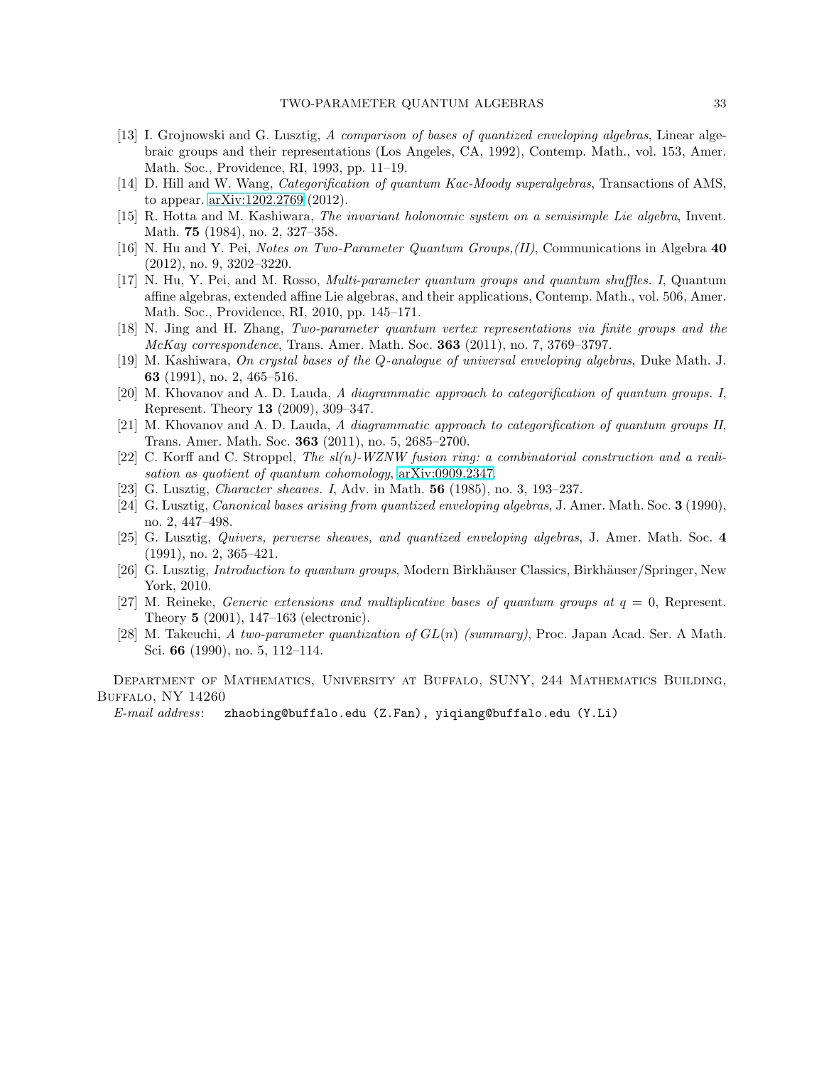[13] I. Grojnowski and G. Lusztig, *A comparison of bases of quantized enveloping algebras*, Linear algebraic groups and their representations (Los Angeles, CA, 1992), Contemp. Math., vol. 153, Amer. Math. Soc., Providence, RI, 1993, pp. 11–19.

[14] D. Hill and W. Wang, *Categorification of quantum Kac-Moody superalgebras*, Transactions of AMS, to appear. arXiv:1202.2769 (2012).

[15] R. Hotta and M. Kashiwara, *The invariant holonomic system on a semisimple Lie algebra*, Invent. Math. **75** (1984), no. 2, 327–358.

[16] N. Hu and Y. Pei, *Notes on Two-Parameter Quantum Groups,(II)*, Communications in Algebra **40** (2012), no. 9, 3202–3220.

[17] N. Hu, Y. Pei, and M. Rosso, *Multi-parameter quantum groups and quantum shuffles. I*, Quantum affine algebras, extended affine Lie algebras, and their applications, Contemp. Math., vol. 506, Amer. Math. Soc., Providence, RI, 2010, pp. 145–171.

[18] N. Jing and H. Zhang, *Two-parameter quantum vertex representations via finite groups and the McKay correspondence*, Trans. Amer. Math. Soc. **363** (2011), no. 7, 3769–3797.

[19] M. Kashiwara, *On crystal bases of the Q-analogue of universal enveloping algebras*, Duke Math. J. **63** (1991), no. 2, 465–516.

[20] M. Khovanov and A. D. Lauda, *A diagrammatic approach to categorification of quantum groups. I*, Represent. Theory **13** (2009), 309–347.

[21] M. Khovanov and A. D. Lauda, *A diagrammatic approach to categorification of quantum groups II*, Trans. Amer. Math. Soc. **363** (2011), no. 5, 2685–2700.

[22] C. Korff and C. Stroppel, *The sl(n)-WZNW fusion ring: a combinatorial construction and a realisation as quotient of quantum cohomology*, arXiv:0909.2347.

[23] G. Lusztig, *Character sheaves. I*, Adv. in Math. **56** (1985), no. 3, 193–237.

[24] G. Lusztig, *Canonical bases arising from quantized enveloping algebras*, J. Amer. Math. Soc. **3** (1990), no. 2, 447–498.

[25] G. Lusztig, *Quivers, perverse sheaves, and quantized enveloping algebras*, J. Amer. Math. Soc. **4** (1991), no. 2, 365–421.

[26] G. Lusztig, *Introduction to quantum groups*, Modern Birkhäuser Classics, Birkhäuser/Springer, New York, 2010.

[27] M. Reineke, *Generic extensions and multiplicative bases of quantum groups at $q = 0$*, Represent. Theory **5** (2001), 147–163 (electronic).

[28] M. Takeuchi, *A two-parameter quantization of $GL(n)$ (summary)*, Proc. Japan Acad. Ser. A Math. Sci. **66** (1990), no. 5, 112–114.

Department of Mathematics, University at Buffalo, SUNY, 244 Mathematics Building, Buffalo, NY 14260

*E-mail address*: zhaobing@buffalo.edu (Z.Fan), yiqiang@buffalo.edu (Y.Li)